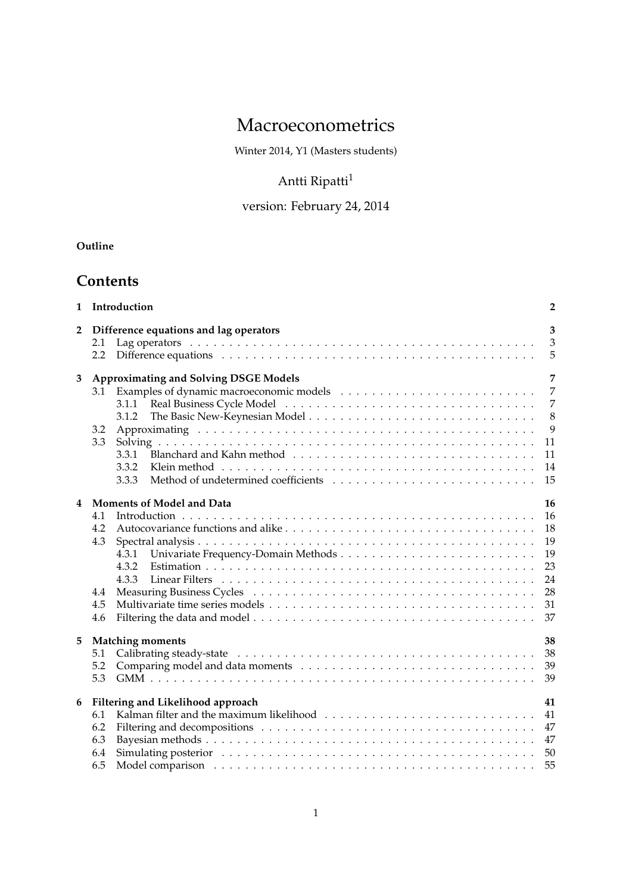# Macroeconometrics

Winter 2014, Y1 (Masters students)

Antti Ripatti[1]

version: February 24, 2014

**Outline**

## Contents

- **1 Introduction** — 2
- **2 Difference equations and lag operators** — 3
  - 2.1 Lag operators — 3
  - 2.2 Difference equations — 5
- **3 Approximating and Solving DSGE Models** — 7
  - 3.1 Examples of dynamic macroeconomic models — 7
    - 3.1.1 Real Business Cycle Model — 7
    - 3.1.2 The Basic New-Keynesian Model — 8
  - 3.2 Approximating — 9
  - 3.3 Solving — 11
    - 3.3.1 Blanchard and Kahn method — 11
    - 3.3.2 Klein method — 14
    - 3.3.3 Method of undetermined coefficients — 15
- **4 Moments of Model and Data** — 16
  - 4.1 Introduction — 16
  - 4.2 Autocovariance functions and alike — 18
  - 4.3 Spectral analysis — 19
    - 4.3.1 Univariate Frequency-Domain Methods — 19
    - 4.3.2 Estimation — 23
    - 4.3.3 Linear Filters — 24
  - 4.4 Measuring Business Cycles — 28
  - 4.5 Multivariate time series models — 31
  - 4.6 Filtering the data and model — 37
- **5 Matching moments** — 38
  - 5.1 Calibrating steady-state — 38
  - 5.2 Comparing model and data moments — 39
  - 5.3 GMM — 39
- **6 Filtering and Likelihood approach** — 41
  - 6.1 Kalman filter and the maximum likelihood — 41
  - 6.2 Filtering and decompositions — 47
  - 6.3 Bayesian methods — 47
  - 6.4 Simulating posterior — 50
  - 6.5 Model comparison — 55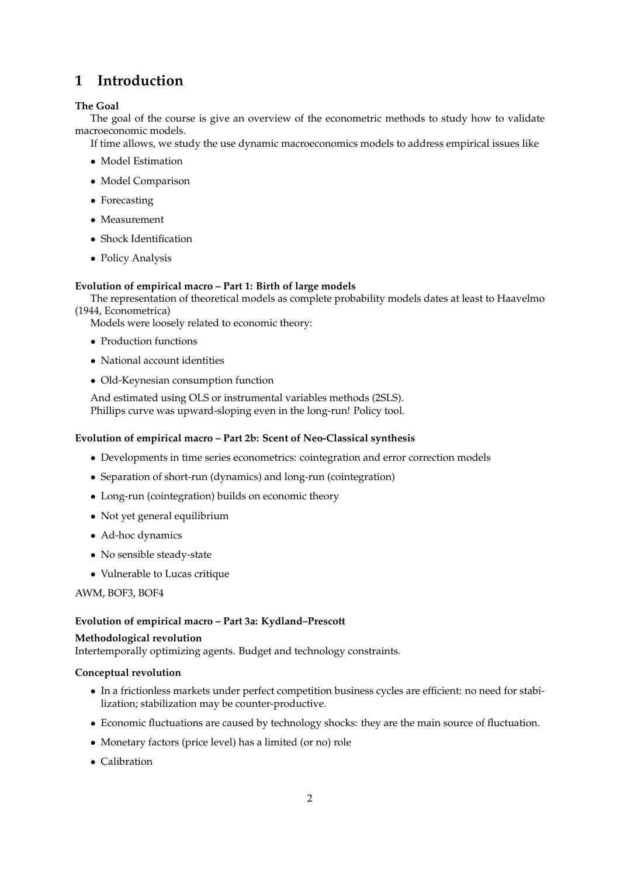# 1 Introduction

**The Goal**

The goal of the course is give an overview of the econometric methods to study how to validate macroeconomic models.

If time allows, we study the use dynamic macroeconomics models to address empirical issues like

- Model Estimation
- Model Comparison
- Forecasting
- Measurement
- Shock Identification
- Policy Analysis

**Evolution of empirical macro – Part 1: Birth of large models**

The representation of theoretical models as complete probability models dates at least to Haavelmo (1944, Econometrica)

Models were loosely related to economic theory:

- Production functions
- National account identities
- Old-Keynesian consumption function

And estimated using OLS or instrumental variables methods (2SLS).

Phillips curve was upward-sloping even in the long-run! Policy tool.

**Evolution of empirical macro – Part 2b: Scent of Neo-Classical synthesis**

- Developments in time series econometrics: cointegration and error correction models
- Separation of short-run (dynamics) and long-run (cointegration)
- Long-run (cointegration) builds on economic theory
- Not yet general equilibrium
- Ad-hoc dynamics
- No sensible steady-state
- Vulnerable to Lucas critique

AWM, BOF3, BOF4

**Evolution of empirical macro – Part 3a: Kydland–Prescott**

**Methodological revolution**

Intertemporally optimizing agents. Budget and technology constraints.

**Conceptual revolution**

- In a frictionless markets under perfect competition business cycles are efficient: no need for stabilization; stabilization may be counter-productive.
- Economic fluctuations are caused by technology shocks: they are the main source of fluctuation.
- Monetary factors (price level) has a limited (or no) role
- Calibration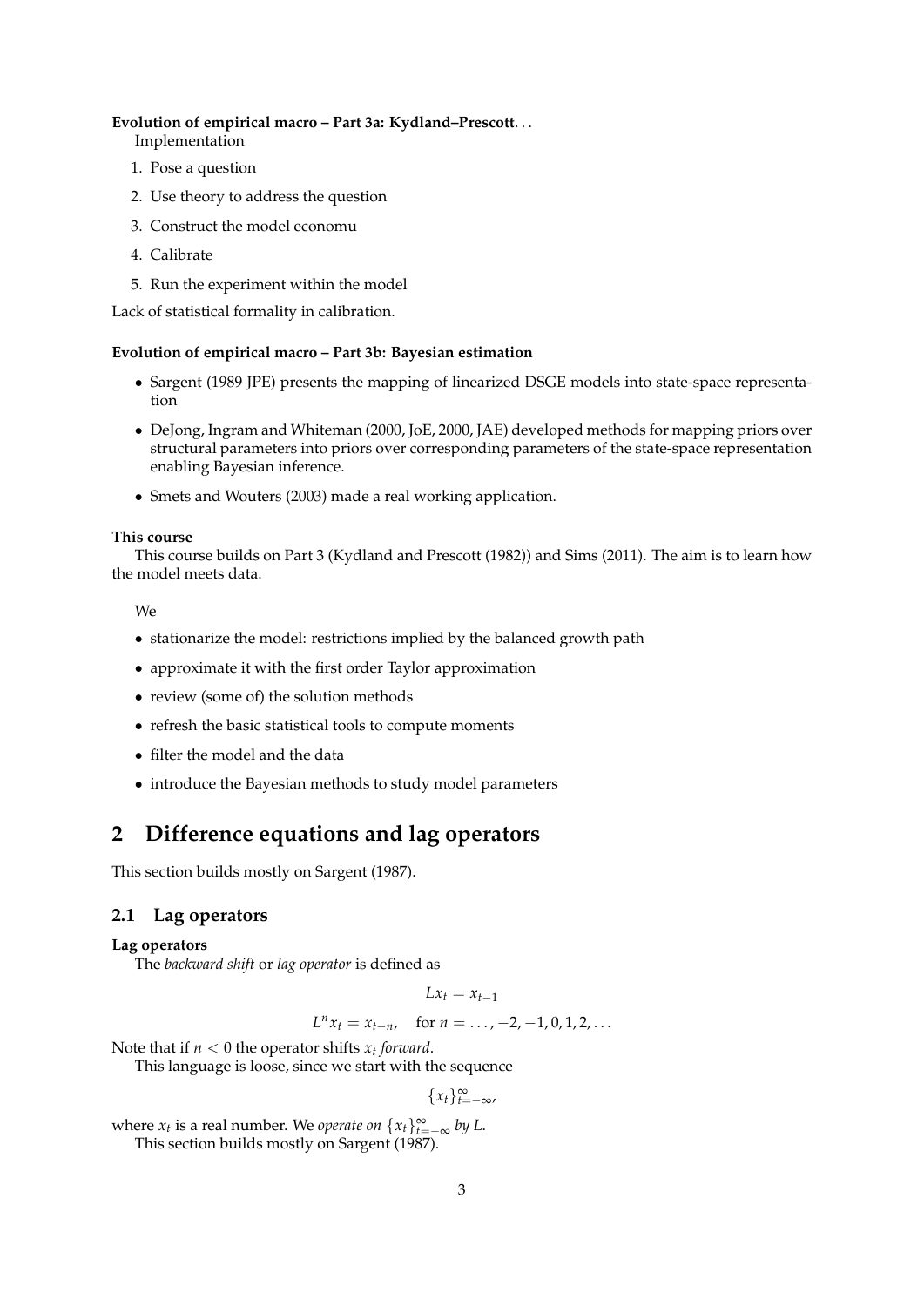**Evolution of empirical macro – Part 3a: Kydland–Prescott**. . .
Implementation

1. Pose a question
2. Use theory to address the question
3. Construct the model economu
4. Calibrate
5. Run the experiment within the model

Lack of statistical formality in calibration.

**Evolution of empirical macro – Part 3b: Bayesian estimation**

- Sargent (1989 JPE) presents the mapping of linearized DSGE models into state-space representation
- DeJong, Ingram and Whiteman (2000, JoE, 2000, JAE) developed methods for mapping priors over structural parameters into priors over corresponding parameters of the state-space representation enabling Bayesian inference.
- Smets and Wouters (2003) made a real working application.

**This course**
This course builds on Part 3 (Kydland and Prescott (1982)) and Sims (2011). The aim is to learn how the model meets data.

We

- stationarize the model: restrictions implied by the balanced growth path
- approximate it with the first order Taylor approximation
- review (some of) the solution methods
- refresh the basic statistical tools to compute moments
- filter the model and the data
- introduce the Bayesian methods to study model parameters

# 2 Difference equations and lag operators

This section builds mostly on Sargent (1987).

## 2.1 Lag operators

**Lag operators**
The *backward shift* or *lag operator* is defined as

$$Lx_t = x_{t-1}$$

$$L^n x_t = x_{t-n}, \quad \text{for } n = \ldots, -2, -1, 0, 1, 2, \ldots$$

Note that if $n < 0$ the operator shifts $x_t$ *forward*.
This language is loose, since we start with the sequence

$$\{x_t\}_{t=-\infty}^{\infty},$$

where $x_t$ is a real number. We *operate on* $\{x_t\}_{t=-\infty}^{\infty}$ *by* $L$.
This section builds mostly on Sargent (1987).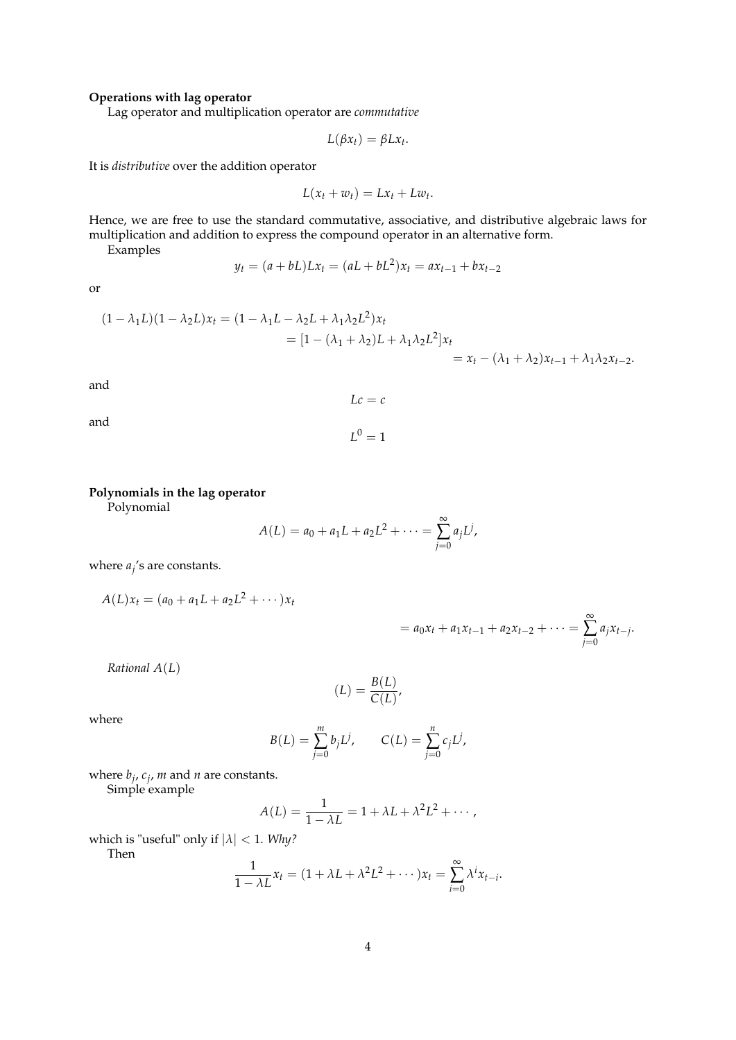**Operations with lag operator**

Lag operator and multiplication operator are *commutative*

$$L(\beta x_t) = \beta L x_t.$$

It is *distributive* over the addition operator

$$L(x_t + w_t) = Lx_t + Lw_t.$$

Hence, we are free to use the standard commutative, associative, and distributive algebraic laws for multiplication and addition to express the compound operator in an alternative form.

Examples

$$y_t = (a + bL)Lx_t = (aL + bL^2)x_t = ax_{t-1} + bx_{t-2}$$

or

$$\begin{aligned}(1 - \lambda_1 L)(1 - \lambda_2 L)x_t &= (1 - \lambda_1 L - \lambda_2 L + \lambda_1 \lambda_2 L^2)x_t \\ &= [1 - (\lambda_1 + \lambda_2)L + \lambda_1 \lambda_2 L^2]x_t \\ &= x_t - (\lambda_1 + \lambda_2)x_{t-1} + \lambda_1 \lambda_2 x_{t-2}.\end{aligned}$$

and

$$Lc = c$$

and

$$L^0 = 1$$

**Polynomials in the lag operator**

Polynomial

$$A(L) = a_0 + a_1 L + a_2 L^2 + \cdots = \sum_{j=0}^{\infty} a_j L^j,$$

where $a_j$'s are constants.

$$\begin{aligned}A(L)x_t &= (a_0 + a_1 L + a_2 L^2 + \cdots)x_t \\ &= a_0 x_t + a_1 x_{t-1} + a_2 x_{t-2} + \cdots = \sum_{j=0}^{\infty} a_j x_{t-j}.\end{aligned}$$

*Rational* $A(L)$

$$(L) = \frac{B(L)}{C(L)},$$

where

$$B(L) = \sum_{j=0}^{m} b_j L^j, \qquad C(L) = \sum_{j=0}^{n} c_j L^j,$$

where $b_j$, $c_j$, $m$ and $n$ are constants.

Simple example

$$A(L) = \frac{1}{1 - \lambda L} = 1 + \lambda L + \lambda^2 L^2 + \cdots,$$

which is "useful" only if $|\lambda| < 1$. *Why?*

Then

$$\frac{1}{1 - \lambda L}x_t = (1 + \lambda L + \lambda^2 L^2 + \cdots)x_t = \sum_{i=0}^{\infty} \lambda^i x_{t-i}.$$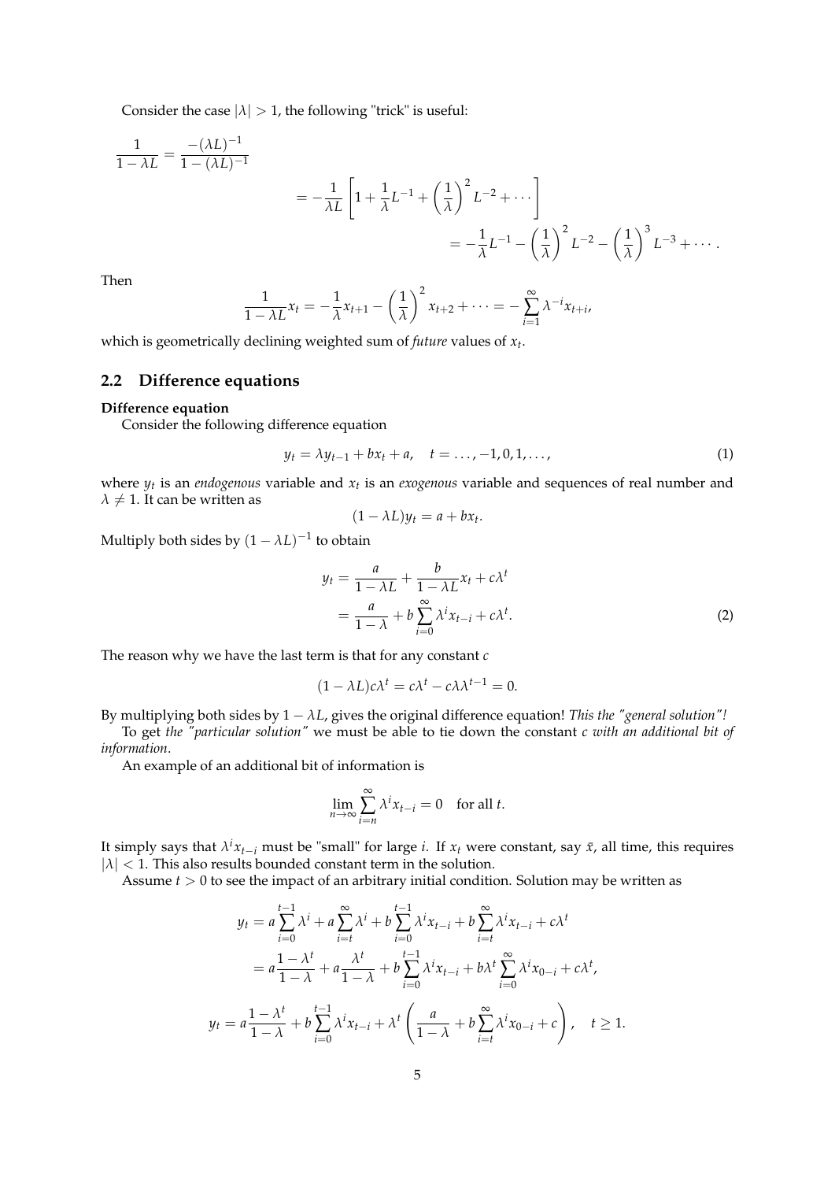Consider the case $|\lambda| > 1$, the following "trick" is useful:

$$
\begin{aligned}
\frac{1}{1-\lambda L} = \frac{-(\lambda L)^{-1}}{1-(\lambda L)^{-1}} \\
&= -\frac{1}{\lambda L}\left[1 + \frac{1}{\lambda}L^{-1} + \left(\frac{1}{\lambda}\right)^2 L^{-2} + \cdots\right] \\
&= -\frac{1}{\lambda}L^{-1} - \left(\frac{1}{\lambda}\right)^2 L^{-2} - \left(\frac{1}{\lambda}\right)^3 L^{-3} + \cdots .
\end{aligned}
$$

Then

$$
\frac{1}{1-\lambda L}x_t = -\frac{1}{\lambda}x_{t+1} - \left(\frac{1}{\lambda}\right)^2 x_{t+2} + \cdots = -\sum_{i=1}^{\infty}\lambda^{-i}x_{t+i},
$$

which is geometrically declining weighted sum of *future* values of $x_t$.

## 2.2 Difference equations

**Difference equation**

Consider the following difference equation

$$
y_t = \lambda y_{t-1} + bx_t + a, \quad t = \ldots, -1, 0, 1, \ldots, \tag{1}
$$

where $y_t$ is an *endogenous* variable and $x_t$ is an *exogenous* variable and sequences of real number and $\lambda \neq 1$. It can be written as

$$
(1-\lambda L)y_t = a + bx_t.
$$

Multiply both sides by $(1-\lambda L)^{-1}$ to obtain

$$
\begin{aligned}
y_t &= \frac{a}{1-\lambda L} + \frac{b}{1-\lambda L}x_t + c\lambda^t \\
&= \frac{a}{1-\lambda} + b\sum_{i=0}^{\infty}\lambda^i x_{t-i} + c\lambda^t.
\end{aligned} \tag{2}
$$

The reason why we have the last term is that for any constant $c$

$$
(1-\lambda L)c\lambda^t = c\lambda^t - c\lambda\lambda^{t-1} = 0.
$$

By multiplying both sides by $1-\lambda L$, gives the original difference equation! *This the "general solution"!*

To get *the "particular solution"* we must be able to tie down the constant *c with an additional bit of information*.

An example of an additional bit of information is

$$
\lim_{n\to\infty}\sum_{i=n}^{\infty}\lambda^i x_{t-i} = 0 \quad \text{for all } t.
$$

It simply says that $\lambda^i x_{t-i}$ must be "small" for large $i$. If $x_t$ were constant, say $\bar{x}$, all time, this requires $|\lambda| < 1$. This also results bounded constant term in the solution.

Assume $t > 0$ to see the impact of an arbitrary initial condition. Solution may be written as

$$
\begin{aligned}
y_t &= a\sum_{i=0}^{t-1}\lambda^i + a\sum_{i=t}^{\infty}\lambda^i + b\sum_{i=0}^{t-1}\lambda^i x_{t-i} + b\sum_{i=t}^{\infty}\lambda^i x_{t-i} + c\lambda^t \\
&= a\frac{1-\lambda^t}{1-\lambda} + a\frac{\lambda^t}{1-\lambda} + b\sum_{i=0}^{t-1}\lambda^i x_{t-i} + b\lambda^t\sum_{i=0}^{\infty}\lambda^i x_{0-i} + c\lambda^t,
\end{aligned}
$$

$$
y_t = a\frac{1-\lambda^t}{1-\lambda} + b\sum_{i=0}^{t-1}\lambda^i x_{t-i} + \lambda^t\left(\frac{a}{1-\lambda} + b\sum_{i=t}^{\infty}\lambda^i x_{0-i} + c\right), \quad t \geq 1.
$$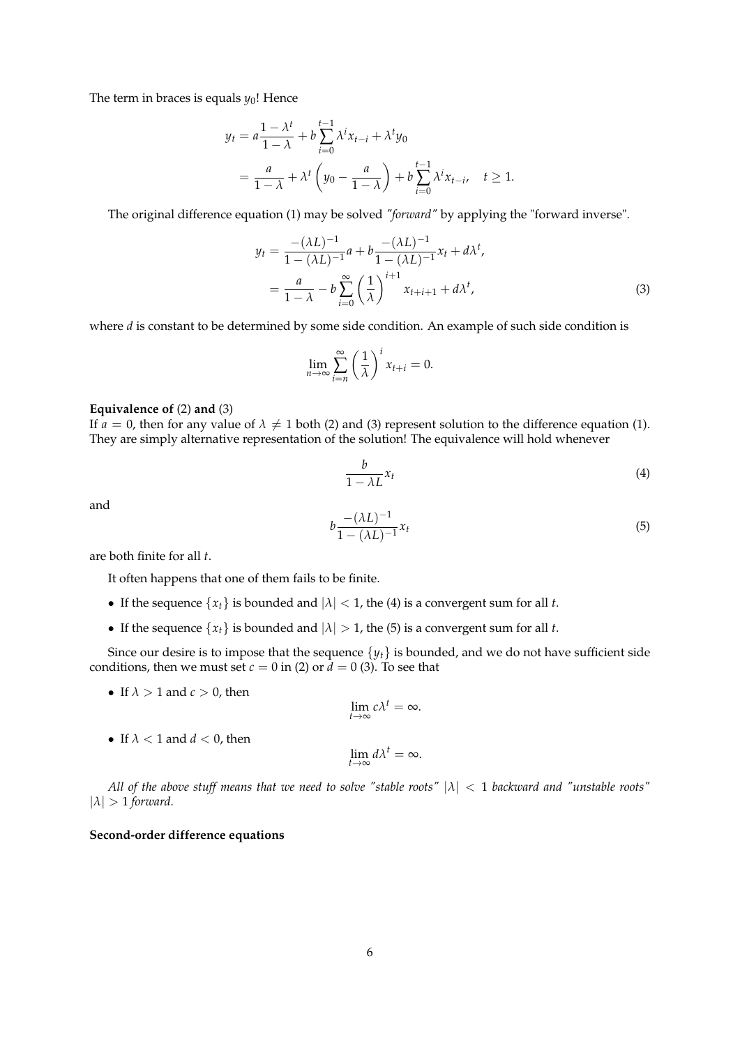The term in braces is equals $y_0$! Hence

$$
\begin{aligned}
y_t &= a\frac{1-\lambda^t}{1-\lambda} + b\sum_{i=0}^{t-1}\lambda^i x_{t-i} + \lambda^t y_0 \\
&= \frac{a}{1-\lambda} + \lambda^t\left(y_0 - \frac{a}{1-\lambda}\right) + b\sum_{i=0}^{t-1}\lambda^i x_{t-i}, \quad t \geq 1.
\end{aligned}
$$

The original difference equation (1) may be solved *"forward"* by applying the "forward inverse".

$$
\begin{aligned}
y_t &= \frac{-(\lambda L)^{-1}}{1-(\lambda L)^{-1}}a + b\frac{-(\lambda L)^{-1}}{1-(\lambda L)^{-1}}x_t + d\lambda^t, \\
&= \frac{a}{1-\lambda} - b\sum_{i=0}^{\infty}\left(\frac{1}{\lambda}\right)^{i+1} x_{t+i+1} + d\lambda^t,
\end{aligned} \tag{3}
$$

where $d$ is constant to be determined by some side condition. An example of such side condition is

$$
\lim_{n\to\infty}\sum_{i=n}^{\infty}\left(\frac{1}{\lambda}\right)^i x_{t+i} = 0.
$$

**Equivalence of** (2) **and** (3)
If $a = 0$, then for any value of $\lambda \neq 1$ both (2) and (3) represent solution to the difference equation (1). They are simply alternative representation of the solution! The equivalence will hold whenever

$$
\frac{b}{1-\lambda L}x_t \tag{4}
$$

and

$$
b\frac{-(\lambda L)^{-1}}{1-(\lambda L)^{-1}}x_t \tag{5}
$$

are both finite for all $t$.

It often happens that one of them fails to be finite.

- If the sequence $\{x_t\}$ is bounded and $|\lambda| < 1$, the (4) is a convergent sum for all $t$.
- If the sequence $\{x_t\}$ is bounded and $|\lambda| > 1$, the (5) is a convergent sum for all $t$.

Since our desire is to impose that the sequence $\{y_t\}$ is bounded, and we do not have sufficient side conditions, then we must set $c = 0$ in (2) or $d = 0$ (3). To see that

- If $\lambda > 1$ and $c > 0$, then
$$
\lim_{t\to\infty} c\lambda^t = \infty.
$$
- If $\lambda < 1$ and $d < 0$, then
$$
\lim_{t\to\infty} d\lambda^t = \infty.
$$

*All of the above stuff means that we need to solve "stable roots" $|\lambda| < 1$ backward and "unstable roots" $|\lambda| > 1$ forward.*

**Second-order difference equations**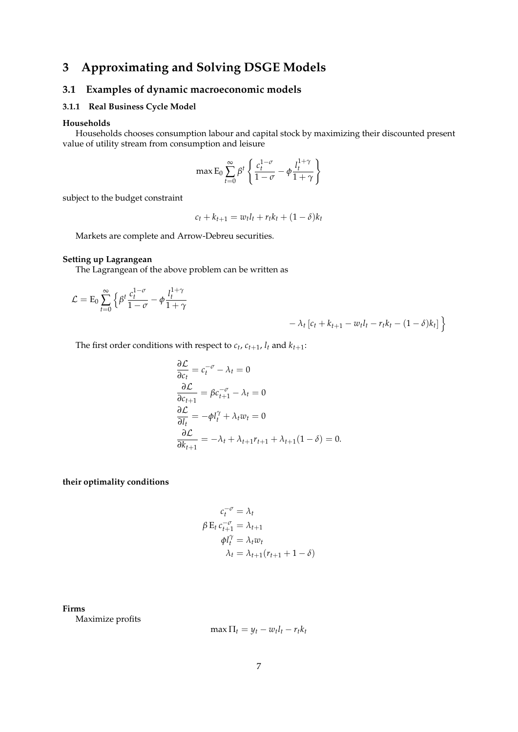# 3 Approximating and Solving DSGE Models

## 3.1 Examples of dynamic macroeconomic models

### 3.1.1 Real Business Cycle Model

**Households**

Households chooses consumption labour and capital stock by maximizing their discounted present value of utility stream from consumption and leisure

$$\max \mathrm{E}_0 \sum_{t=0}^{\infty} \beta^t \left\{ \frac{c_t^{1-\sigma}}{1-\sigma} - \phi \frac{l_t^{1+\gamma}}{1+\gamma} \right\}$$

subject to the budget constraint

$$c_t + k_{t+1} = w_t l_t + r_t k_t + (1-\delta) k_t$$

Markets are complete and Arrow-Debreu securities.

**Setting up Lagrangean**

The Lagrangean of the above problem can be written as

$$\mathcal{L} = \mathrm{E}_0 \sum_{t=0}^{\infty} \Big\{ \beta^t \frac{c_t^{1-\sigma}}{1-\sigma} - \phi \frac{l_t^{1+\gamma}}{1+\gamma} - \lambda_t \left[ c_t + k_{t+1} - w_t l_t - r_t k_t - (1-\delta) k_t \right] \Big\}$$

The first order conditions with respect to $c_t$, $c_{t+1}$, $l_t$ and $k_{t+1}$:

$$\begin{aligned}
\frac{\partial \mathcal{L}}{\partial c_t} &= c_t^{-\sigma} - \lambda_t = 0 \\
\frac{\partial \mathcal{L}}{\partial c_{t+1}} &= \beta c_{t+1}^{-\sigma} - \lambda_t = 0 \\
\frac{\partial \mathcal{L}}{\partial l_t} &= -\phi l_t^{\gamma} + \lambda_t w_t = 0 \\
\frac{\partial \mathcal{L}}{\partial k_{t+1}} &= -\lambda_t + \lambda_{t+1} r_{t+1} + \lambda_{t+1}(1-\delta) = 0.
\end{aligned}$$

**their optimality conditions**

$$\begin{aligned}
c_t^{-\sigma} &= \lambda_t \\
\beta \, \mathrm{E}_t \, c_{t+1}^{-\sigma} &= \lambda_{t+1} \\
\phi l_t^{\gamma} &= \lambda_t w_t \\
\lambda_t &= \lambda_{t+1}(r_{t+1} + 1 - \delta)
\end{aligned}$$

**Firms**

Maximize profits

$$\max \Pi_t = y_t - w_t l_t - r_t k_t$$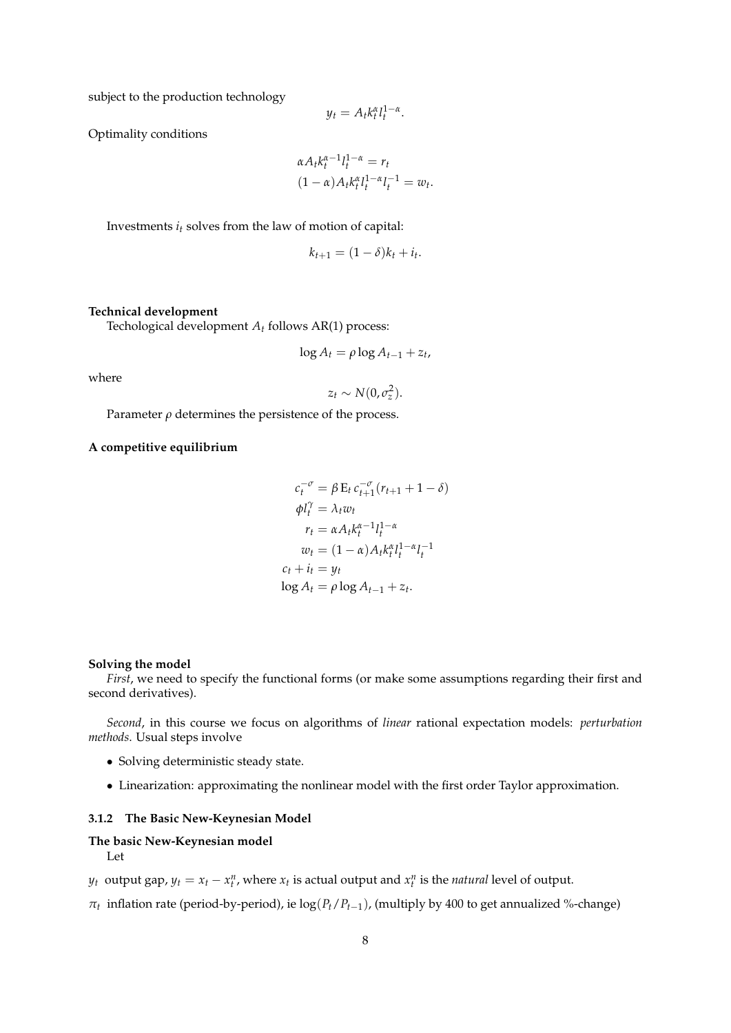subject to the production technology

$$y_t = A_t k_t^{\alpha} l_t^{1-\alpha}.$$

Optimality conditions

$$\alpha A_t k_t^{\alpha-1} l_t^{1-\alpha} = r_t$$
$$(1-\alpha) A_t k_t^{\alpha} l_t^{1-\alpha} l_t^{-1} = w_t.$$

Investments $i_t$ solves from the law of motion of capital:

$$k_{t+1} = (1-\delta) k_t + i_t.$$

**Technical development**

Techological development $A_t$ follows AR(1) process:

$$\log A_t = \rho \log A_{t-1} + z_t,$$

where

$$z_t \sim N(0, \sigma_z^2).$$

Parameter $\rho$ determines the persistence of the process.

**A competitive equilibrium**

$$
\begin{aligned}
c_t^{-\sigma} &= \beta \, \mathrm{E}_t \, c_{t+1}^{-\sigma} (r_{t+1} + 1 - \delta) \\
\phi l_t^{\gamma} &= \lambda_t w_t \\
r_t &= \alpha A_t k_t^{\alpha-1} l_t^{1-\alpha} \\
w_t &= (1-\alpha) A_t k_t^{\alpha} l_t^{1-\alpha} l_t^{-1} \\
c_t + i_t &= y_t \\
\log A_t &= \rho \log A_{t-1} + z_t.
\end{aligned}
$$

**Solving the model**

*First*, we need to specify the functional forms (or make some assumptions regarding their first and second derivatives).

*Second*, in this course we focus on algorithms of *linear* rational expectation models: *perturbation methods*. Usual steps involve

- Solving deterministic steady state.
- Linearization: approximating the nonlinear model with the first order Taylor approximation.

### 3.1.2 The Basic New-Keynesian Model

**The basic New-Keynesian model**

Let

$y_t$ output gap, $y_t = x_t - x_t^n$, where $x_t$ is actual output and $x_t^n$ is the *natural* level of output.

$\pi_t$ inflation rate (period-by-period), ie $\log(P_t/P_{t-1})$, (multiply by 400 to get annualized %-change)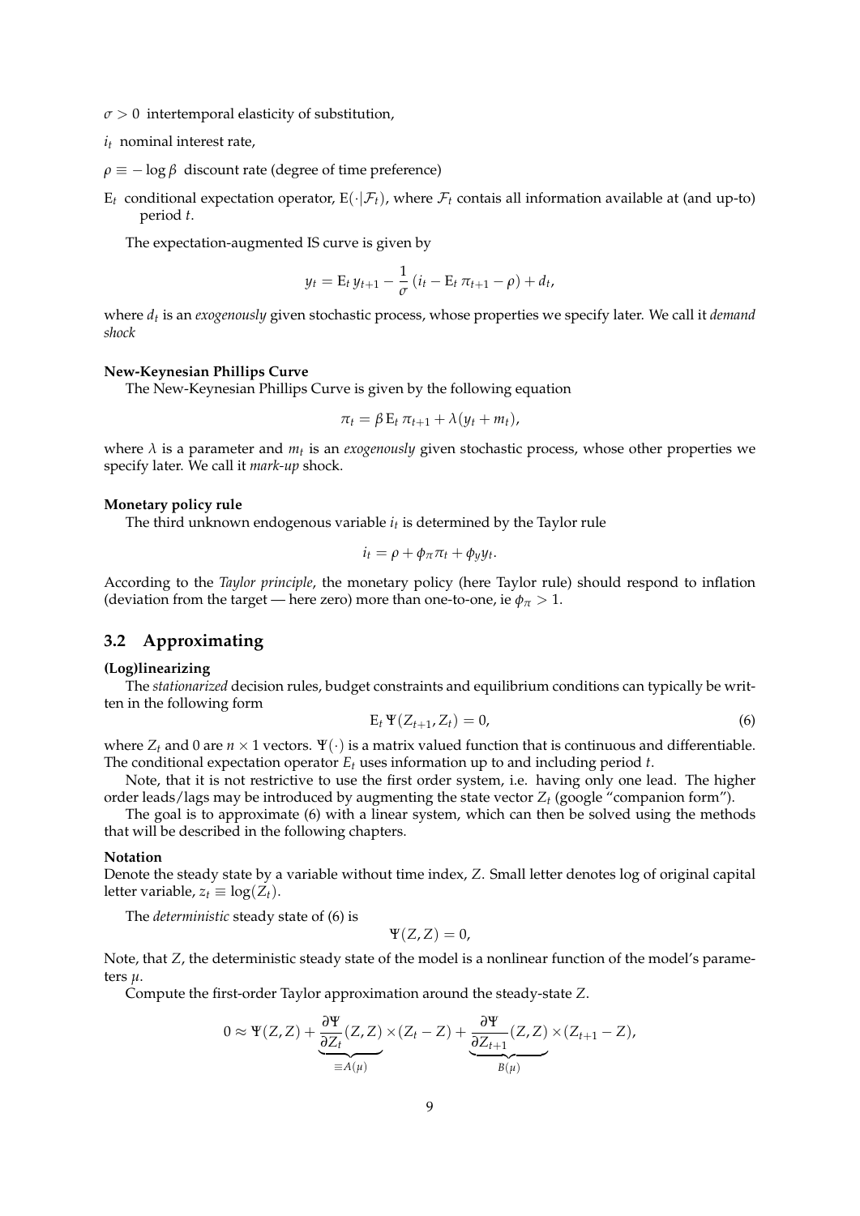$\sigma > 0$ intertemporal elasticity of substitution,

$i_t$ nominal interest rate,

$\rho \equiv -\log \beta$ discount rate (degree of time preference)

$\mathrm{E}_t$ conditional expectation operator, $\mathrm{E}(\cdot|\mathcal{F}_t)$, where $\mathcal{F}_t$ contais all information available at (and up-to) period $t$.

The expectation-augmented IS curve is given by

$$y_t = \mathrm{E}_t\, y_{t+1} - \frac{1}{\sigma}\left(i_t - \mathrm{E}_t\, \pi_{t+1} - \rho\right) + d_t,$$

where $d_t$ is an *exogenously* given stochastic process, whose properties we specify later. We call it *demand shock*

**New-Keynesian Phillips Curve**

The New-Keynesian Phillips Curve is given by the following equation

$$\pi_t = \beta\, \mathrm{E}_t\, \pi_{t+1} + \lambda(y_t + m_t),$$

where $\lambda$ is a parameter and $m_t$ is an *exogenously* given stochastic process, whose other properties we specify later. We call it *mark-up* shock.

**Monetary policy rule**

The third unknown endogenous variable $i_t$ is determined by the Taylor rule

$$i_t = \rho + \phi_\pi \pi_t + \phi_y y_t.$$

According to the *Taylor principle*, the monetary policy (here Taylor rule) should respond to inflation (deviation from the target — here zero) more than one-to-one, ie $\phi_\pi > 1$.

## 3.2 Approximating

**(Log)linearizing**

The *stationarized* decision rules, budget constraints and equilibrium conditions can typically be written in the following form

$$\mathrm{E}_t\, \Psi(Z_{t+1}, Z_t) = 0, \tag{6}$$

where $Z_t$ and $0$ are $n \times 1$ vectors. $\Psi(\cdot)$ is a matrix valued function that is continuous and differentiable. The conditional expectation operator $E_t$ uses information up to and including period $t$.

Note, that it is not restrictive to use the first order system, i.e. having only one lead. The higher order leads/lags may be introduced by augmenting the state vector $Z_t$ (google "companion form").

The goal is to approximate (6) with a linear system, which can then be solved using the methods that will be described in the following chapters.

**Notation**

Denote the steady state by a variable without time index, $Z$. Small letter denotes log of original capital letter variable, $z_t \equiv \log(Z_t)$.

The *deterministic* steady state of (6) is

$$\Psi(Z, Z) = 0,$$

Note, that $Z$, the deterministic steady state of the model is a nonlinear function of the model's parameters $\mu$.

Compute the first-order Taylor approximation around the steady-state $Z$.

$$0 \approx \Psi(Z, Z) + \underbrace{\frac{\partial \Psi}{\partial Z_t}(Z, Z)}_{\equiv A(\mu)} \times (Z_t - Z) + \underbrace{\frac{\partial \Psi}{\partial Z_{t+1}}(Z, Z)}_{B(\mu)} \times (Z_{t+1} - Z),$$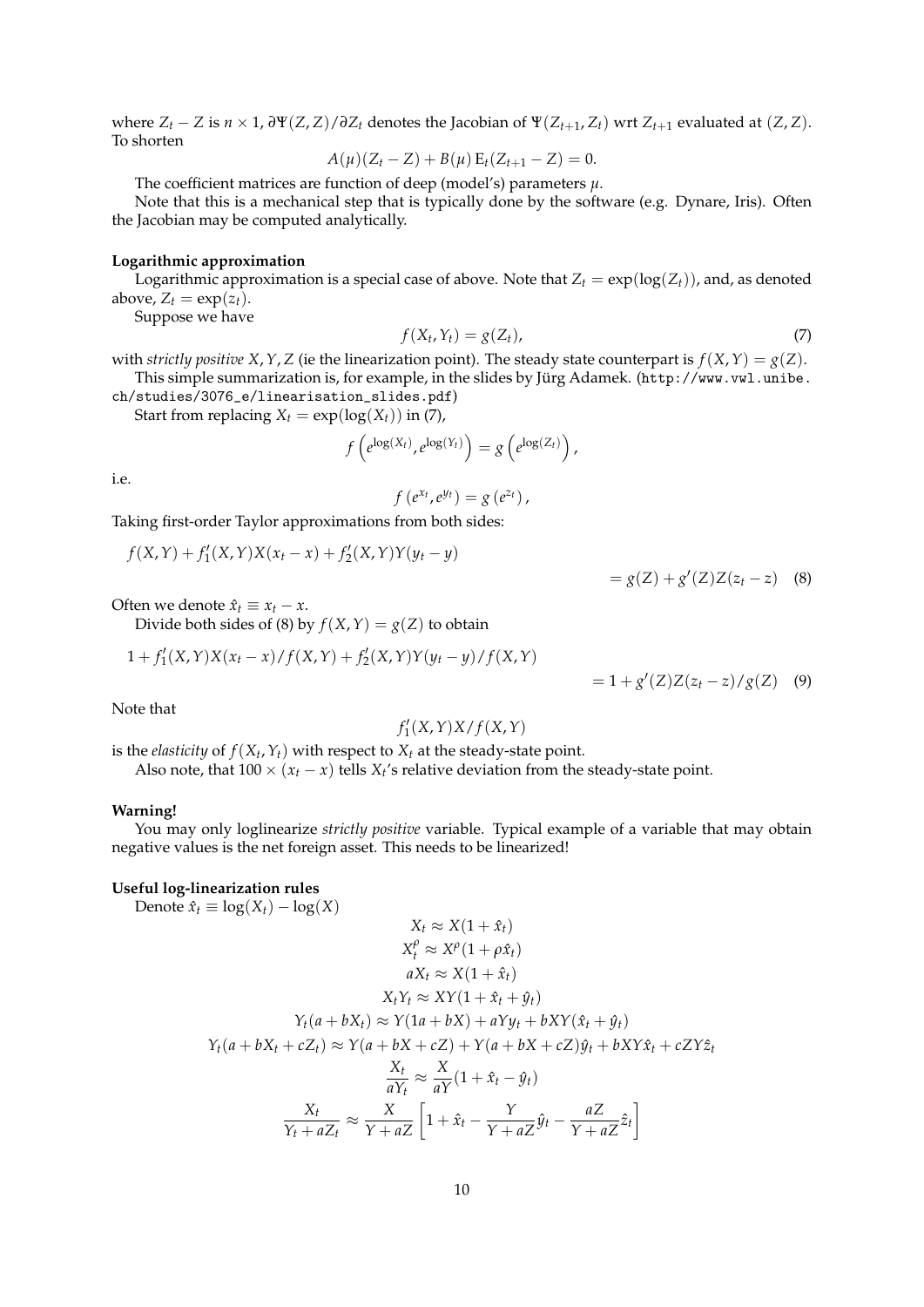where $Z_t - Z$ is $n \times 1$, $\partial\Psi(Z,Z)/\partial Z_t$ denotes the Jacobian of $\Psi(Z_{t+1}, Z_t)$ wrt $Z_{t+1}$ evaluated at $(Z,Z)$. To shorten

$$A(\mu)(Z_t - Z) + B(\mu)\,\mathrm{E}_t(Z_{t+1} - Z) = 0.$$

The coefficient matrices are function of deep (model's) parameters $\mu$.

Note that this is a mechanical step that is typically done by the software (e.g. Dynare, Iris). Often the Jacobian may be computed analytically.

**Logarithmic approximation**

Logarithmic approximation is a special case of above. Note that $Z_t = \exp(\log(Z_t))$, and, as denoted above, $Z_t = \exp(z_t)$.

Suppose we have

$$f(X_t, Y_t) = g(Z_t), \tag{7}$$

with *strictly positive* $X, Y, Z$ (ie the linearization point). The steady state counterpart is $f(X,Y) = g(Z)$.

This simple summarization is, for example, in the slides by Jürg Adamek. (http://www.vwl.unibe.ch/studies/3076_e/linearisation_slides.pdf)

Start from replacing $X_t = \exp(\log(X_t))$ in (7),

$$f\left(e^{\log(X_t)}, e^{\log(Y_t)}\right) = g\left(e^{\log(Z_t)}\right),$$

i.e.

$$f\left(e^{x_t}, e^{y_t}\right) = g\left(e^{z_t}\right),$$

Taking first-order Taylor approximations from both sides:

$$f(X,Y) + f_1'(X,Y)X(x_t - x) + f_2'(X,Y)Y(y_t - y) = g(Z) + g'(Z)Z(z_t - z) \tag{8}$$

Often we denote $\hat{x}_t \equiv x_t - x$.

Divide both sides of (8) by $f(X,Y) = g(Z)$ to obtain

$$1 + f_1'(X,Y)X(x_t - x)/f(X,Y) + f_2'(X,Y)Y(y_t - y)/f(X,Y) = 1 + g'(Z)Z(z_t - z)/g(Z) \tag{9}$$

Note that

$$f_1'(X,Y)X/f(X,Y)$$

is the *elasticity* of $f(X_t, Y_t)$ with respect to $X_t$ at the steady-state point.

Also note, that $100 \times (x_t - x)$ tells $X_t$'s relative deviation from the steady-state point.

**Warning!**

You may only loglinearize *strictly positive* variable. Typical example of a variable that may obtain negative values is the net foreign asset. This needs to be linearized!

**Useful log-linearization rules**

Denote $\hat{x}_t \equiv \log(X_t) - \log(X)$

$$X_t \approx X(1 + \hat{x}_t)$$

$$X_t^\rho \approx X^\rho(1 + \rho\hat{x}_t)$$

$$aX_t \approx X(1 + \hat{x}_t)$$

$$X_t Y_t \approx XY(1 + \hat{x}_t + \hat{y}_t)$$

$$Y_t(a + bX_t) \approx Y(1a + bX) + aYy_t + bXY(\hat{x}_t + \hat{y}_t)$$

$$Y_t(a + bX_t + cZ_t) \approx Y(a + bX + cZ) + Y(a + bX + cZ)\hat{y}_t + bXY\hat{x}_t + cZY\hat{z}_t$$

$$\frac{X_t}{aY_t} \approx \frac{X}{aY}(1 + \hat{x}_t - \hat{y}_t)$$

$$\frac{X_t}{Y_t + aZ_t} \approx \frac{X}{Y + aZ}\left[1 + \hat{x}_t - \frac{Y}{Y + aZ}\hat{y}_t - \frac{aZ}{Y + aZ}\hat{z}_t\right]$$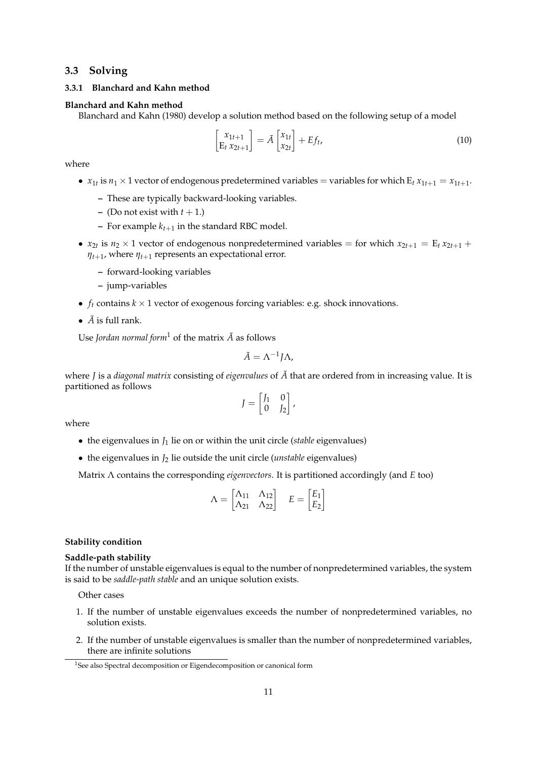## 3.3 Solving

### 3.3.1 Blanchard and Kahn method

**Blanchard and Kahn method**

Blanchard and Kahn (1980) develop a solution method based on the following setup of a model

$$\begin{bmatrix} x_{1t+1} \\ \mathrm{E}_t\, x_{2t+1} \end{bmatrix} = \tilde{A} \begin{bmatrix} x_{1t} \\ x_{2t} \end{bmatrix} + E f_t, \tag{10}$$

where

- $x_{1t}$ is $n_1 \times 1$ vector of endogenous predetermined variables = variables for which $\mathrm{E}_t\, x_{1t+1} = x_{1t+1}$.
  - These are typically backward-looking variables.
  - (Do not exist with $t+1$.)
  - For example $k_{t+1}$ in the standard RBC model.
- $x_{2t}$ is $n_2 \times 1$ vector of endogenous nonpredetermined variables = for which $x_{2t+1} = \mathrm{E}_t\, x_{2t+1} + \eta_{t+1}$, where $\eta_{t+1}$ represents an expectational error.
  - forward-looking variables
  - jump-variables
- $f_t$ contains $k \times 1$ vector of exogenous forcing variables: e.g. shock innovations.
- $\tilde{A}$ is full rank.

Use *Jordan normal form*[1] of the matrix $\tilde{A}$ as follows

$$\tilde{A} = \Lambda^{-1} J \Lambda,$$

where $J$ is a *diagonal matrix* consisting of *eigenvalues* of $\tilde{A}$ that are ordered from in increasing value. It is partitioned as follows

$$J = \begin{bmatrix} J_1 & 0 \\ 0 & J_2 \end{bmatrix},$$

where

- the eigenvalues in $J_1$ lie on or within the unit circle (*stable* eigenvalues)
- the eigenvalues in $J_2$ lie outside the unit circle (*unstable* eigenvalues)

Matrix $\Lambda$ contains the corresponding *eigenvectors*. It is partitioned accordingly (and $E$ too)

$$\Lambda = \begin{bmatrix} \Lambda_{11} & \Lambda_{12} \\ \Lambda_{21} & \Lambda_{22} \end{bmatrix} \quad E = \begin{bmatrix} E_1 \\ E_2 \end{bmatrix}$$

**Stability condition**

**Saddle-path stability**

If the number of unstable eigenvalues is equal to the number of nonpredetermined variables, the system is said to be *saddle-path stable* and an unique solution exists.

Other cases

1. If the number of unstable eigenvalues exceeds the number of nonpredetermined variables, no solution exists.
2. If the number of unstable eigenvalues is smaller than the number of nonpredetermined variables, there are infinite solutions

[1] See also Spectral decomposition or Eigendecomposition or canonical form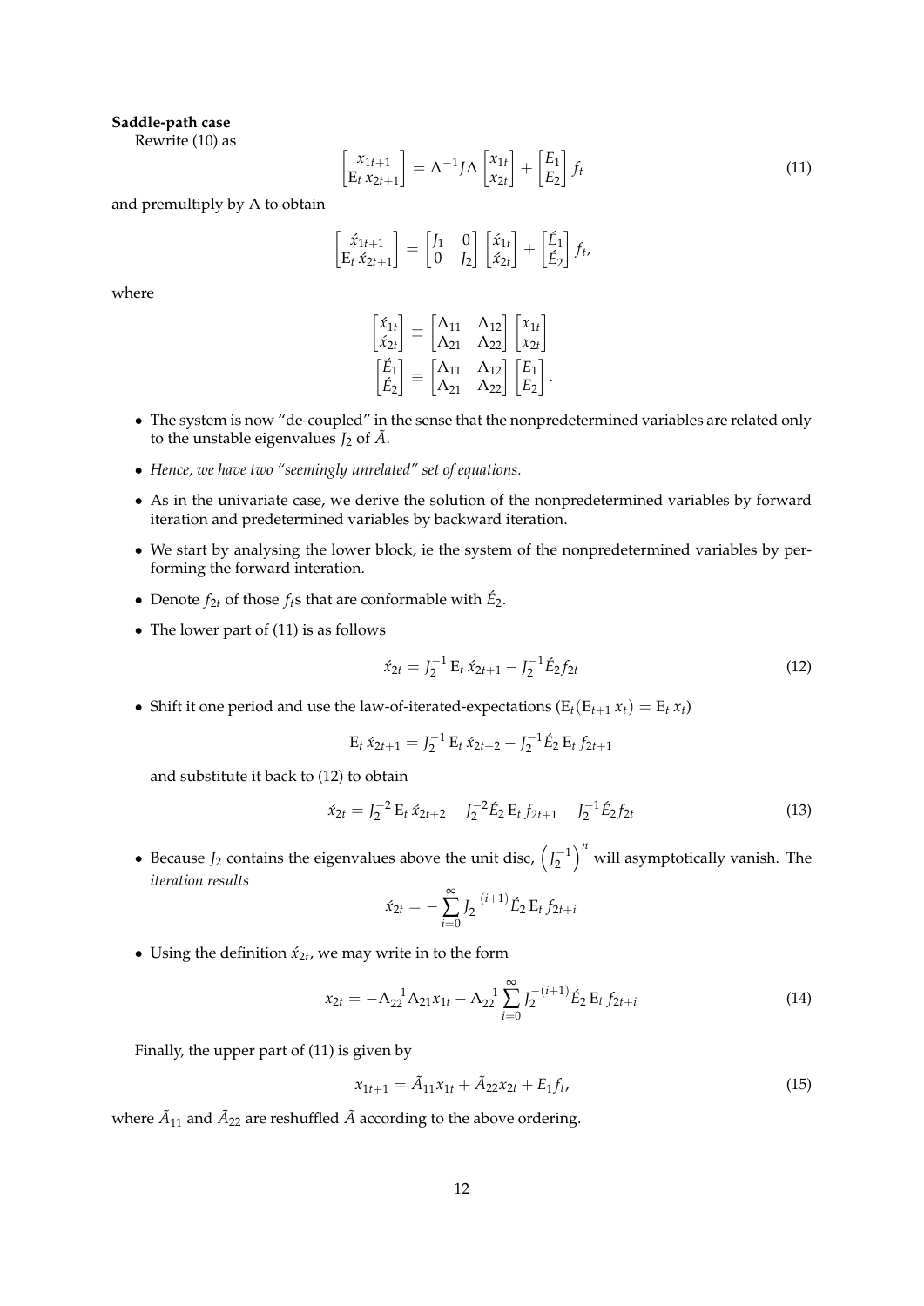**Saddle-path case**

Rewrite (10) as

$$\begin{bmatrix} x_{1t+1} \\ \mathrm{E}_t\, x_{2t+1} \end{bmatrix} = \Lambda^{-1} J \Lambda \begin{bmatrix} x_{1t} \\ x_{2t} \end{bmatrix} + \begin{bmatrix} E_1 \\ E_2 \end{bmatrix} f_t \tag{11}$$

and premultiply by $\Lambda$ to obtain

$$\begin{bmatrix} \acute{x}_{1t+1} \\ \mathrm{E}_t\, \acute{x}_{2t+1} \end{bmatrix} = \begin{bmatrix} J_1 & 0 \\ 0 & J_2 \end{bmatrix} \begin{bmatrix} \acute{x}_{1t} \\ \acute{x}_{2t} \end{bmatrix} + \begin{bmatrix} \acute{E}_1 \\ \acute{E}_2 \end{bmatrix} f_t,$$

where

$$\begin{bmatrix} \acute{x}_{1t} \\ \acute{x}_{2t} \end{bmatrix} \equiv \begin{bmatrix} \Lambda_{11} & \Lambda_{12} \\ \Lambda_{21} & \Lambda_{22} \end{bmatrix} \begin{bmatrix} x_{1t} \\ x_{2t} \end{bmatrix}$$
$$\begin{bmatrix} \acute{E}_1 \\ \acute{E}_2 \end{bmatrix} \equiv \begin{bmatrix} \Lambda_{11} & \Lambda_{12} \\ \Lambda_{21} & \Lambda_{22} \end{bmatrix} \begin{bmatrix} E_1 \\ E_2 \end{bmatrix}.$$

- The system is now "de-coupled" in the sense that the nonpredetermined variables are related only to the unstable eigenvalues $J_2$ of $\tilde{A}$.
- *Hence, we have two "seemingly unrelated" set of equations.*
- As in the univariate case, we derive the solution of the nonpredetermined variables by forward iteration and predetermined variables by backward iteration.
- We start by analysing the lower block, ie the system of the nonpredetermined variables by performing the forward interation.
- Denote $f_{2t}$ of those $f_t$s that are conformable with $\acute{E}_2$.
- The lower part of (11) is as follows

$$\acute{x}_{2t} = J_2^{-1}\, \mathrm{E}_t\, \acute{x}_{2t+1} - J_2^{-1} \acute{E}_2 f_{2t} \tag{12}$$

- Shift it one period and use the law-of-iterated-expectations ($\mathrm{E}_t(\mathrm{E}_{t+1}\, x_t) = \mathrm{E}_t\, x_t$)

$$\mathrm{E}_t\, \acute{x}_{2t+1} = J_2^{-1}\, \mathrm{E}_t\, \acute{x}_{2t+2} - J_2^{-1} \acute{E}_2\, \mathrm{E}_t\, f_{2t+1}$$

  and substitute it back to (12) to obtain

$$\acute{x}_{2t} = J_2^{-2}\, \mathrm{E}_t\, \acute{x}_{2t+2} - J_2^{-2} \acute{E}_2\, \mathrm{E}_t\, f_{2t+1} - J_2^{-1} \acute{E}_2 f_{2t} \tag{13}$$

- Because $J_2$ contains the eigenvalues above the unit disc, $\left(J_2^{-1}\right)^n$ will asymptotically vanish. The *iteration results*

$$\acute{x}_{2t} = -\sum_{i=0}^{\infty} J_2^{-(i+1)} \acute{E}_2\, \mathrm{E}_t\, f_{2t+i}$$

- Using the definition $\acute{x}_{2t}$, we may write in to the form

$$x_{2t} = -\Lambda_{22}^{-1} \Lambda_{21} x_{1t} - \Lambda_{22}^{-1} \sum_{i=0}^{\infty} J_2^{-(i+1)} \acute{E}_2\, \mathrm{E}_t\, f_{2t+i} \tag{14}$$

Finally, the upper part of (11) is given by

$$x_{1t+1} = \tilde{A}_{11} x_{1t} + \tilde{A}_{22} x_{2t} + E_1 f_t, \tag{15}$$

where $\tilde{A}_{11}$ and $\tilde{A}_{22}$ are reshuffled $\tilde{A}$ according to the above ordering.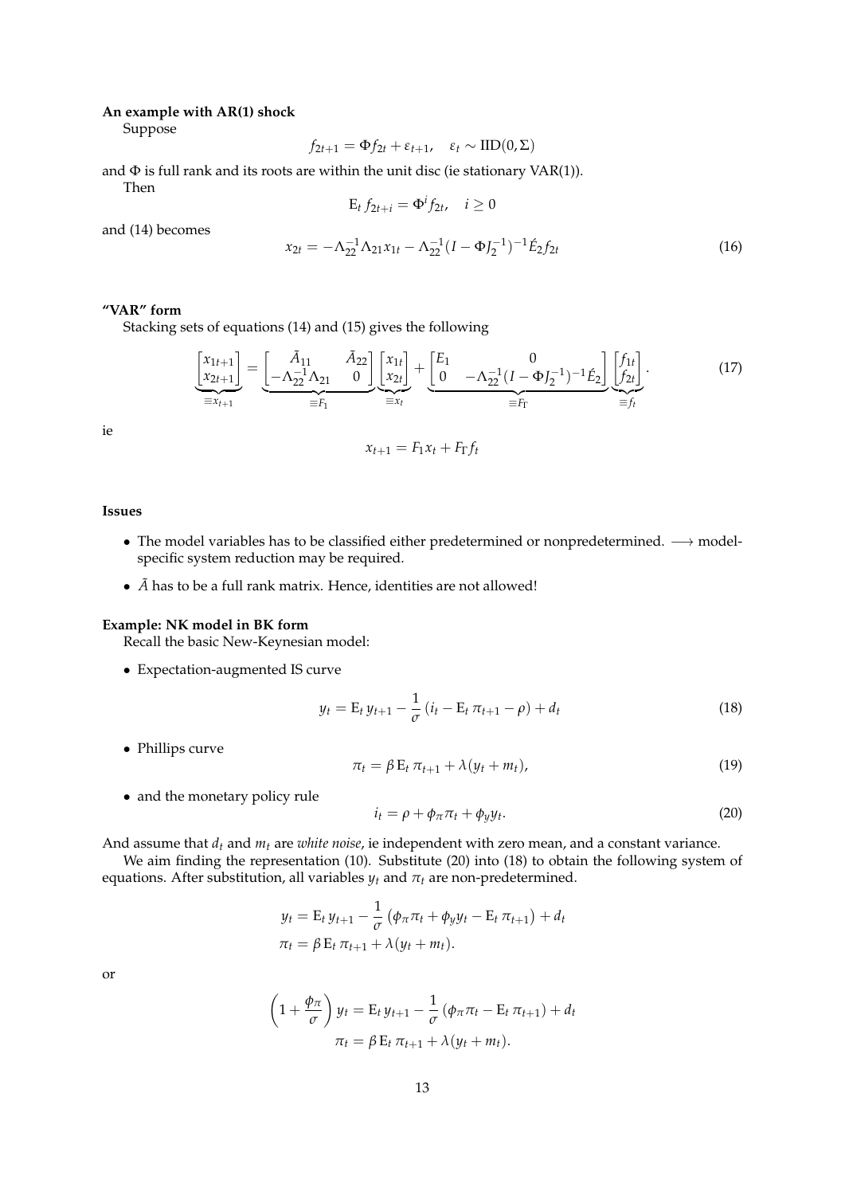**An example with AR(1) shock**

Suppose

$$f_{2t+1} = \Phi f_{2t} + \varepsilon_{t+1}, \quad \varepsilon_t \sim \text{IID}(0, \Sigma)$$

and $\Phi$ is full rank and its roots are within the unit disc (ie stationary VAR(1)).

Then

$$\text{E}_t f_{2t+i} = \Phi^i f_{2t}, \quad i \geq 0$$

and (14) becomes

$$x_{2t} = -\Lambda_{22}^{-1}\Lambda_{21}x_{1t} - \Lambda_{22}^{-1}(I - \Phi J_2^{-1})^{-1}\acute{E}_2 f_{2t} \tag{16}$$

**"VAR" form**

Stacking sets of equations (14) and (15) gives the following

$$\underbrace{\begin{bmatrix} x_{1t+1} \\ x_{2t+1} \end{bmatrix}}_{\equiv x_{t+1}} = \underbrace{\begin{bmatrix} \tilde{A}_{11} & \tilde{A}_{22} \\ -\Lambda_{22}^{-1}\Lambda_{21} & 0 \end{bmatrix}}_{\equiv F_1} \underbrace{\begin{bmatrix} x_{1t} \\ x_{2t} \end{bmatrix}}_{\equiv x_t} + \underbrace{\begin{bmatrix} E_1 & 0 \\ 0 & -\Lambda_{22}^{-1}(I - \Phi J_2^{-1})^{-1}\acute{E}_2 \end{bmatrix}}_{\equiv F_\Gamma} \underbrace{\begin{bmatrix} f_{1t} \\ f_{2t} \end{bmatrix}}_{\equiv f_t}. \tag{17}$$

ie

$$x_{t+1} = F_1 x_t + F_\Gamma f_t$$

**Issues**

- The model variables has to be classified either predetermined or nonpredetermined. $\longrightarrow$ model-specific system reduction may be required.
- $\tilde{A}$ has to be a full rank matrix. Hence, identities are not allowed!

**Example: NK model in BK form**

Recall the basic New-Keynesian model:

- Expectation-augmented IS curve

$$y_t = \text{E}_t\, y_{t+1} - \frac{1}{\sigma}\left(i_t - \text{E}_t\, \pi_{t+1} - \rho\right) + d_t \tag{18}$$

- Phillips curve

$$\pi_t = \beta\, \text{E}_t\, \pi_{t+1} + \lambda(y_t + m_t), \tag{19}$$

- and the monetary policy rule

$$i_t = \rho + \phi_\pi \pi_t + \phi_y y_t. \tag{20}$$

And assume that $d_t$ and $m_t$ are *white noise*, ie independent with zero mean, and a constant variance.

We aim finding the representation (10). Substitute (20) into (18) to obtain the following system of equations. After substitution, all variables $y_t$ and $\pi_t$ are non-predetermined.

$$\begin{aligned} y_t &= \text{E}_t\, y_{t+1} - \frac{1}{\sigma}\left(\phi_\pi \pi_t + \phi_y y_t - \text{E}_t\, \pi_{t+1}\right) + d_t \\ \pi_t &= \beta\, \text{E}_t\, \pi_{t+1} + \lambda(y_t + m_t). \end{aligned}$$

or

$$\begin{aligned} \left(1 + \frac{\phi_\pi}{\sigma}\right) y_t &= \text{E}_t\, y_{t+1} - \frac{1}{\sigma}\left(\phi_\pi \pi_t - \text{E}_t\, \pi_{t+1}\right) + d_t \\ \pi_t &= \beta\, \text{E}_t\, \pi_{t+1} + \lambda(y_t + m_t). \end{aligned}$$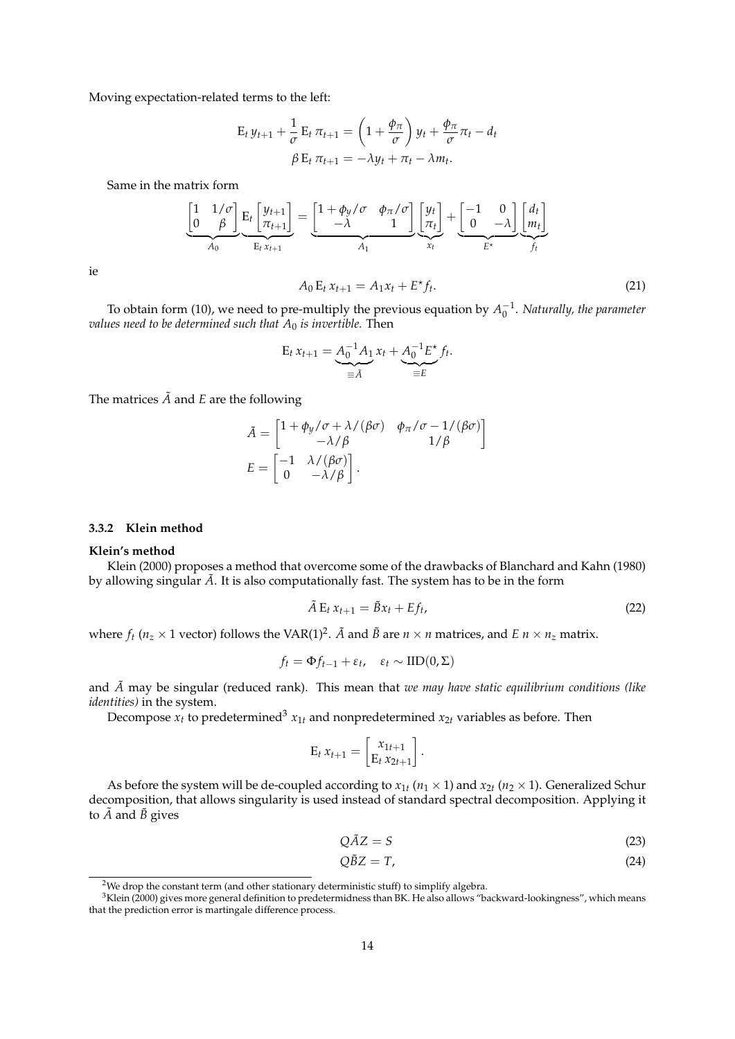Moving expectation-related terms to the left:

$$
\begin{aligned}
\mathrm{E}_t\, y_{t+1} + \frac{1}{\sigma}\,\mathrm{E}_t\, \pi_{t+1} &= \left(1 + \frac{\phi_\pi}{\sigma}\right) y_t + \frac{\phi_\pi}{\sigma}\pi_t - d_t \\
\beta\,\mathrm{E}_t\, \pi_{t+1} &= -\lambda y_t + \pi_t - \lambda m_t.
\end{aligned}
$$

Same in the matrix form

$$
\underbrace{\begin{bmatrix} 1 & 1/\sigma \\ 0 & \beta \end{bmatrix}}_{A_0}
\underbrace{\mathrm{E}_t \begin{bmatrix} y_{t+1} \\ \pi_{t+1} \end{bmatrix}}_{\mathrm{E}_t\, x_{t+1}}
=
\underbrace{\begin{bmatrix} 1 + \phi_y/\sigma & \phi_\pi/\sigma \\ -\lambda & 1 \end{bmatrix}}_{A_1}
\underbrace{\begin{bmatrix} y_t \\ \pi_t \end{bmatrix}}_{x_t}
+
\underbrace{\begin{bmatrix} -1 & 0 \\ 0 & -\lambda \end{bmatrix}}_{E^\star}
\underbrace{\begin{bmatrix} d_t \\ m_t \end{bmatrix}}_{f_t}
$$

ie

$$
A_0\,\mathrm{E}_t\, x_{t+1} = A_1 x_t + E^\star f_t. \tag{21}
$$

To obtain form (10), we need to pre-multiply the previous equation by $A_0^{-1}$. *Naturally, the parameter values need to be determined such that $A_0$ is invertible.* Then

$$
\mathrm{E}_t\, x_{t+1} = \underbrace{A_0^{-1} A_1}_{\equiv \tilde{A}} x_t + \underbrace{A_0^{-1} E^\star}_{\equiv E} f_t.
$$

The matrices $\tilde{A}$ and $E$ are the following

$$
\begin{aligned}
\tilde{A} &= \begin{bmatrix} 1 + \phi_y/\sigma + \lambda/(\beta\sigma) & \phi_\pi/\sigma - 1/(\beta\sigma) \\ -\lambda/\beta & 1/\beta \end{bmatrix} \\
E &= \begin{bmatrix} -1 & \lambda/(\beta\sigma) \\ 0 & -\lambda/\beta \end{bmatrix}.
\end{aligned}
$$

### 3.3.2 Klein method

**Klein's method**

Klein (2000) proposes a method that overcome some of the drawbacks of Blanchard and Kahn (1980) by allowing singular $\tilde{A}$. It is also computationally fast. The system has to be in the form

$$
\tilde{A}\,\mathrm{E}_t\, x_{t+1} = \tilde{B} x_t + E f_t, \tag{22}
$$

where $f_t$ ($n_z \times 1$ vector) follows the VAR(1)[2]. $\tilde{A}$ and $\tilde{B}$ are $n \times n$ matrices, and $E$ $n \times n_z$ matrix.

$$
f_t = \Phi f_{t-1} + \varepsilon_t, \quad \varepsilon_t \sim \mathrm{IID}(0, \Sigma)
$$

and $\tilde{A}$ may be singular (reduced rank). This mean that *we may have static equilibrium conditions (like identities)* in the system.

Decompose $x_t$ to predetermined[3] $x_{1t}$ and nonpredetermined $x_{2t}$ variables as before. Then

$$
\mathrm{E}_t\, x_{t+1} = \begin{bmatrix} x_{1t+1} \\ \mathrm{E}_t\, x_{2t+1} \end{bmatrix}.
$$

As before the system will be de-coupled according to $x_{1t}$ ($n_1 \times 1$) and $x_{2t}$ ($n_2 \times 1$). Generalized Schur decomposition, that allows singularity is used instead of standard spectral decomposition. Applying it to $\tilde{A}$ and $\tilde{B}$ gives

$$
Q\tilde{A}Z = S \tag{23}
$$

$$
Q\tilde{B}Z = T, \tag{24}
$$

[2] We drop the constant term (and other stationary deterministic stuff) to simplify algebra.

[3] Klein (2000) gives more general definition to predetermidness than BK. He also allows "backward-lookingness", which means that the prediction error is martingale difference process.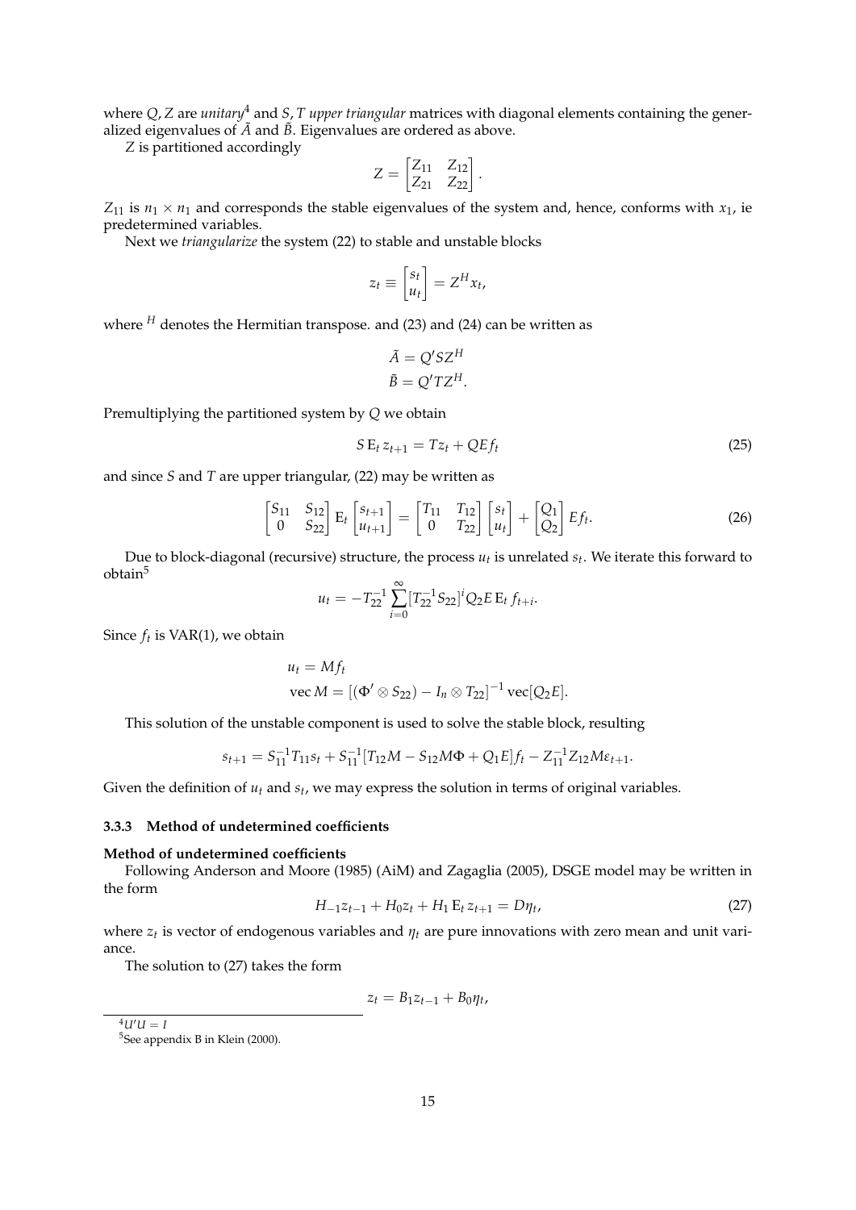where $Q, Z$ are *unitary*[4] and $S, T$ *upper triangular* matrices with diagonal elements containing the generalized eigenvalues of $\tilde{A}$ and $\tilde{B}$. Eigenvalues are ordered as above.

$Z$ is partitioned accordingly

$$Z = \begin{bmatrix} Z_{11} & Z_{12} \\ Z_{21} & Z_{22} \end{bmatrix}.$$

$Z_{11}$ is $n_1 \times n_1$ and corresponds the stable eigenvalues of the system and, hence, conforms with $x_1$, ie predetermined variables.

Next we *triangularize* the system (22) to stable and unstable blocks

$$z_t \equiv \begin{bmatrix} s_t \\ u_t \end{bmatrix} = Z^H x_t,$$

where $^H$ denotes the Hermitian transpose. and (23) and (24) can be written as

$$\tilde{A} = Q' S Z^H$$
$$\tilde{B} = Q' T Z^H.$$

Premultiplying the partitioned system by $Q$ we obtain

$$S \operatorname{E}_t z_{t+1} = T z_t + Q E f_t \tag{25}$$

and since $S$ and $T$ are upper triangular, (22) may be written as

$$\begin{bmatrix} S_{11} & S_{12} \\ 0 & S_{22} \end{bmatrix} \operatorname{E}_t \begin{bmatrix} s_{t+1} \\ u_{t+1} \end{bmatrix} = \begin{bmatrix} T_{11} & T_{12} \\ 0 & T_{22} \end{bmatrix} \begin{bmatrix} s_t \\ u_t \end{bmatrix} + \begin{bmatrix} Q_1 \\ Q_2 \end{bmatrix} E f_t. \tag{26}$$

Due to block-diagonal (recursive) structure, the process $u_t$ is unrelated $s_t$. We iterate this forward to obtain[5]

$$u_t = -T_{22}^{-1} \sum_{i=0}^{\infty} [T_{22}^{-1} S_{22}]^i Q_2 E \operatorname{E}_t f_{t+i}.$$

Since $f_t$ is VAR(1), we obtain

$$u_t = M f_t$$
$$\operatorname{vec} M = [(\Phi' \otimes S_{22}) - I_n \otimes T_{22}]^{-1} \operatorname{vec}[Q_2 E].$$

This solution of the unstable component is used to solve the stable block, resulting

$$s_{t+1} = S_{11}^{-1} T_{11} s_t + S_{11}^{-1} [T_{12} M - S_{12} M \Phi + Q_1 E] f_t - Z_{11}^{-1} Z_{12} M \varepsilon_{t+1}.$$

Given the definition of $u_t$ and $s_t$, we may express the solution in terms of original variables.

### 3.3.3 Method of undetermined coefficients

**Method of undetermined coefficients**

Following Anderson and Moore (1985) (AiM) and Zagaglia (2005), DSGE model may be written in the form

$$H_{-1} z_{t-1} + H_0 z_t + H_1 \operatorname{E}_t z_{t+1} = D \eta_t, \tag{27}$$

where $z_t$ is vector of endogenous variables and $\eta_t$ are pure innovations with zero mean and unit variance.

The solution to (27) takes the form

$$z_t = B_1 z_{t-1} + B_0 \eta_t,$$

[4] $U'U = I$

[5] See appendix B in Klein (2000).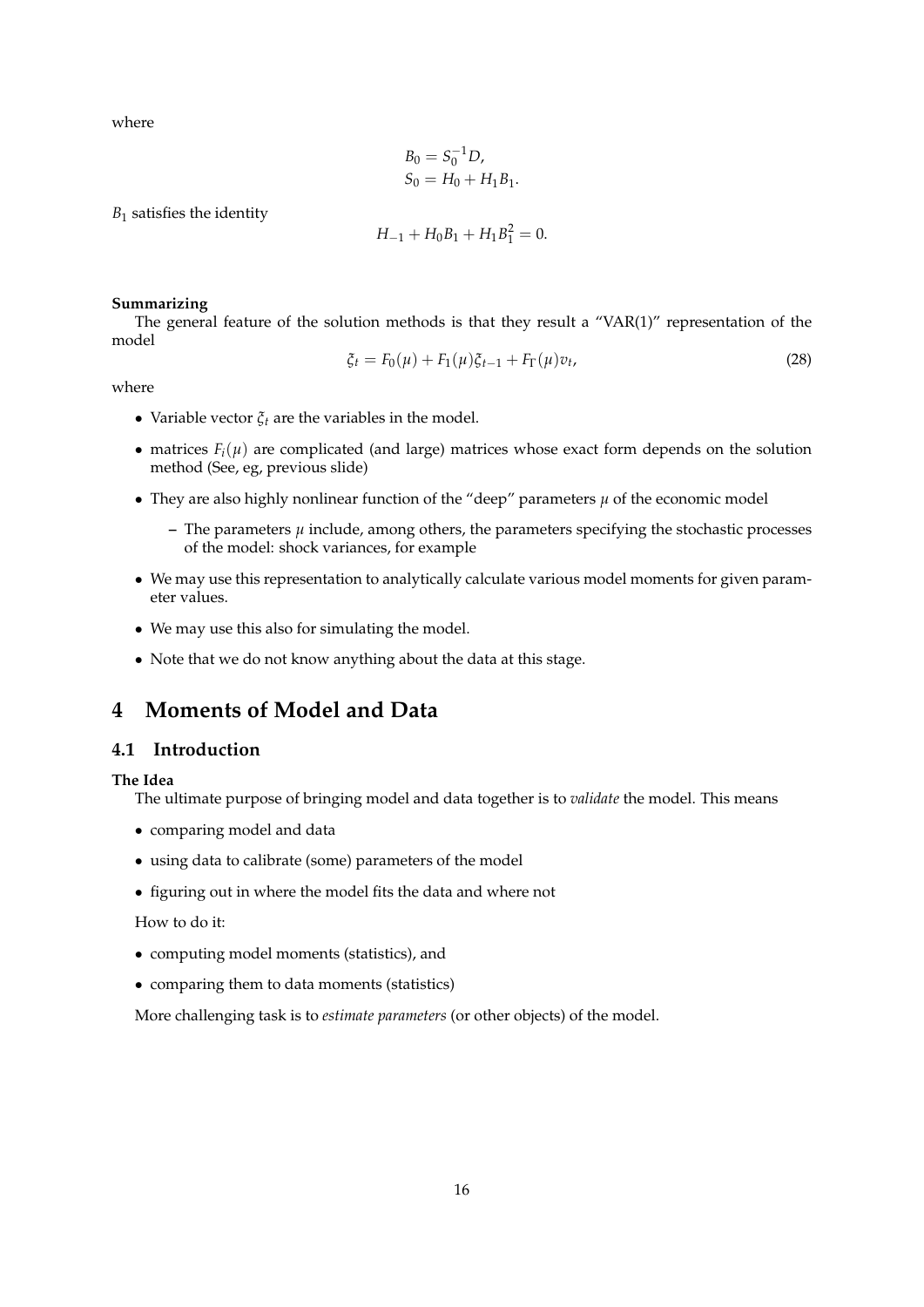where

$$
\begin{aligned}
B_0 &= S_0^{-1}D, \\
S_0 &= H_0 + H_1 B_1.
\end{aligned}
$$

$B_1$ satisfies the identity

$$
H_{-1} + H_0 B_1 + H_1 B_1^2 = 0.
$$

**Summarizing**

The general feature of the solution methods is that they result a "VAR(1)" representation of the model

$$
\xi_t = F_0(\mu) + F_1(\mu)\xi_{t-1} + F_\Gamma(\mu)v_t, \tag{28}
$$

where

- Variable vector $\xi_t$ are the variables in the model.
- matrices $F_i(\mu)$ are complicated (and large) matrices whose exact form depends on the solution method (See, eg, previous slide)
- They are also highly nonlinear function of the "deep" parameters $\mu$ of the economic model
  - The parameters $\mu$ include, among others, the parameters specifying the stochastic processes of the model: shock variances, for example
- We may use this representation to analytically calculate various model moments for given parameter values.
- We may use this also for simulating the model.
- Note that we do not know anything about the data at this stage.

# 4 Moments of Model and Data

## 4.1 Introduction

**The Idea**

The ultimate purpose of bringing model and data together is to *validate* the model. This means

- comparing model and data
- using data to calibrate (some) parameters of the model
- figuring out in where the model fits the data and where not

How to do it:

- computing model moments (statistics), and
- comparing them to data moments (statistics)

More challenging task is to *estimate parameters* (or other objects) of the model.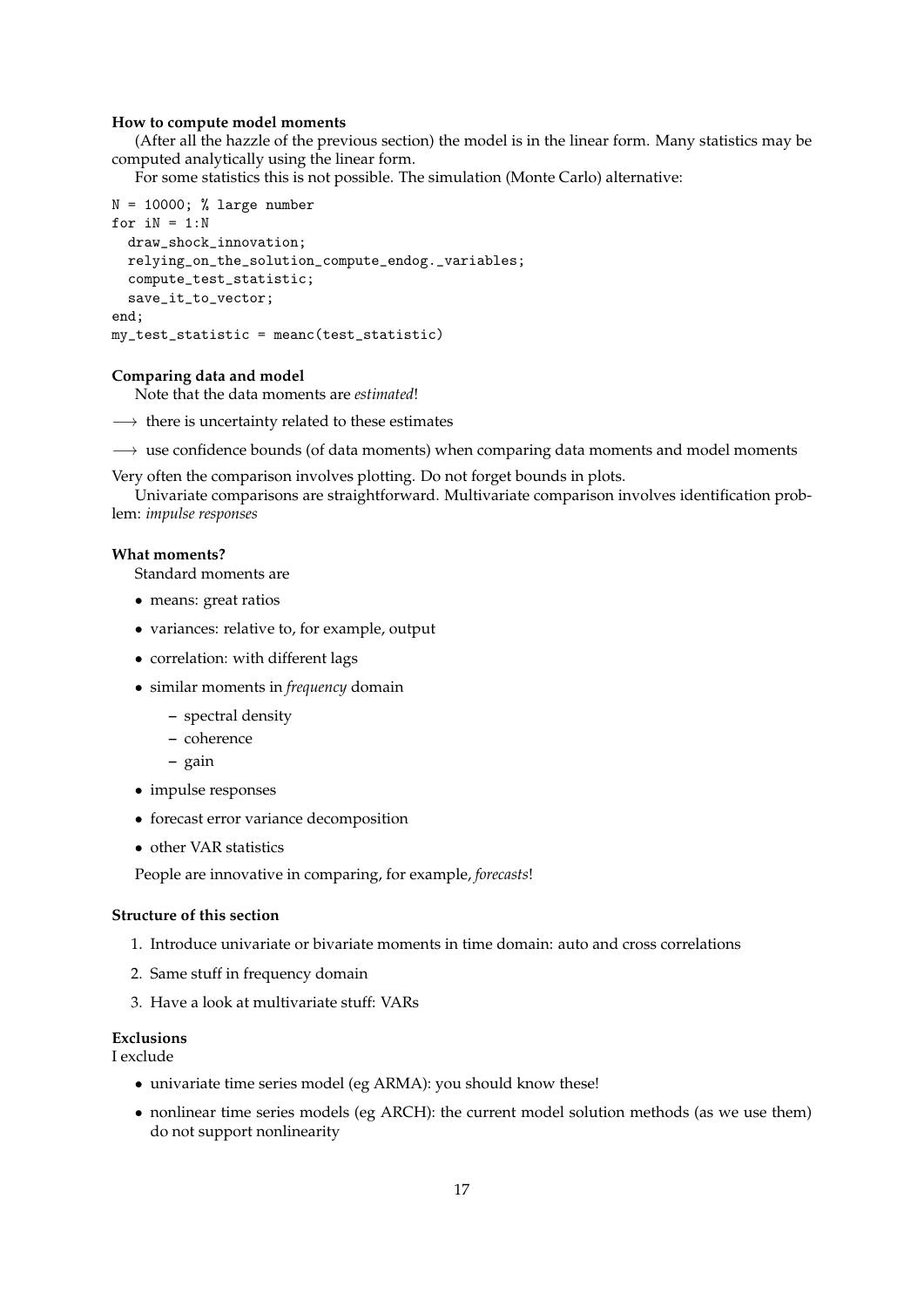**How to compute model moments**

(After all the hazzle of the previous section) the model is in the linear form. Many statistics may be computed analytically using the linear form.

For some statistics this is not possible. The simulation (Monte Carlo) alternative:

```
N = 10000; % large number
for iN = 1:N
  draw_shock_innovation;
  relying_on_the_solution_compute_endog._variables;
  compute_test_statistic;
  save_it_to_vector;
end;
my_test_statistic = meanc(test_statistic)
```

**Comparing data and model**

Note that the data moments are *estimated*!

$\longrightarrow$ there is uncertainty related to these estimates

$\longrightarrow$ use confidence bounds (of data moments) when comparing data moments and model moments

Very often the comparison involves plotting. Do not forget bounds in plots.

Univariate comparisons are straightforward. Multivariate comparison involves identification problem: *impulse responses*

**What moments?**

Standard moments are

- means: great ratios
- variances: relative to, for example, output
- correlation: with different lags
- similar moments in *frequency* domain
  - spectral density
  - coherence
  - gain
- impulse responses
- forecast error variance decomposition
- other VAR statistics

People are innovative in comparing, for example, *forecasts*!

**Structure of this section**

1. Introduce univariate or bivariate moments in time domain: auto and cross correlations
2. Same stuff in frequency domain
3. Have a look at multivariate stuff: VARs

**Exclusions**

I exclude

- univariate time series model (eg ARMA): you should know these!
- nonlinear time series models (eg ARCH): the current model solution methods (as we use them) do not support nonlinearity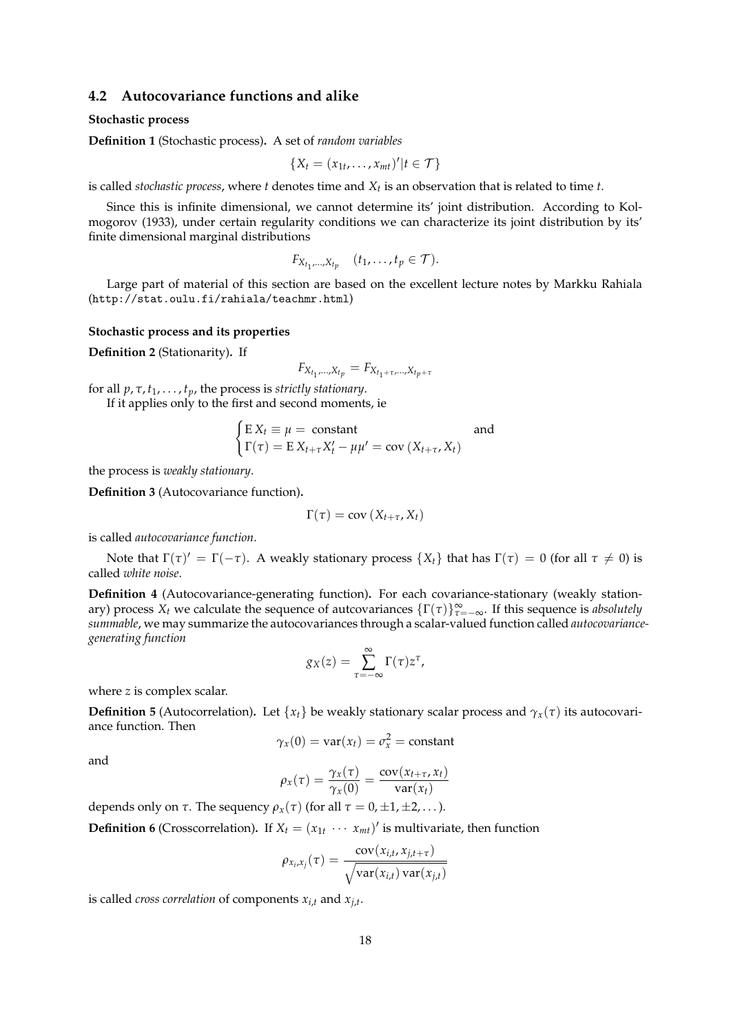## 4.2 Autocovariance functions and alike

**Stochastic process**

**Definition 1** (Stochastic process)**.** A set of *random variables*

$$\{X_t = (x_{1t}, \ldots, x_{mt})' | t \in \mathcal{T}\}$$

is called *stochastic process*, where $t$ denotes time and $X_t$ is an observation that is related to time $t$.

Since this is infinite dimensional, we cannot determine its' joint distribution. According to Kolmogorov (1933), under certain regularity conditions we can characterize its joint distribution by its' finite dimensional marginal distributions

$$F_{X_{t_1}, \ldots, X_{t_p}} \quad (t_1, \ldots, t_p \in \mathcal{T}).$$

Large part of material of this section are based on the excellent lecture notes by Markku Rahiala (http://stat.oulu.fi/rahiala/teachmr.html)

**Stochastic process and its properties**

**Definition 2** (Stationarity)**.** If

$$F_{X_{t_1}, \ldots, X_{t_p}} = F_{X_{t_1+\tau}, \ldots, X_{t_p+\tau}}$$

for all $p, \tau, t_1, \ldots, t_p$, the process is *strictly stationary*.

If it applies only to the first and second moments, ie

$$\begin{cases} \mathrm{E}\, X_t \equiv \mu = \text{ constant} & \text{and} \\ \Gamma(\tau) = \mathrm{E}\, X_{t+\tau} X_t' - \mu\mu' = \operatorname{cov}(X_{t+\tau}, X_t) & \end{cases}$$

the process is *weakly stationary*.

**Definition 3** (Autocovariance function)**.**

$$\Gamma(\tau) = \operatorname{cov}(X_{t+\tau}, X_t)$$

is called *autocovariance function*.

Note that $\Gamma(\tau)' = \Gamma(-\tau)$. A weakly stationary process $\{X_t\}$ that has $\Gamma(\tau) = 0$ (for all $\tau \neq 0$) is called *white noise*.

**Definition 4** (Autocovariance-generating function)**.** For each covariance-stationary (weakly stationary) process $X_t$ we calculate the sequence of autcovariances $\{\Gamma(\tau)\}_{\tau=-\infty}^{\infty}$. If this sequence is *absolutely summable*, we may summarize the autocovariances through a scalar-valued function called *autocovariance-generating function*

$$g_X(z) = \sum_{\tau=-\infty}^{\infty} \Gamma(\tau) z^{\tau},$$

where $z$ is complex scalar.

**Definition 5** (Autocorrelation)**.** Let $\{x_t\}$ be weakly stationary scalar process and $\gamma_x(\tau)$ its autocovariance function. Then

$$\gamma_x(0) = \operatorname{var}(x_t) = \sigma_x^2 = \text{constant}$$

and

$$\rho_x(\tau) = \frac{\gamma_x(\tau)}{\gamma_x(0)} = \frac{\operatorname{cov}(x_{t+\tau}, x_t)}{\operatorname{var}(x_t)}$$

depends only on $\tau$. The sequency $\rho_x(\tau)$ (for all $\tau = 0, \pm 1, \pm 2, \ldots$).

**Definition 6** (Crosscorrelation)**.** If $X_t = (x_{1t} \ \cdots \ x_{mt})'$ is multivariate, then function

$$\rho_{x_i, x_j}(\tau) = \frac{\operatorname{cov}(x_{i,t}, x_{j,t+\tau})}{\sqrt{\operatorname{var}(x_{i,t}) \operatorname{var}(x_{j,t})}}$$

is called *cross correlation* of components $x_{i,t}$ and $x_{j,t}$.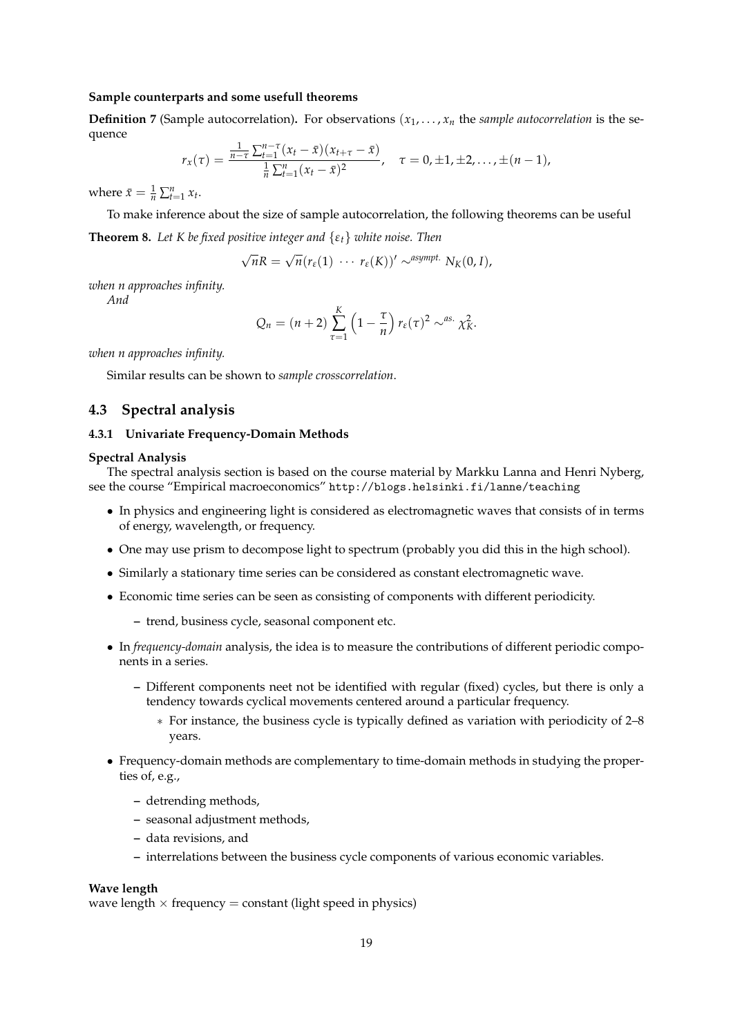**Sample counterparts and some usefull theorems**

**Definition 7** (Sample autocorrelation)**.** For observations $(x_1, \ldots, x_n$ the *sample autocorrelation* is the sequence

$$r_x(\tau) = \frac{\frac{1}{n-\tau}\sum_{t=1}^{n-\tau}(x_t - \bar{x})(x_{t+\tau} - \bar{x})}{\frac{1}{n}\sum_{t=1}^{n}(x_t - \bar{x})^2}, \quad \tau = 0, \pm 1, \pm 2, \ldots, \pm(n-1),$$

where $\bar{x} = \frac{1}{n}\sum_{t=1}^{n} x_t$.

To make inference about the size of sample autocorrelation, the following theorems can be useful

**Theorem 8.** *Let K be fixed positive integer and* $\{\varepsilon_t\}$ *white noise. Then*

$$\sqrt{n}R = \sqrt{n}(r_\varepsilon(1) \; \cdots \; r_\varepsilon(K))' \sim^{asympt.} N_K(0, I),$$

*when n approaches infinity.*

*And*

$$Q_n = (n+2)\sum_{\tau=1}^{K}\left(1 - \frac{\tau}{n}\right) r_\varepsilon(\tau)^2 \sim^{as.} \chi^2_K.$$

*when n approaches infinity.*

Similar results can be shown to *sample crosscorrelation*.

## 4.3 Spectral analysis

### 4.3.1 Univariate Frequency-Domain Methods

**Spectral Analysis**

The spectral analysis section is based on the course material by Markku Lanna and Henri Nyberg, see the course "Empirical macroeconomics" `http://blogs.helsinki.fi/lanne/teaching`

- In physics and engineering light is considered as electromagnetic waves that consists of in terms of energy, wavelength, or frequency.
- One may use prism to decompose light to spectrum (probably you did this in the high school).
- Similarly a stationary time series can be considered as constant electromagnetic wave.
- Economic time series can be seen as consisting of components with different periodicity.
  - trend, business cycle, seasonal component etc.
- In *frequency-domain* analysis, the idea is to measure the contributions of different periodic components in a series.
  - Different components neet not be identified with regular (fixed) cycles, but there is only a tendency towards cyclical movements centered around a particular frequency.
    - For instance, the business cycle is typically defined as variation with periodicity of 2–8 years.
- Frequency-domain methods are complementary to time-domain methods in studying the properties of, e.g.,
  - detrending methods,
  - seasonal adjustment methods,
  - data revisions, and
  - interrelations between the business cycle components of various economic variables.

**Wave length**

wave length $\times$ frequency = constant (light speed in physics)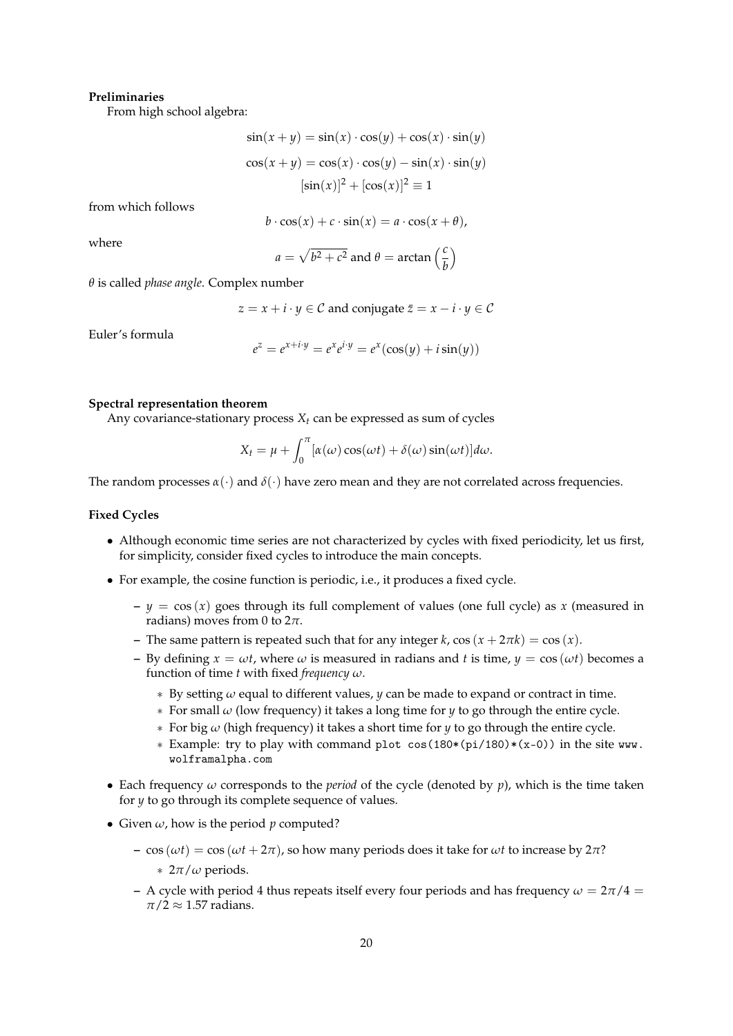**Preliminaries**

From high school algebra:

$$\sin(x+y) = \sin(x)\cdot\cos(y) + \cos(x)\cdot\sin(y)$$

$$\cos(x+y) = \cos(x)\cdot\cos(y) - \sin(x)\cdot\sin(y)$$

$$[\sin(x)]^2 + [\cos(x)]^2 \equiv 1$$

from which follows

$$b\cdot\cos(x) + c\cdot\sin(x) = a\cdot\cos(x+\theta),$$

where

$$a = \sqrt{b^2+c^2} \text{ and } \theta = \arctan\left(\frac{c}{b}\right)$$

$\theta$ is called *phase angle*. Complex number

$$z = x + i\cdot y \in \mathcal{C} \text{ and conjugate } \bar{z} = x - i\cdot y \in \mathcal{C}$$

Euler's formula

$$e^z = e^{x+i\cdot y} = e^x e^{i\cdot y} = e^x(\cos(y) + i\sin(y))$$

**Spectral representation theorem**

Any covariance-stationary process $X_t$ can be expressed as sum of cycles

$$X_t = \mu + \int_0^{\pi}[\alpha(\omega)\cos(\omega t) + \delta(\omega)\sin(\omega t)]d\omega.$$

The random processes $\alpha(\cdot)$ and $\delta(\cdot)$ have zero mean and they are not correlated across frequencies.

**Fixed Cycles**

- Although economic time series are not characterized by cycles with fixed periodicity, let us first, for simplicity, consider fixed cycles to introduce the main concepts.
- For example, the cosine function is periodic, i.e., it produces a fixed cycle.
  - $y = \cos(x)$ goes through its full complement of values (one full cycle) as $x$ (measured in radians) moves from 0 to $2\pi$.
  - The same pattern is repeated such that for any integer $k$, $\cos(x + 2\pi k) = \cos(x)$.
  - By defining $x = \omega t$, where $\omega$ is measured in radians and $t$ is time, $y = \cos(\omega t)$ becomes a function of time $t$ with fixed *frequency* $\omega$.
    - By setting $\omega$ equal to different values, $y$ can be made to expand or contract in time.
    - For small $\omega$ (low frequency) it takes a long time for $y$ to go through the entire cycle.
    - For big $\omega$ (high frequency) it takes a short time for $y$ to go through the entire cycle.
    - Example: try to play with command `plot cos(180*(pi/180)*(x-0))` in the site `www.wolframalpha.com`
- Each frequency $\omega$ corresponds to the *period* of the cycle (denoted by $p$), which is the time taken for $y$ to go through its complete sequence of values.
- Given $\omega$, how is the period $p$ computed?
  - $\cos(\omega t) = \cos(\omega t + 2\pi)$, so how many periods does it take for $\omega t$ to increase by $2\pi$?
    - $2\pi/\omega$ periods.
  - A cycle with period 4 thus repeats itself every four periods and has frequency $\omega = 2\pi/4 = \pi/2 \approx 1.57$ radians.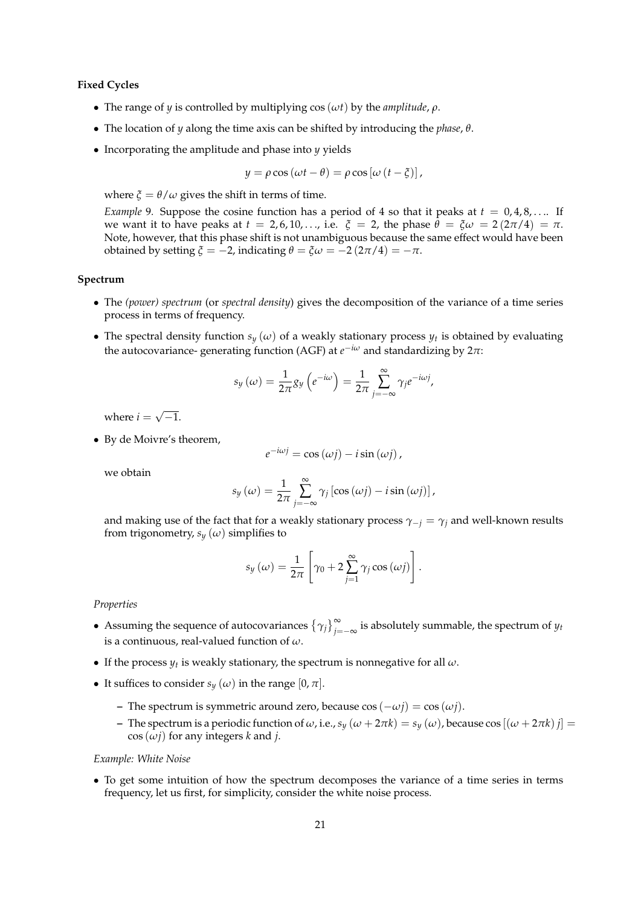**Fixed Cycles**

- The range of $y$ is controlled by multiplying $\cos(\omega t)$ by the *amplitude*, $\rho$.
- The location of $y$ along the time axis can be shifted by introducing the *phase*, $\theta$.
- Incorporating the amplitude and phase into $y$ yields

$$y = \rho \cos(\omega t - \theta) = \rho \cos[\omega(t - \xi)],$$

where $\xi = \theta / \omega$ gives the shift in terms of time.

*Example* 9. Suppose the cosine function has a period of 4 so that it peaks at $t = 0, 4, 8, \ldots$. If we want it to have peaks at $t = 2, 6, 10, \ldots$, i.e. $\xi = 2$, the phase $\theta = \xi\omega = 2(2\pi/4) = \pi$. Note, however, that this phase shift is not unambiguous because the same effect would have been obtained by setting $\xi = -2$, indicating $\theta = \xi\omega = -2(2\pi/4) = -\pi$.

**Spectrum**

- The *(power) spectrum* (or *spectral density*) gives the decomposition of the variance of a time series process in terms of frequency.
- The spectral density function $s_y(\omega)$ of a weakly stationary process $y_t$ is obtained by evaluating the autocovariance- generating function (AGF) at $e^{-i\omega}$ and standardizing by $2\pi$:

$$s_y(\omega) = \frac{1}{2\pi} g_y\left(e^{-i\omega}\right) = \frac{1}{2\pi} \sum_{j=-\infty}^{\infty} \gamma_j e^{-i\omega j},$$

where $i = \sqrt{-1}$.

- By de Moivre's theorem,

$$e^{-i\omega j} = \cos(\omega j) - i \sin(\omega j),$$

we obtain

$$s_y(\omega) = \frac{1}{2\pi} \sum_{j=-\infty}^{\infty} \gamma_j [\cos(\omega j) - i \sin(\omega j)],$$

and making use of the fact that for a weakly stationary process $\gamma_{-j} = \gamma_j$ and well-known results from trigonometry, $s_y(\omega)$ simplifies to

$$s_y(\omega) = \frac{1}{2\pi} \left[\gamma_0 + 2 \sum_{j=1}^{\infty} \gamma_j \cos(\omega j)\right].$$

*Properties*

- Assuming the sequence of autocovariances $\{\gamma_j\}_{j=-\infty}^{\infty}$ is absolutely summable, the spectrum of $y_t$ is a continuous, real-valued function of $\omega$.
- If the process $y_t$ is weakly stationary, the spectrum is nonnegative for all $\omega$.
- It suffices to consider $s_y(\omega)$ in the range $[0, \pi]$.
  - The spectrum is symmetric around zero, because $\cos(-\omega j) = \cos(\omega j)$.
  - The spectrum is a periodic function of $\omega$, i.e., $s_y(\omega + 2\pi k) = s_y(\omega)$, because $\cos[(\omega + 2\pi k) j] = \cos(\omega j)$ for any integers $k$ and $j$.

*Example: White Noise*

- To get some intuition of how the spectrum decomposes the variance of a time series in terms frequency, let us first, for simplicity, consider the white noise process.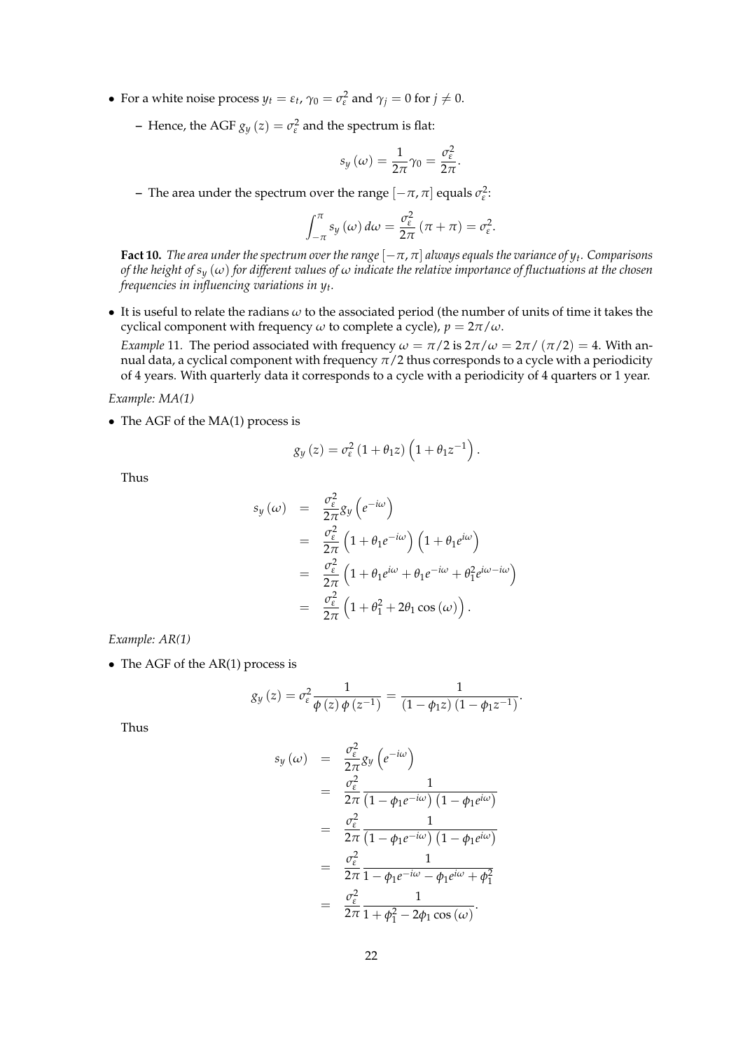- For a white noise process $y_t = \varepsilon_t$, $\gamma_0 = \sigma_\varepsilon^2$ and $\gamma_j = 0$ for $j \neq 0$.
  - Hence, the AGF $g_y(z) = \sigma_\varepsilon^2$ and the spectrum is flat:

$$s_y(\omega) = \frac{1}{2\pi}\gamma_0 = \frac{\sigma_\varepsilon^2}{2\pi}.$$

  - The area under the spectrum over the range $[-\pi, \pi]$ equals $\sigma_\varepsilon^2$:

$$\int_{-\pi}^{\pi} s_y(\omega)\, d\omega = \frac{\sigma_\varepsilon^2}{2\pi}(\pi + \pi) = \sigma_\varepsilon^2.$$

**Fact 10.** *The area under the spectrum over the range $[-\pi, \pi]$ always equals the variance of $y_t$. Comparisons of the height of $s_y(\omega)$ for different values of $\omega$ indicate the relative importance of fluctuations at the chosen frequencies in influencing variations in $y_t$.*

- It is useful to relate the radians $\omega$ to the associated period (the number of units of time it takes the cyclical component with frequency $\omega$ to complete a cycle), $p = 2\pi/\omega$.

  *Example* 11. The period associated with frequency $\omega = \pi/2$ is $2\pi/\omega = 2\pi/(\pi/2) = 4$. With annual data, a cyclical component with frequency $\pi/2$ thus corresponds to a cycle with a periodicity of 4 years. With quarterly data it corresponds to a cycle with a periodicity of 4 quarters or 1 year.

*Example: MA(1)*

- The AGF of the MA(1) process is

$$g_y(z) = \sigma_\varepsilon^2 (1 + \theta_1 z)\left(1 + \theta_1 z^{-1}\right).$$

  Thus

$$\begin{aligned}
s_y(\omega) &= \frac{\sigma_\varepsilon^2}{2\pi} g_y\left(e^{-i\omega}\right) \\
&= \frac{\sigma_\varepsilon^2}{2\pi}\left(1 + \theta_1 e^{-i\omega}\right)\left(1 + \theta_1 e^{i\omega}\right) \\
&= \frac{\sigma_\varepsilon^2}{2\pi}\left(1 + \theta_1 e^{i\omega} + \theta_1 e^{-i\omega} + \theta_1^2 e^{i\omega - i\omega}\right) \\
&= \frac{\sigma_\varepsilon^2}{2\pi}\left(1 + \theta_1^2 + 2\theta_1 \cos(\omega)\right).
\end{aligned}$$

*Example: AR(1)*

- The AGF of the AR(1) process is

$$g_y(z) = \sigma_\varepsilon^2 \frac{1}{\phi(z)\,\phi(z^{-1})} = \frac{1}{(1 - \phi_1 z)(1 - \phi_1 z^{-1})}.$$

  Thus

$$\begin{aligned}
s_y(\omega) &= \frac{\sigma_\varepsilon^2}{2\pi} g_y\left(e^{-i\omega}\right) \\
&= \frac{\sigma_\varepsilon^2}{2\pi}\frac{1}{\left(1 - \phi_1 e^{-i\omega}\right)\left(1 - \phi_1 e^{i\omega}\right)} \\
&= \frac{\sigma_\varepsilon^2}{2\pi}\frac{1}{\left(1 - \phi_1 e^{-i\omega}\right)\left(1 - \phi_1 e^{i\omega}\right)} \\
&= \frac{\sigma_\varepsilon^2}{2\pi}\frac{1}{1 - \phi_1 e^{-i\omega} - \phi_1 e^{i\omega} + \phi_1^2} \\
&= \frac{\sigma_\varepsilon^2}{2\pi}\frac{1}{1 + \phi_1^2 - 2\phi_1 \cos(\omega)}.
\end{aligned}$$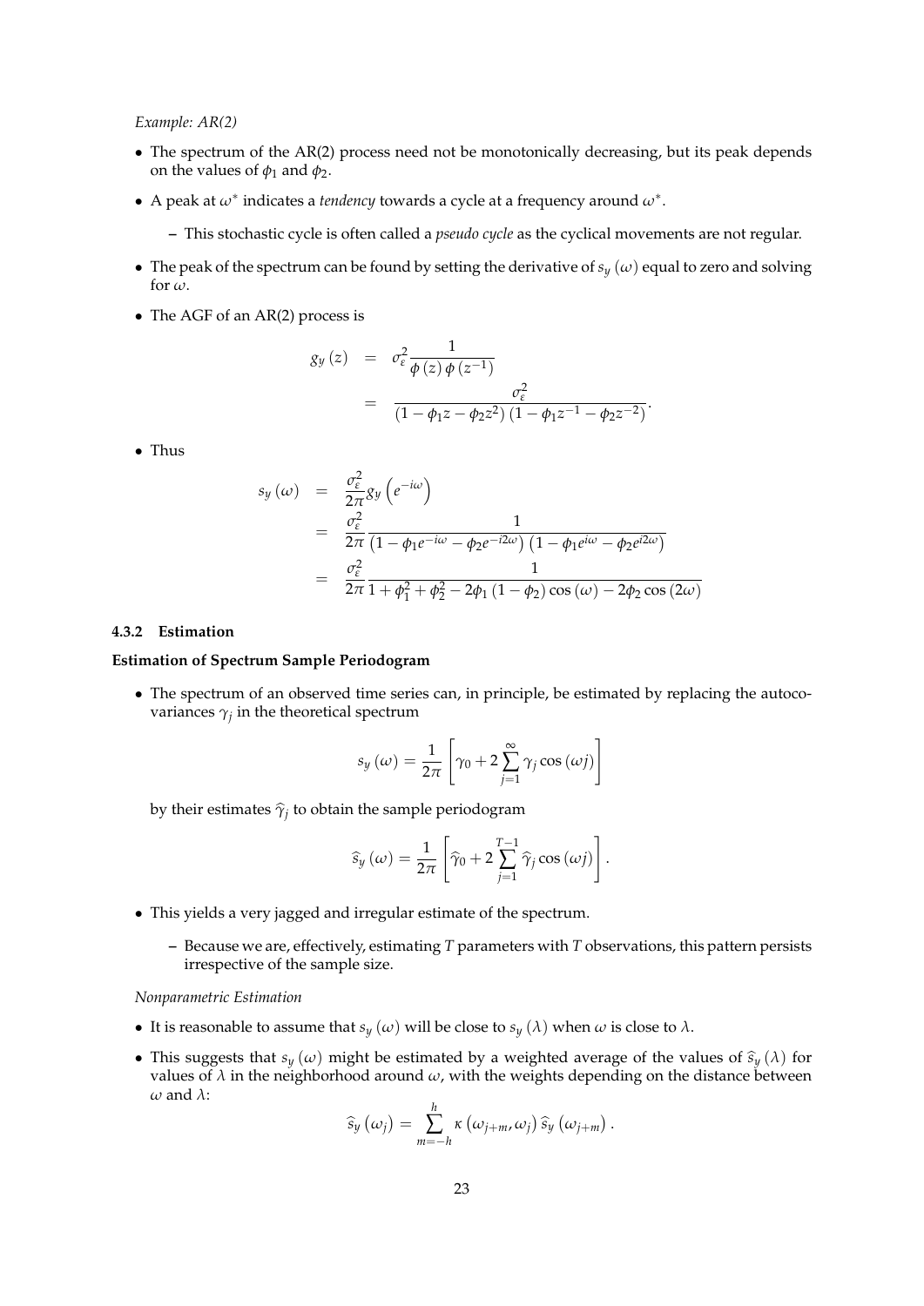*Example: AR(2)*

- The spectrum of the AR(2) process need not be monotonically decreasing, but its peak depends on the values of $\phi_1$ and $\phi_2$.
- A peak at $\omega^*$ indicates a *tendency* towards a cycle at a frequency around $\omega^*$.
  - This stochastic cycle is often called a *pseudo cycle* as the cyclical movements are not regular.
- The peak of the spectrum can be found by setting the derivative of $s_y(\omega)$ equal to zero and solving for $\omega$.
- The AGF of an AR(2) process is

$$
\begin{aligned}
g_y(z) &= \sigma_\varepsilon^2 \frac{1}{\phi(z)\,\phi(z^{-1})} \\
&= \frac{\sigma_\varepsilon^2}{(1-\phi_1 z-\phi_2 z^2)(1-\phi_1 z^{-1}-\phi_2 z^{-2})}.
\end{aligned}
$$

- Thus

$$
\begin{aligned}
s_y(\omega) &= \frac{\sigma_\varepsilon^2}{2\pi} g_y\left(e^{-i\omega}\right) \\
&= \frac{\sigma_\varepsilon^2}{2\pi} \frac{1}{\left(1-\phi_1 e^{-i\omega}-\phi_2 e^{-i2\omega}\right)\left(1-\phi_1 e^{i\omega}-\phi_2 e^{i2\omega}\right)} \\
&= \frac{\sigma_\varepsilon^2}{2\pi} \frac{1}{1+\phi_1^2+\phi_2^2-2\phi_1(1-\phi_2)\cos(\omega)-2\phi_2\cos(2\omega)}
\end{aligned}
$$

### 4.3.2 Estimation

**Estimation of Spectrum Sample Periodogram**

- The spectrum of an observed time series can, in principle, be estimated by replacing the autocovariances $\gamma_j$ in the theoretical spectrum

$$
s_y(\omega) = \frac{1}{2\pi}\left[\gamma_0 + 2\sum_{j=1}^{\infty}\gamma_j \cos(\omega j)\right]
$$

by their estimates $\widehat{\gamma}_j$ to obtain the sample periodogram

$$
\widehat{s}_y(\omega) = \frac{1}{2\pi}\left[\widehat{\gamma}_0 + 2\sum_{j=1}^{T-1}\widehat{\gamma}_j \cos(\omega j)\right].
$$

- This yields a very jagged and irregular estimate of the spectrum.
  - Because we are, effectively, estimating $T$ parameters with $T$ observations, this pattern persists irrespective of the sample size.

*Nonparametric Estimation*

- It is reasonable to assume that $s_y(\omega)$ will be close to $s_y(\lambda)$ when $\omega$ is close to $\lambda$.
- This suggests that $s_y(\omega)$ might be estimated by a weighted average of the values of $\widehat{s}_y(\lambda)$ for values of $\lambda$ in the neighborhood around $\omega$, with the weights depending on the distance between $\omega$ and $\lambda$:

$$
\widehat{s}_y(\omega_j) = \sum_{m=-h}^{h} \kappa(\omega_{j+m}, \omega_j)\, \widehat{s}_y(\omega_{j+m}).
$$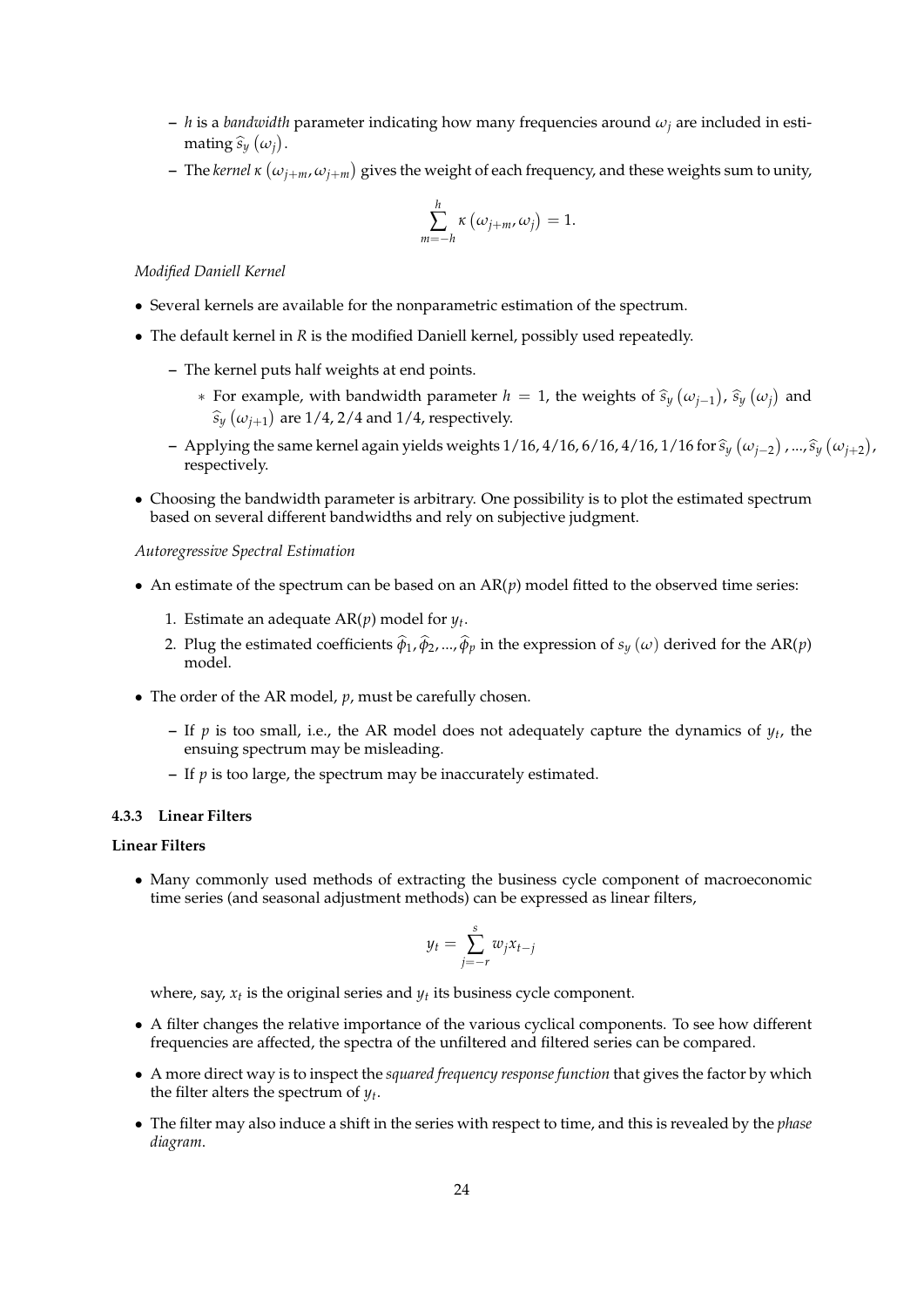- $h$ is a *bandwidth* parameter indicating how many frequencies around $\omega_j$ are included in estimating $\widehat{s}_y(\omega_j)$.
  - The *kernel* $\kappa(\omega_{j+m}, \omega_{j+m})$ gives the weight of each frequency, and these weights sum to unity,

$$\sum_{m=-h}^{h} \kappa(\omega_{j+m}, \omega_j) = 1.$$

*Modified Daniell Kernel*

- Several kernels are available for the nonparametric estimation of the spectrum.
- The default kernel in *R* is the modified Daniell kernel, possibly used repeatedly.
  - The kernel puts half weights at end points.
    - For example, with bandwidth parameter $h = 1$, the weights of $\widehat{s}_y(\omega_{j-1})$, $\widehat{s}_y(\omega_j)$ and $\widehat{s}_y(\omega_{j+1})$ are $1/4$, $2/4$ and $1/4$, respectively.
  - Applying the same kernel again yields weights $1/16, 4/16, 6/16, 4/16, 1/16$ for $\widehat{s}_y(\omega_{j-2}), ..., \widehat{s}_y(\omega_{j+2})$, respectively.
- Choosing the bandwidth parameter is arbitrary. One possibility is to plot the estimated spectrum based on several different bandwidths and rely on subjective judgment.

*Autoregressive Spectral Estimation*

- An estimate of the spectrum can be based on an AR($p$) model fitted to the observed time series:
  1. Estimate an adequate AR($p$) model for $y_t$.
  2. Plug the estimated coefficients $\widehat{\phi}_1, \widehat{\phi}_2, ..., \widehat{\phi}_p$ in the expression of $s_y(\omega)$ derived for the AR($p$) model.
- The order of the AR model, $p$, must be carefully chosen.
  - If $p$ is too small, i.e., the AR model does not adequately capture the dynamics of $y_t$, the ensuing spectrum may be misleading.
  - If $p$ is too large, the spectrum may be inaccurately estimated.

### 4.3.3 Linear Filters

**Linear Filters**

- Many commonly used methods of extracting the business cycle component of macroeconomic time series (and seasonal adjustment methods) can be expressed as linear filters,

$$y_t = \sum_{j=-r}^{s} w_j x_{t-j}$$

  where, say, $x_t$ is the original series and $y_t$ its business cycle component.
- A filter changes the relative importance of the various cyclical components. To see how different frequencies are affected, the spectra of the unfiltered and filtered series can be compared.
- A more direct way is to inspect the *squared frequency response function* that gives the factor by which the filter alters the spectrum of $y_t$.
- The filter may also induce a shift in the series with respect to time, and this is revealed by the *phase diagram*.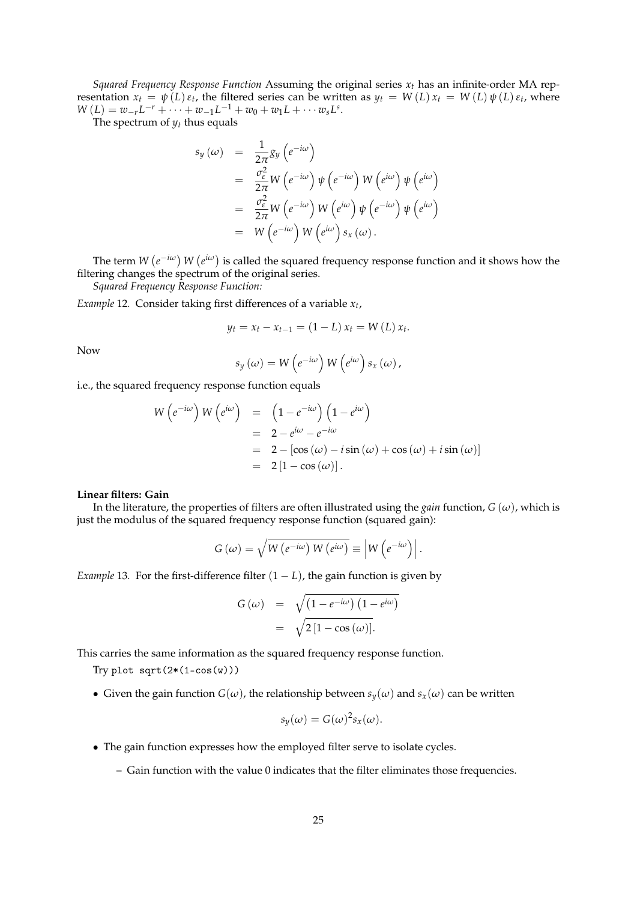*Squared Frequency Response Function* Assuming the original series $x_t$ has an infinite-order MA representation $x_t = \psi(L)\varepsilon_t$, the filtered series can be written as $y_t = W(L)x_t = W(L)\psi(L)\varepsilon_t$, where $W(L) = w_{-r}L^{-r} + \cdots + w_{-1}L^{-1} + w_0 + w_1 L + \cdots w_s L^s$.

The spectrum of $y_t$ thus equals

$$
\begin{aligned}
s_y(\omega) &= \frac{1}{2\pi} g_y\left(e^{-i\omega}\right) \\
&= \frac{\sigma_\varepsilon^2}{2\pi} W\left(e^{-i\omega}\right)\psi\left(e^{-i\omega}\right) W\left(e^{i\omega}\right)\psi\left(e^{i\omega}\right) \\
&= \frac{\sigma_\varepsilon^2}{2\pi} W\left(e^{-i\omega}\right) W\left(e^{i\omega}\right)\psi\left(e^{-i\omega}\right)\psi\left(e^{i\omega}\right) \\
&= W\left(e^{-i\omega}\right) W\left(e^{i\omega}\right) s_x(\omega).
\end{aligned}
$$

The term $W\left(e^{-i\omega}\right) W\left(e^{i\omega}\right)$ is called the squared frequency response function and it shows how the filtering changes the spectrum of the original series.

*Squared Frequency Response Function:*

*Example* 12. Consider taking first differences of a variable $x_t$,

$$
y_t = x_t - x_{t-1} = (1 - L)x_t = W(L)x_t.
$$

Now

$$
s_y(\omega) = W\left(e^{-i\omega}\right) W\left(e^{i\omega}\right) s_x(\omega),
$$

i.e., the squared frequency response function equals

$$
\begin{aligned}
W\left(e^{-i\omega}\right) W\left(e^{i\omega}\right) &= \left(1 - e^{-i\omega}\right)\left(1 - e^{i\omega}\right) \\
&= 2 - e^{i\omega} - e^{-i\omega} \\
&= 2 - [\cos(\omega) - i\sin(\omega) + \cos(\omega) + i\sin(\omega)] \\
&= 2[1 - \cos(\omega)].
\end{aligned}
$$

**Linear filters: Gain**

In the literature, the properties of filters are often illustrated using the *gain* function, $G(\omega)$, which is just the modulus of the squared frequency response function (squared gain):

$$
G(\omega) = \sqrt{W\left(e^{-i\omega}\right) W\left(e^{i\omega}\right)} \equiv \left|W\left(e^{-i\omega}\right)\right|.
$$

*Example* 13. For the first-difference filter $(1 - L)$, the gain function is given by

$$
\begin{aligned}
G(\omega) &= \sqrt{\left(1 - e^{-i\omega}\right)\left(1 - e^{i\omega}\right)} \\
&= \sqrt{2[1 - \cos(\omega)]}.
\end{aligned}
$$

This carries the same information as the squared frequency response function.

Try `plot sqrt(2*(1-cos(w)))`

- Given the gain function $G(\omega)$, the relationship between $s_y(\omega)$ and $s_x(\omega)$ can be written

$$
s_y(\omega) = G(\omega)^2 s_x(\omega).
$$

- The gain function expresses how the employed filter serve to isolate cycles.
  - Gain function with the value 0 indicates that the filter eliminates those frequencies.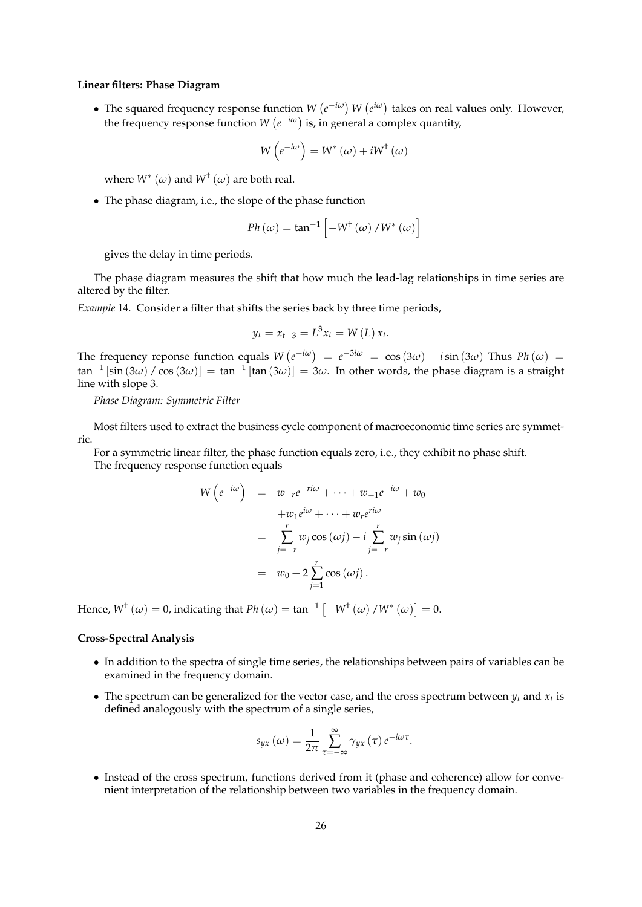**Linear filters: Phase Diagram**

- The squared frequency response function $W\left(e^{-i\omega}\right) W\left(e^{i\omega}\right)$ takes on real values only. However, the frequency response function $W\left(e^{-i\omega}\right)$ is, in general a complex quantity,

$$W\left(e^{-i\omega}\right) = W^{*}(\omega) + iW^{\dagger}(\omega)$$

where $W^{*}(\omega)$ and $W^{\dagger}(\omega)$ are both real.

- The phase diagram, i.e., the slope of the phase function

$$Ph(\omega) = \tan^{-1}\left[-W^{\dagger}(\omega) / W^{*}(\omega)\right]$$

gives the delay in time periods.

The phase diagram measures the shift that how much the lead-lag relationships in time series are altered by the filter.

*Example* 14. Consider a filter that shifts the series back by three time periods,

$$y_t = x_{t-3} = L^3 x_t = W(L) x_t.$$

The frequency reponse function equals $W\left(e^{-i\omega}\right) = e^{-3i\omega} = \cos(3\omega) - i\sin(3\omega)$ Thus $Ph(\omega) = \tan^{-1}[\sin(3\omega) / \cos(3\omega)] = \tan^{-1}[\tan(3\omega)] = 3\omega$. In other words, the phase diagram is a straight line with slope 3.

*Phase Diagram: Symmetric Filter*

Most filters used to extract the business cycle component of macroeconomic time series are symmetric.

For a symmetric linear filter, the phase function equals zero, i.e., they exhibit no phase shift.

The frequency response function equals

$$\begin{aligned}
W\left(e^{-i\omega}\right) &= w_{-r}e^{-ri\omega} + \cdots + w_{-1}e^{-i\omega} + w_0 \\
&\quad + w_1 e^{i\omega} + \cdots + w_r e^{ri\omega} \\
&= \sum_{j=-r}^{r} w_j \cos(\omega j) - i\sum_{j=-r}^{r} w_j \sin(\omega j) \\
&= w_0 + 2\sum_{j=1}^{r} \cos(\omega j).
\end{aligned}$$

Hence, $W^{\dagger}(\omega) = 0$, indicating that $Ph(\omega) = \tan^{-1}\left[-W^{\dagger}(\omega) / W^{*}(\omega)\right] = 0$.

**Cross-Spectral Analysis**

- In addition to the spectra of single time series, the relationships between pairs of variables can be examined in the frequency domain.
- The spectrum can be generalized for the vector case, and the cross spectrum between $y_t$ and $x_t$ is defined analogously with the spectrum of a single series,

$$s_{yx}(\omega) = \frac{1}{2\pi}\sum_{\tau=-\infty}^{\infty} \gamma_{yx}(\tau) e^{-i\omega\tau}.$$

- Instead of the cross spectrum, functions derived from it (phase and coherence) allow for convenient interpretation of the relationship between two variables in the frequency domain.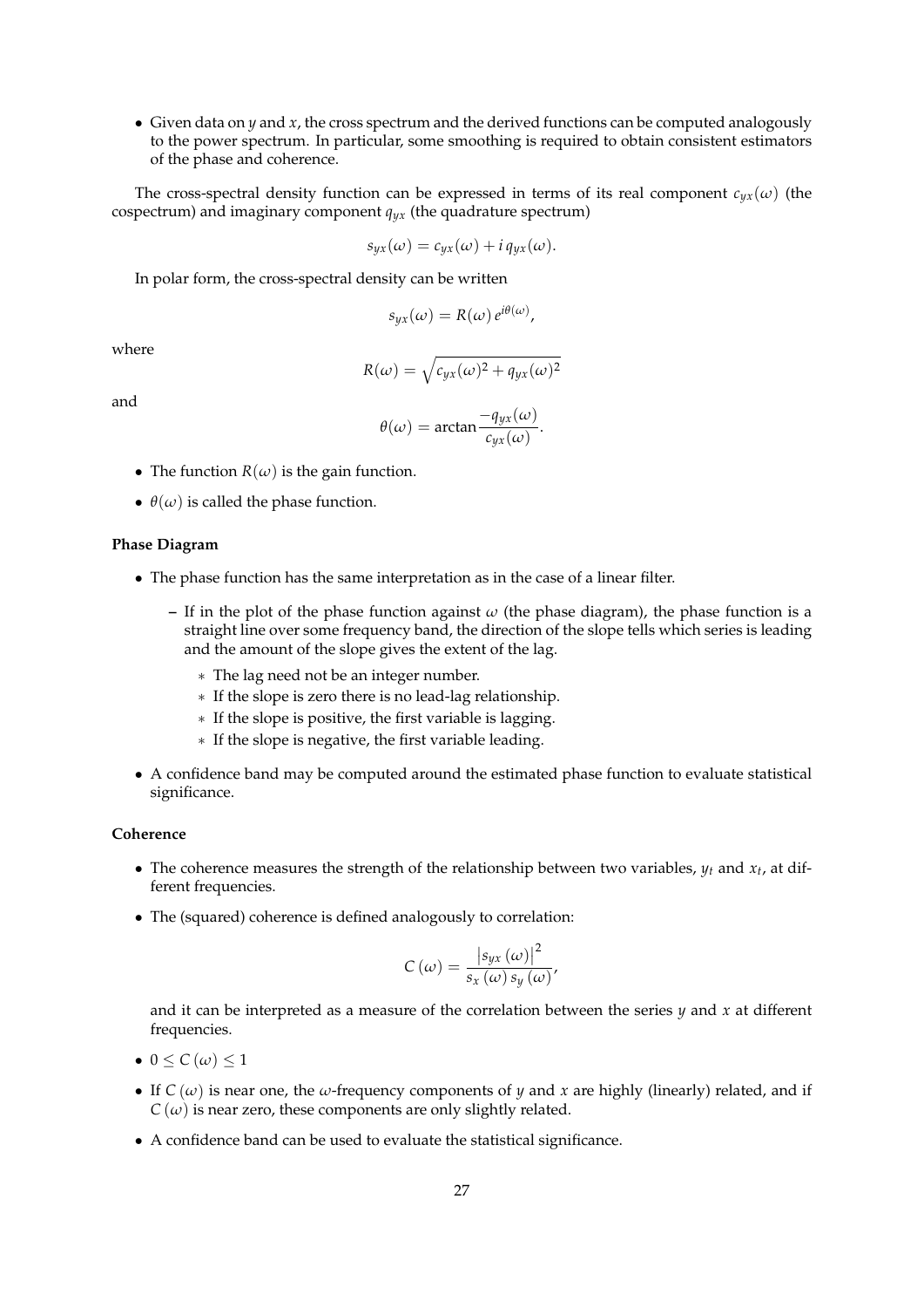- Given data on $y$ and $x$, the cross spectrum and the derived functions can be computed analogously to the power spectrum. In particular, some smoothing is required to obtain consistent estimators of the phase and coherence.

The cross-spectral density function can be expressed in terms of its real component $c_{yx}(\omega)$ (the cospectrum) and imaginary component $q_{yx}$ (the quadrature spectrum)

$$s_{yx}(\omega) = c_{yx}(\omega) + i\, q_{yx}(\omega).$$

In polar form, the cross-spectral density can be written

$$s_{yx}(\omega) = R(\omega)\, e^{i\theta(\omega)},$$

where

$$R(\omega) = \sqrt{c_{yx}(\omega)^2 + q_{yx}(\omega)^2}$$

and

$$\theta(\omega) = \arctan \frac{-q_{yx}(\omega)}{c_{yx}(\omega)}.$$

- The function $R(\omega)$ is the gain function.
- $\theta(\omega)$ is called the phase function.

**Phase Diagram**

- The phase function has the same interpretation as in the case of a linear filter.
  - If in the plot of the phase function against $\omega$ (the phase diagram), the phase function is a straight line over some frequency band, the direction of the slope tells which series is leading and the amount of the slope gives the extent of the lag.
    - The lag need not be an integer number.
    - If the slope is zero there is no lead-lag relationship.
    - If the slope is positive, the first variable is lagging.
    - If the slope is negative, the first variable leading.
- A confidence band may be computed around the estimated phase function to evaluate statistical significance.

**Coherence**

- The coherence measures the strength of the relationship between two variables, $y_t$ and $x_t$, at different frequencies.
- The (squared) coherence is defined analogously to correlation:

$$C(\omega) = \frac{\left|s_{yx}(\omega)\right|^2}{s_x(\omega)\, s_y(\omega)},$$

  and it can be interpreted as a measure of the correlation between the series $y$ and $x$ at different frequencies.

- $0 \leq C(\omega) \leq 1$
- If $C(\omega)$ is near one, the $\omega$-frequency components of $y$ and $x$ are highly (linearly) related, and if $C(\omega)$ is near zero, these components are only slightly related.
- A confidence band can be used to evaluate the statistical significance.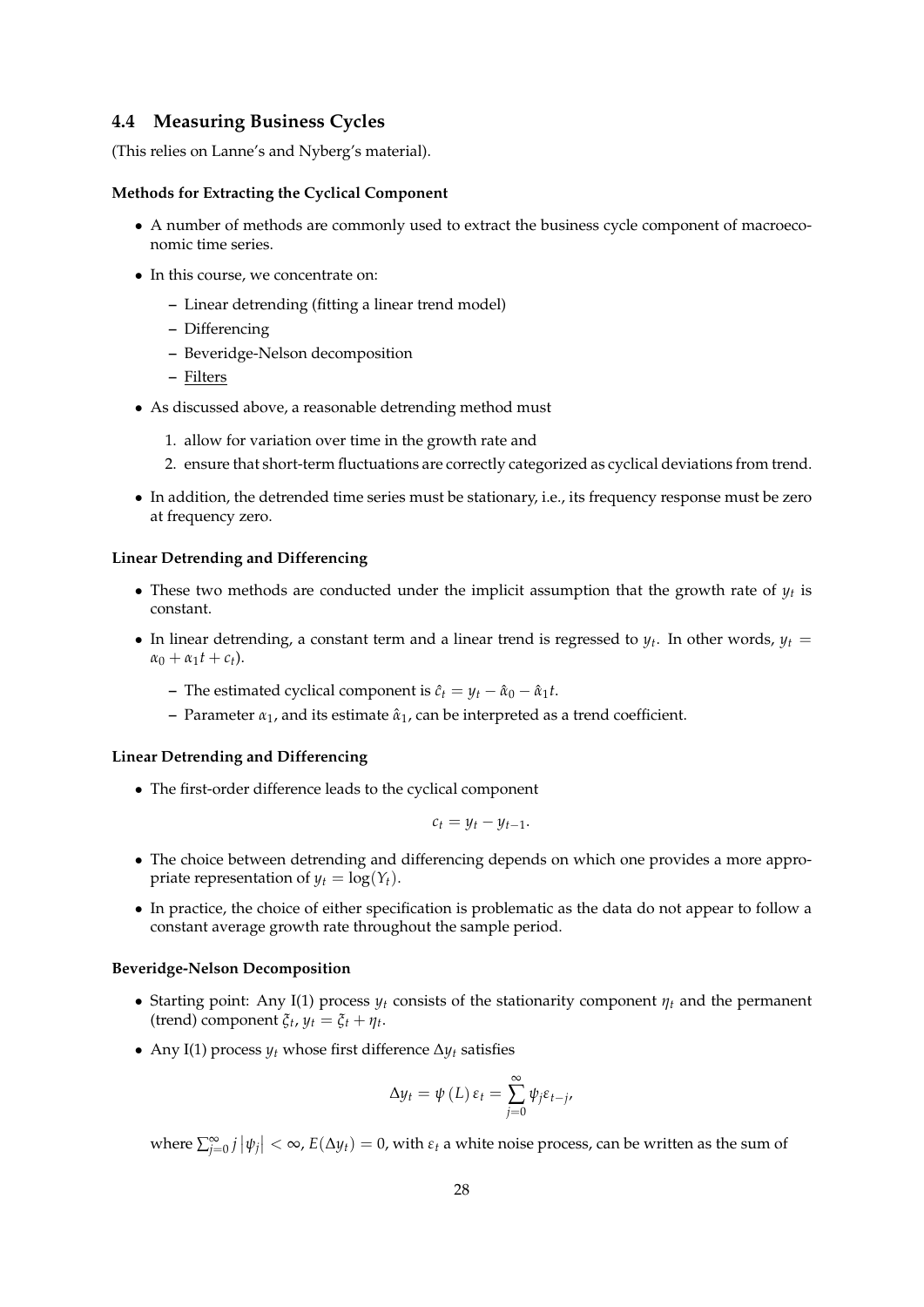## 4.4 Measuring Business Cycles

(This relies on Lanne's and Nyberg's material).

**Methods for Extracting the Cyclical Component**

- A number of methods are commonly used to extract the business cycle component of macroeconomic time series.
- In this course, we concentrate on:
  - Linear detrending (fitting a linear trend model)
  - Differencing
  - Beveridge-Nelson decomposition
  - Filters
- As discussed above, a reasonable detrending method must
  1. allow for variation over time in the growth rate and
  2. ensure that short-term fluctuations are correctly categorized as cyclical deviations from trend.
- In addition, the detrended time series must be stationary, i.e., its frequency response must be zero at frequency zero.

**Linear Detrending and Differencing**

- These two methods are conducted under the implicit assumption that the growth rate of $y_t$ is constant.
- In linear detrending, a constant term and a linear trend is regressed to $y_t$. In other words, $y_t = \alpha_0 + \alpha_1 t + c_t$).
  - The estimated cyclical component is $\hat{c}_t = y_t - \hat{\alpha}_0 - \hat{\alpha}_1 t$.
  - Parameter $\alpha_1$, and its estimate $\hat{\alpha}_1$, can be interpreted as a trend coefficient.

**Linear Detrending and Differencing**

- The first-order difference leads to the cyclical component

$$c_t = y_t - y_{t-1}.$$

- The choice between detrending and differencing depends on which one provides a more appropriate representation of $y_t = \log(Y_t)$.
- In practice, the choice of either specification is problematic as the data do not appear to follow a constant average growth rate throughout the sample period.

**Beveridge-Nelson Decomposition**

- Starting point: Any I(1) process $y_t$ consists of the stationarity component $\eta_t$ and the permanent (trend) component $\xi_t$, $y_t = \xi_t + \eta_t$.
- Any I(1) process $y_t$ whose first difference $\Delta y_t$ satisfies

$$\Delta y_t = \psi(L)\varepsilon_t = \sum_{j=0}^{\infty} \psi_j \varepsilon_{t-j},$$

where $\sum_{j=0}^{\infty} j|\psi_j| < \infty$, $E(\Delta y_t) = 0$, with $\varepsilon_t$ a white noise process, can be written as the sum of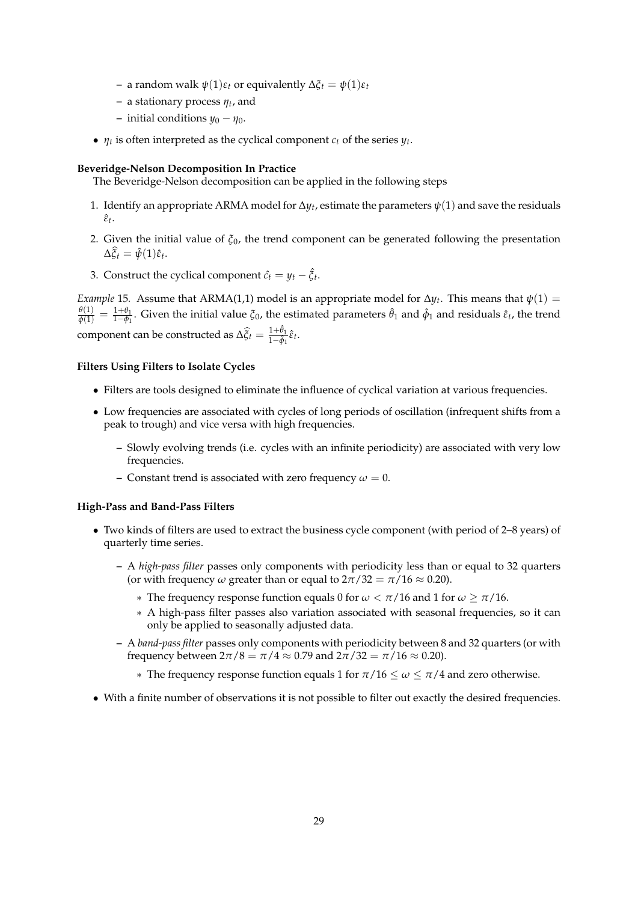- a random walk $\psi(1)\varepsilon_t$ or equivalently $\Delta\xi_t = \psi(1)\varepsilon_t$
  - a stationary process $\eta_t$, and
  - initial conditions $y_0 - \eta_0$.
- $\eta_t$ is often interpreted as the cyclical component $c_t$ of the series $y_t$.

**Beveridge-Nelson Decomposition In Practice**

The Beveridge-Nelson decomposition can be applied in the following steps

1. Identify an appropriate ARMA model for $\Delta y_t$, estimate the parameters $\psi(1)$ and save the residuals $\hat{\varepsilon}_t$.
2. Given the initial value of $\xi_0$, the trend component can be generated following the presentation $\Delta\widehat{\xi}_t = \hat{\psi}(1)\hat{\varepsilon}_t$.
3. Construct the cyclical component $\hat{c}_t = y_t - \hat{\xi}_t$.

*Example* 15. Assume that ARMA(1,1) model is an appropriate model for $\Delta y_t$. This means that $\psi(1) = \frac{\theta(1)}{\phi(1)} = \frac{1+\theta_1}{1-\phi_1}$. Given the initial value $\xi_0$, the estimated parameters $\hat{\theta}_1$ and $\hat{\phi}_1$ and residuals $\hat{\varepsilon}_t$, the trend component can be constructed as $\Delta\widehat{\xi}_t = \frac{1+\hat{\theta}_1}{1-\hat{\phi}_1}\hat{\varepsilon}_t$.

**Filters Using Filters to Isolate Cycles**

- Filters are tools designed to eliminate the influence of cyclical variation at various frequencies.
- Low frequencies are associated with cycles of long periods of oscillation (infrequent shifts from a peak to trough) and vice versa with high frequencies.
  - Slowly evolving trends (i.e. cycles with an infinite periodicity) are associated with very low frequencies.
  - Constant trend is associated with zero frequency $\omega = 0$.

**High-Pass and Band-Pass Filters**

- Two kinds of filters are used to extract the business cycle component (with period of 2–8 years) of quarterly time series.
  - A *high-pass filter* passes only components with periodicity less than or equal to 32 quarters (or with frequency $\omega$ greater than or equal to $2\pi/32 = \pi/16 \approx 0.20$).
    * The frequency response function equals 0 for $\omega < \pi/16$ and 1 for $\omega \geq \pi/16$.
    * A high-pass filter passes also variation associated with seasonal frequencies, so it can only be applied to seasonally adjusted data.
  - A *band-pass filter* passes only components with periodicity between 8 and 32 quarters (or with frequency between $2\pi/8 = \pi/4 \approx 0.79$ and $2\pi/32 = \pi/16 \approx 0.20$).
    * The frequency response function equals 1 for $\pi/16 \leq \omega \leq \pi/4$ and zero otherwise.
- With a finite number of observations it is not possible to filter out exactly the desired frequencies.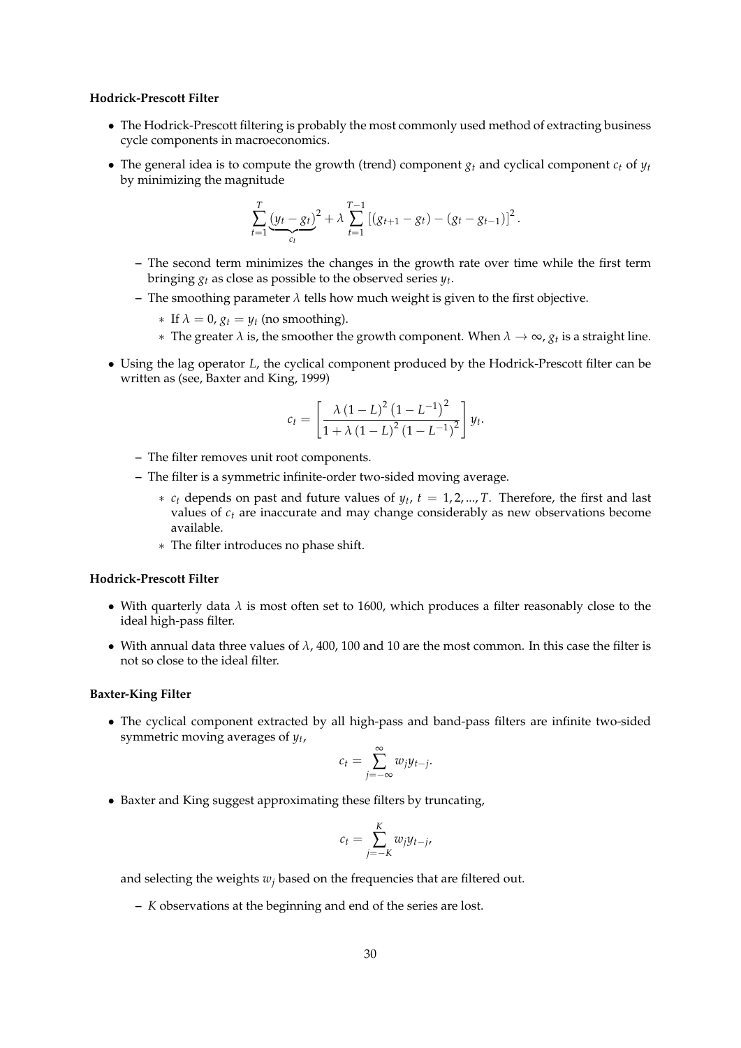**Hodrick-Prescott Filter**

- The Hodrick-Prescott filtering is probably the most commonly used method of extracting business cycle components in macroeconomics.
- The general idea is to compute the growth (trend) component $g_t$ and cyclical component $c_t$ of $y_t$ by minimizing the magnitude

$$\sum_{t=1}^{T} \underbrace{(y_t - g_t)}_{c_t}^2 + \lambda \sum_{t=1}^{T-1} \left[ (g_{t+1} - g_t) - (g_t - g_{t-1}) \right]^2 .$$

  - The second term minimizes the changes in the growth rate over time while the first term bringing $g_t$ as close as possible to the observed series $y_t$.
  - The smoothing parameter $\lambda$ tells how much weight is given to the first objective.
    * If $\lambda = 0$, $g_t = y_t$ (no smoothing).
    * The greater $\lambda$ is, the smoother the growth component. When $\lambda \to \infty$, $g_t$ is a straight line.
- Using the lag operator $L$, the cyclical component produced by the Hodrick-Prescott filter can be written as (see, Baxter and King, 1999)

$$c_t = \left[ \frac{\lambda (1-L)^2 (1-L^{-1})^2}{1 + \lambda (1-L)^2 (1-L^{-1})^2} \right] y_t.$$

  - The filter removes unit root components.
  - The filter is a symmetric infinite-order two-sided moving average.
    * $c_t$ depends on past and future values of $y_t$, $t = 1, 2, ..., T$. Therefore, the first and last values of $c_t$ are inaccurate and may change considerably as new observations become available.
    * The filter introduces no phase shift.

**Hodrick-Prescott Filter**

- With quarterly data $\lambda$ is most often set to 1600, which produces a filter reasonably close to the ideal high-pass filter.
- With annual data three values of $\lambda$, 400, 100 and 10 are the most common. In this case the filter is not so close to the ideal filter.

**Baxter-King Filter**

- The cyclical component extracted by all high-pass and band-pass filters are infinite two-sided symmetric moving averages of $y_t$,

$$c_t = \sum_{j=-\infty}^{\infty} w_j y_{t-j}.$$

- Baxter and King suggest approximating these filters by truncating,

$$c_t = \sum_{j=-K}^{K} w_j y_{t-j},$$

  and selecting the weights $w_j$ based on the frequencies that are filtered out.

  - $K$ observations at the beginning and end of the series are lost.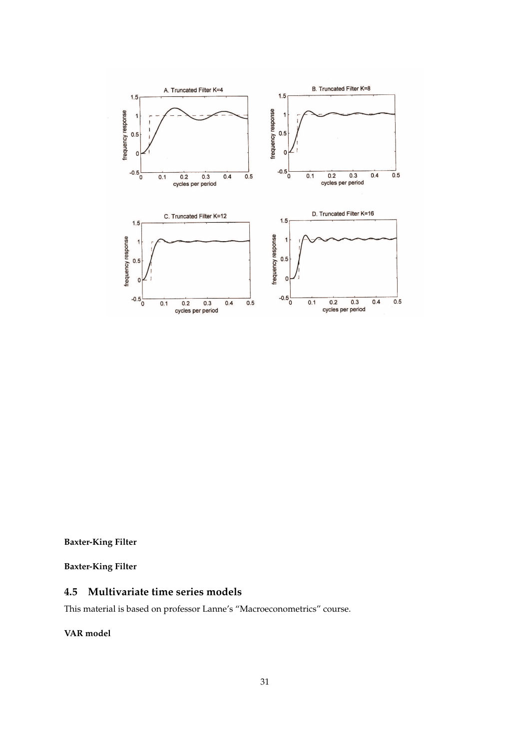**Baxter-King Filter**

**Baxter-King Filter**

## 4.5 Multivariate time series models

This material is based on professor Lanne's "Macroeconometrics" course.

**VAR model**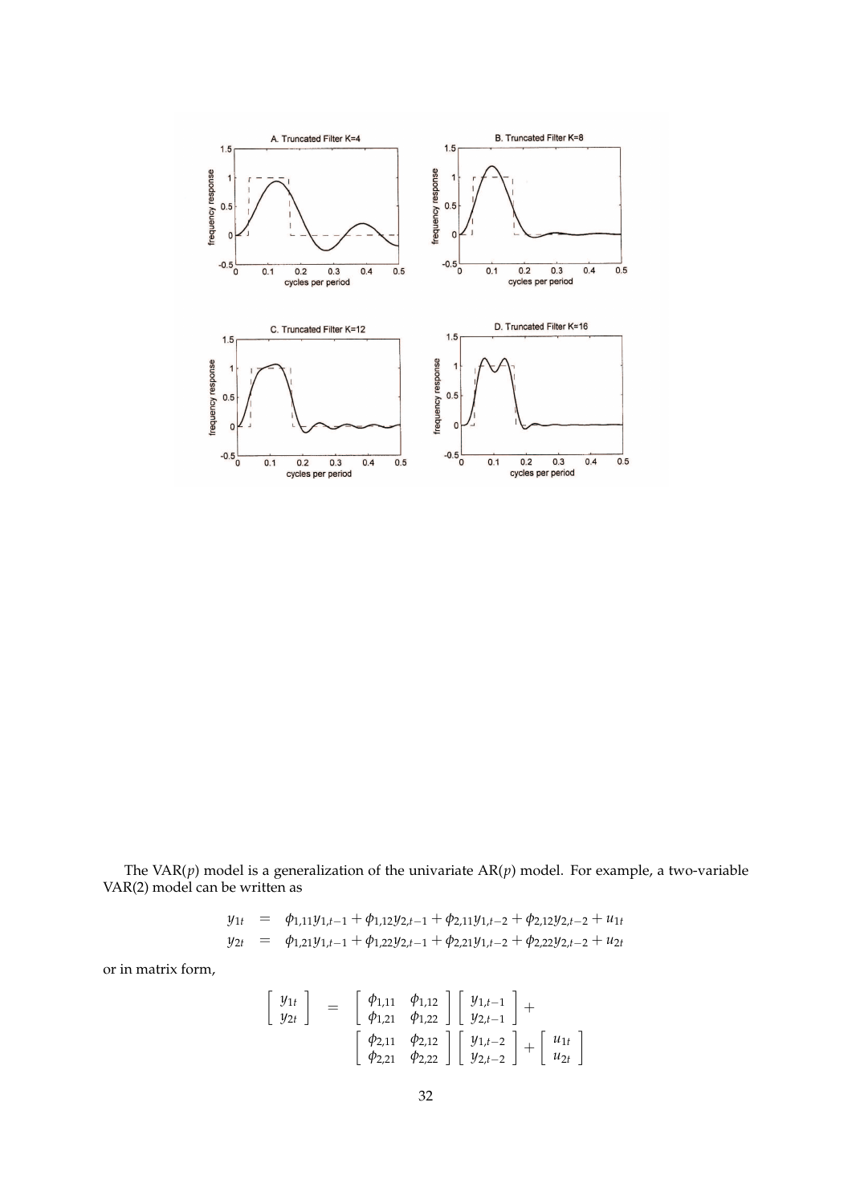The VAR($p$) model is a generalization of the univariate AR($p$) model. For example, a two-variable VAR(2) model can be written as

$$
\begin{aligned}
y_{1t} &= \phi_{1,11} y_{1,t-1} + \phi_{1,12} y_{2,t-1} + \phi_{2,11} y_{1,t-2} + \phi_{2,12} y_{2,t-2} + u_{1t} \\
y_{2t} &= \phi_{1,21} y_{1,t-1} + \phi_{1,22} y_{2,t-1} + \phi_{2,21} y_{1,t-2} + \phi_{2,22} y_{2,t-2} + u_{2t}
\end{aligned}
$$

or in matrix form,

$$
\begin{aligned}
\begin{bmatrix} y_{1t} \\ y_{2t} \end{bmatrix} &= \begin{bmatrix} \phi_{1,11} & \phi_{1,12} \\ \phi_{1,21} & \phi_{1,22} \end{bmatrix} \begin{bmatrix} y_{1,t-1} \\ y_{2,t-1} \end{bmatrix} + \\
& \quad \begin{bmatrix} \phi_{2,11} & \phi_{2,12} \\ \phi_{2,21} & \phi_{2,22} \end{bmatrix} \begin{bmatrix} y_{1,t-2} \\ y_{2,t-2} \end{bmatrix} + \begin{bmatrix} u_{1t} \\ u_{2t} \end{bmatrix}
\end{aligned}
$$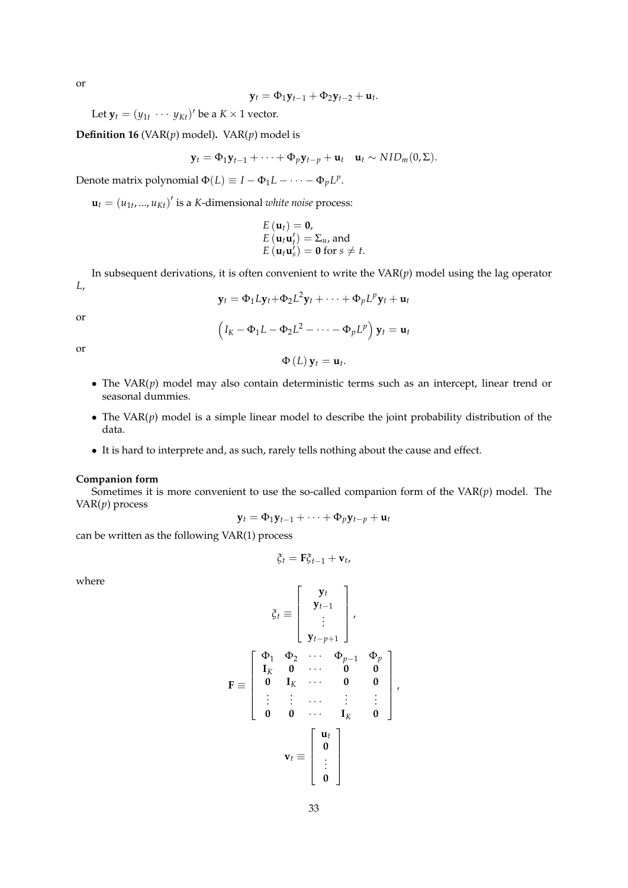or

$$\mathbf{y}_t = \Phi_1 \mathbf{y}_{t-1} + \Phi_2 \mathbf{y}_{t-2} + \mathbf{u}_t.$$

Let $\mathbf{y}_t = (y_{1t} \ \cdots \ y_{Kt})'$ be a $K \times 1$ vector.

**Definition 16** (VAR($p$) model)**.** VAR($p$) model is

$$\mathbf{y}_t = \Phi_1 \mathbf{y}_{t-1} + \cdots + \Phi_p \mathbf{y}_{t-p} + \mathbf{u}_t \quad \mathbf{u}_t \sim NID_m(0, \Sigma).$$

Denote matrix polynomial $\Phi(L) \equiv I - \Phi_1 L - \cdots - \Phi_p L^p$.

$\mathbf{u}_t = (u_{1t}, ..., u_{Kt})'$ is a $K$-dimensional *white noise* process:

$$\begin{aligned}
&E(\mathbf{u}_t) = \mathbf{0}, \\
&E(\mathbf{u}_t \mathbf{u}_t') = \Sigma_u, \text{ and} \\
&E(\mathbf{u}_t \mathbf{u}_s') = \mathbf{0} \text{ for } s \neq t.
\end{aligned}$$

In subsequent derivations, it is often convenient to write the VAR($p$) model using the lag operator $L$,

$$\mathbf{y}_t = \Phi_1 L \mathbf{y}_t + \Phi_2 L^2 \mathbf{y}_t + \cdots + \Phi_p L^p \mathbf{y}_t + \mathbf{u}_t$$

or

$$\left( I_K - \Phi_1 L - \Phi_2 L^2 - \cdots - \Phi_p L^p \right) \mathbf{y}_t = \mathbf{u}_t$$

or

$$\Phi(L) \mathbf{y}_t = \mathbf{u}_t.$$

- The VAR($p$) model may also contain deterministic terms such as an intercept, linear trend or seasonal dummies.
- The VAR($p$) model is a simple linear model to describe the joint probability distribution of the data.
- It is hard to interprete and, as such, rarely tells nothing about the cause and effect.

**Companion form**

Sometimes it is more convenient to use the so-called companion form of the VAR($p$) model. The VAR($p$) process

$$\mathbf{y}_t = \Phi_1 \mathbf{y}_{t-1} + \cdots + \Phi_p \mathbf{y}_{t-p} + \mathbf{u}_t$$

can be written as the following VAR(1) process

$$\xi_t = \mathbf{F} \xi_{t-1} + \mathbf{v}_t,$$

where

$$\xi_t \equiv \begin{bmatrix} \mathbf{y}_t \\ \mathbf{y}_{t-1} \\ \vdots \\ \mathbf{y}_{t-p+1} \end{bmatrix},$$

$$\mathbf{F} \equiv \begin{bmatrix} \Phi_1 & \Phi_2 & \cdots & \Phi_{p-1} & \Phi_p \\ \mathbf{I}_K & \mathbf{0} & \cdots & \mathbf{0} & \mathbf{0} \\ \mathbf{0} & \mathbf{I}_K & \cdots & \mathbf{0} & \mathbf{0} \\ \vdots & \vdots & \cdots & \vdots & \vdots \\ \mathbf{0} & \mathbf{0} & \cdots & \mathbf{I}_K & \mathbf{0} \end{bmatrix},$$

$$\mathbf{v}_t \equiv \begin{bmatrix} \mathbf{u}_t \\ \mathbf{0} \\ \vdots \\ \mathbf{0} \end{bmatrix}$$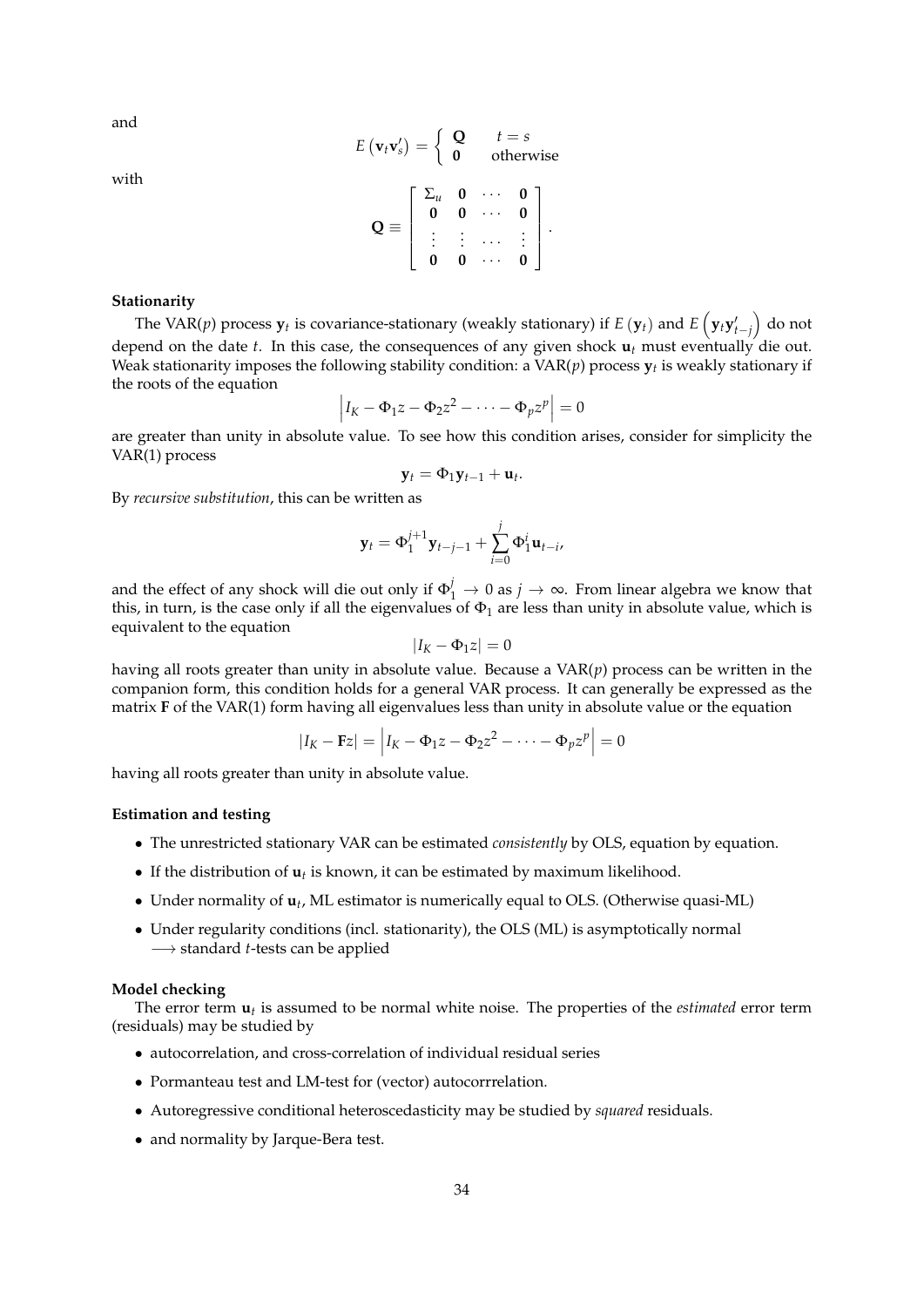and

$$E\left(\mathbf{v}_t\mathbf{v}_s'\right) = \begin{cases} \mathbf{Q} & t = s \\ \mathbf{0} & \text{otherwise} \end{cases}$$

with

$$\mathbf{Q} \equiv \begin{bmatrix} \Sigma_u & \mathbf{0} & \cdots & \mathbf{0} \\ \mathbf{0} & \mathbf{0} & \cdots & \mathbf{0} \\ \vdots & \vdots & \cdots & \vdots \\ \mathbf{0} & \mathbf{0} & \cdots & \mathbf{0} \end{bmatrix}.$$

**Stationarity**

The VAR($p$) process $\mathbf{y}_t$ is covariance-stationary (weakly stationary) if $E\left(\mathbf{y}_t\right)$ and $E\left(\mathbf{y}_t\mathbf{y}_{t-j}'\right)$ do not depend on the date $t$. In this case, the consequences of any given shock $\mathbf{u}_t$ must eventually die out. Weak stationarity imposes the following stability condition: a VAR($p$) process $\mathbf{y}_t$ is weakly stationary if the roots of the equation

$$\left|I_K - \Phi_1 z - \Phi_2 z^2 - \cdots - \Phi_p z^p\right| = 0$$

are greater than unity in absolute value. To see how this condition arises, consider for simplicity the VAR(1) process

$$\mathbf{y}_t = \Phi_1 \mathbf{y}_{t-1} + \mathbf{u}_t.$$

By *recursive substitution*, this can be written as

$$\mathbf{y}_t = \Phi_1^{j+1}\mathbf{y}_{t-j-1} + \sum_{i=0}^{j} \Phi_1^i \mathbf{u}_{t-i},$$

and the effect of any shock will die out only if $\Phi_1^j \to 0$ as $j \to \infty$. From linear algebra we know that this, in turn, is the case only if all the eigenvalues of $\Phi_1$ are less than unity in absolute value, which is equivalent to the equation

$$\left|I_K - \Phi_1 z\right| = 0$$

having all roots greater than unity in absolute value. Because a VAR($p$) process can be written in the companion form, this condition holds for a general VAR process. It can generally be expressed as the matrix $\mathbf{F}$ of the VAR(1) form having all eigenvalues less than unity in absolute value or the equation

$$\left|I_K - \mathbf{F}z\right| = \left|I_K - \Phi_1 z - \Phi_2 z^2 - \cdots - \Phi_p z^p\right| = 0$$

having all roots greater than unity in absolute value.

**Estimation and testing**

- The unrestricted stationary VAR can be estimated *consistently* by OLS, equation by equation.
- If the distribution of $\mathbf{u}_t$ is known, it can be estimated by maximum likelihood.
- Under normality of $\mathbf{u}_t$, ML estimator is numerically equal to OLS. (Otherwise quasi-ML)
- Under regularity conditions (incl. stationarity), the OLS (ML) is asymptotically normal $\longrightarrow$ standard $t$-tests can be applied

**Model checking**

The error term $\mathbf{u}_t$ is assumed to be normal white noise. The properties of the *estimated* error term (residuals) may be studied by

- autocorrelation, and cross-correlation of individual residual series
- Pormanteau test and LM-test for (vector) autocorrrelation.
- Autoregressive conditional heteroscedasticity may be studied by *squared* residuals.
- and normality by Jarque-Bera test.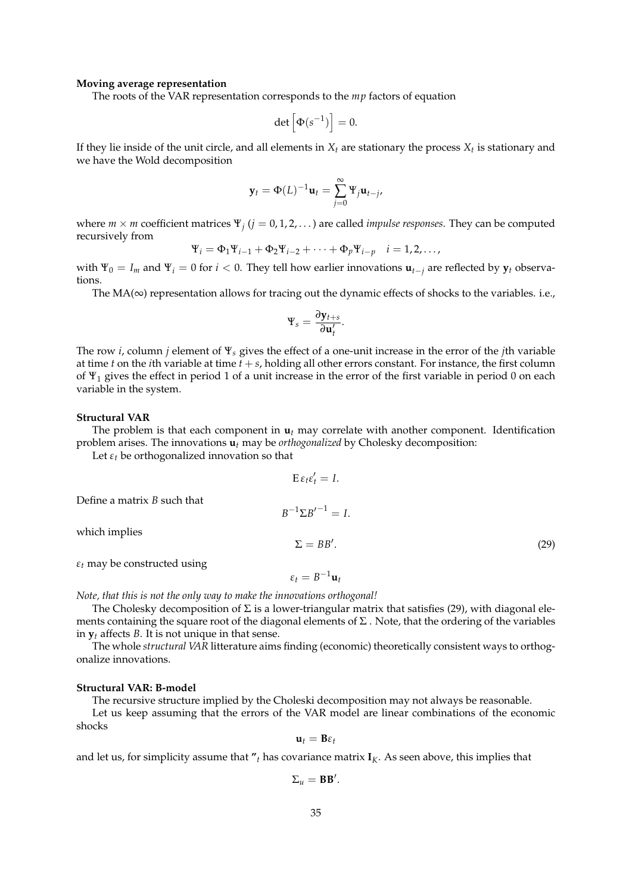**Moving average representation**

The roots of the VAR representation corresponds to the $mp$ factors of equation

$$\det\left[\Phi(s^{-1})\right] = 0.$$

If they lie inside of the unit circle, and all elements in $X_t$ are stationary the process $X_t$ is stationary and we have the Wold decomposition

$$\mathbf{y}_t = \Phi(L)^{-1}\mathbf{u}_t = \sum_{j=0}^{\infty} \Psi_j \mathbf{u}_{t-j},$$

where $m \times m$ coefficient matrices $\Psi_j$ ($j = 0, 1, 2, \dots$) are called *impulse responses*. They can be computed recursively from

$$\Psi_i = \Phi_1\Psi_{i-1} + \Phi_2\Psi_{i-2} + \cdots + \Phi_p\Psi_{i-p} \quad i = 1, 2, \dots,$$

with $\Psi_0 = I_m$ and $\Psi_i = 0$ for $i < 0$. They tell how earlier innovations $\mathbf{u}_{t-j}$ are reflected by $\mathbf{y}_t$ observations.

The MA($\infty$) representation allows for tracing out the dynamic effects of shocks to the variables. i.e.,

$$\Psi_s = \frac{\partial \mathbf{y}_{t+s}}{\partial \mathbf{u}_t'}.$$

The row $i$, column $j$ element of $\Psi_s$ gives the effect of a one-unit increase in the error of the $j$th variable at time $t$ on the $i$th variable at time $t + s$, holding all other errors constant. For instance, the first column of $\Psi_1$ gives the effect in period 1 of a unit increase in the error of the first variable in period 0 on each variable in the system.

**Structural VAR**

The problem is that each component in $\mathbf{u}_t$ may correlate with another component. Identification problem arises. The innovations $\mathbf{u}_t$ may be *orthogonalized* by Cholesky decomposition:

Let $\varepsilon_t$ be orthogonalized innovation so that

$$\mathrm{E}\,\varepsilon_t\varepsilon_t' = I.$$

Define a matrix $B$ such that

$$B^{-1}\Sigma B'^{-1} = I.$$

which implies

$$\Sigma = BB'. \tag{29}$$

$\varepsilon_t$ may be constructed using

$$\varepsilon_t = B^{-1}\mathbf{u}_t$$

*Note, that this is not the only way to make the innovations orthogonal!*

The Cholesky decomposition of $\Sigma$ is a lower-triangular matrix that satisfies (29), with diagonal elements containing the square root of the diagonal elements of $\Sigma$ . Note, that the ordering of the variables in $\mathbf{y}_t$ affects $B$. It is not unique in that sense.

The whole *structural VAR* litterature aims finding (economic) theoretically consistent ways to orthogonalize innovations.

**Structural VAR: B-model**

The recursive structure implied by the Choleski decomposition may not always be reasonable.

Let us keep assuming that the errors of the VAR model are linear combinations of the economic shocks

$$\mathbf{u}_t = \mathbf{B}\varepsilon_t$$

and let us, for simplicity assume that "$_t$ has covariance matrix $\mathbf{I}_K$. As seen above, this implies that

$$\Sigma_u = \mathbf{B}\mathbf{B}'.$$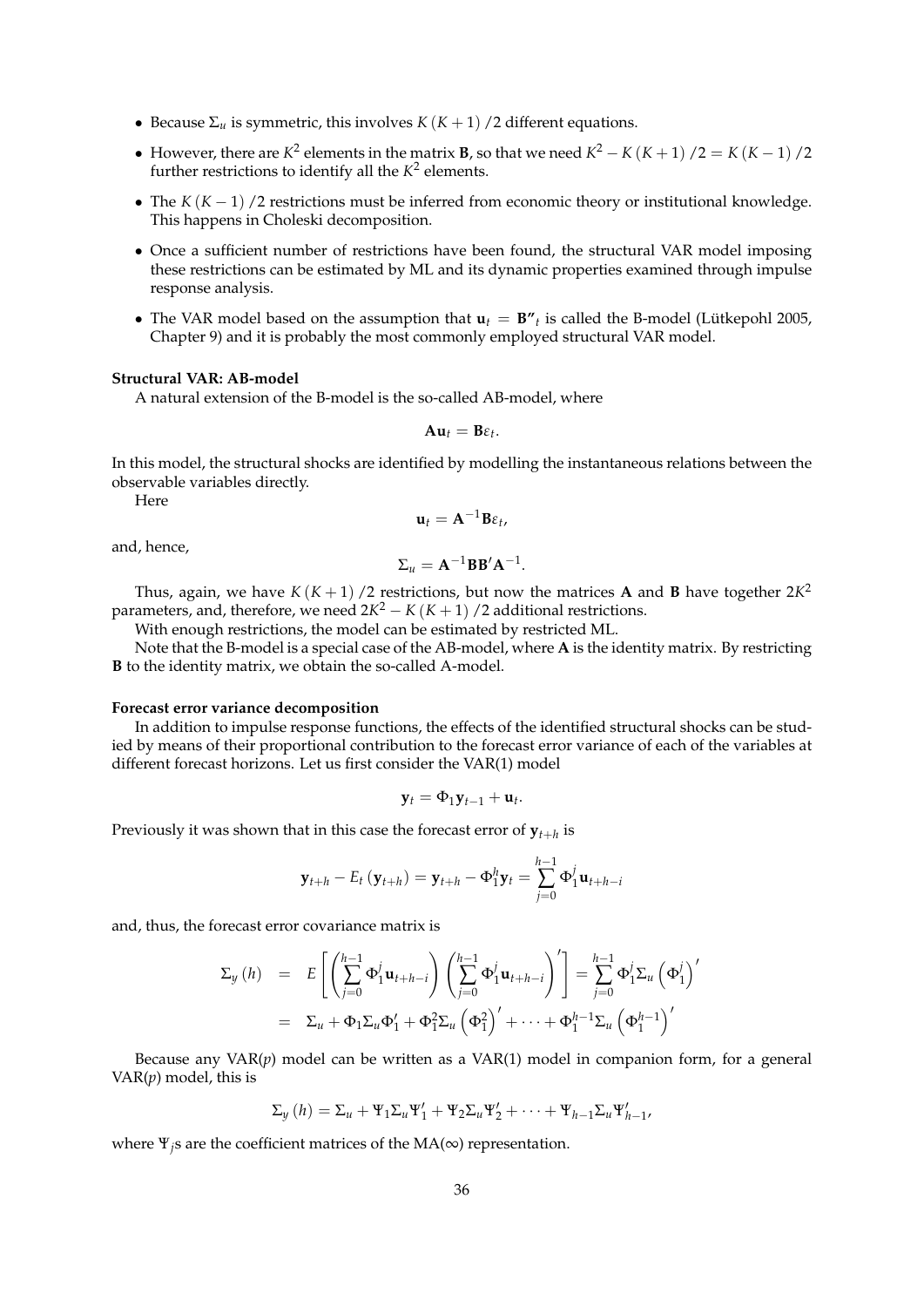- Because $\Sigma_u$ is symmetric, this involves $K(K+1)/2$ different equations.
- However, there are $K^2$ elements in the matrix $\mathbf{B}$, so that we need $K^2 - K(K+1)/2 = K(K-1)/2$ further restrictions to identify all the $K^2$ elements.
- The $K(K-1)/2$ restrictions must be inferred from economic theory or institutional knowledge. This happens in Choleski decomposition.
- Once a sufficient number of restrictions have been found, the structural VAR model imposing these restrictions can be estimated by ML and its dynamic properties examined through impulse response analysis.
- The VAR model based on the assumption that $\mathbf{u}_t = \mathbf{B}''_t$ is called the B-model (Lütkepohl 2005, Chapter 9) and it is probably the most commonly employed structural VAR model.

**Structural VAR: AB-model**

A natural extension of the B-model is the so-called AB-model, where

$$\mathbf{A}\mathbf{u}_t = \mathbf{B}\varepsilon_t.$$

In this model, the structural shocks are identified by modelling the instantaneous relations between the observable variables directly.

Here

$$\mathbf{u}_t = \mathbf{A}^{-1}\mathbf{B}\varepsilon_t,$$

and, hence,

$$\Sigma_u = \mathbf{A}^{-1}\mathbf{B}\mathbf{B}'\mathbf{A}^{-1}.$$

Thus, again, we have $K(K+1)/2$ restrictions, but now the matrices $\mathbf{A}$ and $\mathbf{B}$ have together $2K^2$ parameters, and, therefore, we need $2K^2 - K(K+1)/2$ additional restrictions.

With enough restrictions, the model can be estimated by restricted ML.

Note that the B-model is a special case of the AB-model, where $\mathbf{A}$ is the identity matrix. By restricting $\mathbf{B}$ to the identity matrix, we obtain the so-called A-model.

**Forecast error variance decomposition**

In addition to impulse response functions, the effects of the identified structural shocks can be studied by means of their proportional contribution to the forecast error variance of each of the variables at different forecast horizons. Let us first consider the VAR(1) model

$$\mathbf{y}_t = \Phi_1\mathbf{y}_{t-1} + \mathbf{u}_t.$$

Previously it was shown that in this case the forecast error of $\mathbf{y}_{t+h}$ is

$$\mathbf{y}_{t+h} - E_t(\mathbf{y}_{t+h}) = \mathbf{y}_{t+h} - \Phi_1^h\mathbf{y}_t = \sum_{j=0}^{h-1}\Phi_1^j\mathbf{u}_{t+h-i}$$

and, thus, the forecast error covariance matrix is

$$\begin{aligned}\Sigma_y(h) &= E\left[\left(\sum_{j=0}^{h-1}\Phi_1^j\mathbf{u}_{t+h-i}\right)\left(\sum_{j=0}^{h-1}\Phi_1^j\mathbf{u}_{t+h-i}\right)'\right] = \sum_{j=0}^{h-1}\Phi_1^j\Sigma_u\left(\Phi_1^j\right)' \\ &= \Sigma_u + \Phi_1\Sigma_u\Phi_1' + \Phi_1^2\Sigma_u\left(\Phi_1^2\right)' + \cdots + \Phi_1^{h-1}\Sigma_u\left(\Phi_1^{h-1}\right)'\end{aligned}$$

Because any VAR($p$) model can be written as a VAR(1) model in companion form, for a general VAR($p$) model, this is

$$\Sigma_y(h) = \Sigma_u + \Psi_1\Sigma_u\Psi_1' + \Psi_2\Sigma_u\Psi_2' + \cdots + \Psi_{h-1}\Sigma_u\Psi_{h-1}',$$

where $\Psi_j$s are the coefficient matrices of the MA($\infty$) representation.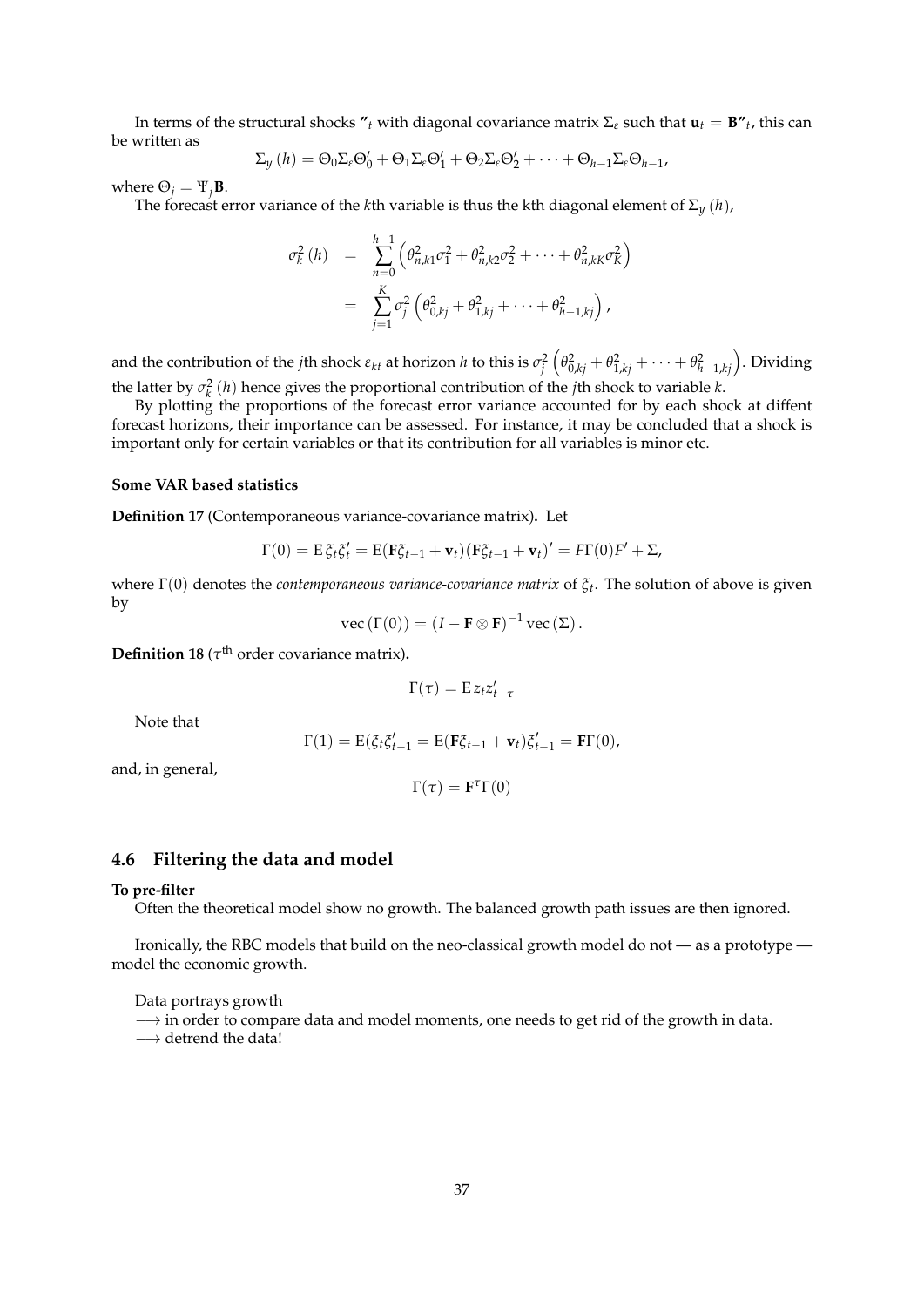In terms of the structural shocks $''_t$ with diagonal covariance matrix $\Sigma_\varepsilon$ such that $\mathbf{u}_t = \mathbf{B}''_t$, this can be written as

$$\Sigma_y(h) = \Theta_0 \Sigma_\varepsilon \Theta_0' + \Theta_1 \Sigma_\varepsilon \Theta_1' + \Theta_2 \Sigma_\varepsilon \Theta_2' + \cdots + \Theta_{h-1} \Sigma_\varepsilon \Theta_{h-1},$$

where $\Theta_j = \Psi_j \mathbf{B}$.

The forecast error variance of the $k$th variable is thus the kth diagonal element of $\Sigma_y(h)$,

$$\begin{aligned}
\sigma_k^2(h) &= \sum_{n=0}^{h-1} \left( \theta_{n,k1}^2 \sigma_1^2 + \theta_{n,k2}^2 \sigma_2^2 + \cdots + \theta_{n,kK}^2 \sigma_K^2 \right) \\
&= \sum_{j=1}^{K} \sigma_j^2 \left( \theta_{0,kj}^2 + \theta_{1,kj}^2 + \cdots + \theta_{h-1,kj}^2 \right),
\end{aligned}$$

and the contribution of the $j$th shock $\varepsilon_{kt}$ at horizon $h$ to this is $\sigma_j^2 \left( \theta_{0,kj}^2 + \theta_{1,kj}^2 + \cdots + \theta_{h-1,kj}^2 \right)$. Dividing the latter by $\sigma_k^2(h)$ hence gives the proportional contribution of the $j$th shock to variable $k$.

By plotting the proportions of the forecast error variance accounted for by each shock at diffent forecast horizons, their importance can be assessed. For instance, it may be concluded that a shock is important only for certain variables or that its contribution for all variables is minor etc.

**Some VAR based statistics**

**Definition 17** (Contemporaneous variance-covariance matrix)**.** Let

$$\Gamma(0) = \mathrm{E}\,\xi_t \xi_t' = \mathrm{E}(\mathbf{F}\xi_{t-1} + \mathbf{v}_t)(\mathbf{F}\xi_{t-1} + \mathbf{v}_t)' = F\Gamma(0)F' + \Sigma,$$

where $\Gamma(0)$ denotes the *contemporaneous variance-covariance matrix* of $\xi_t$. The solution of above is given by

$$\mathrm{vec}\,(\Gamma(0)) = (I - \mathbf{F} \otimes \mathbf{F})^{-1}\,\mathrm{vec}\,(\Sigma).$$

**Definition 18** ($\tau^{\text{th}}$ order covariance matrix)**.**

$$\Gamma(\tau) = \mathrm{E}\,z_t z_{t-\tau}'$$

Note that

$$\Gamma(1) = \mathrm{E}(\xi_t \xi_{t-1}' = \mathrm{E}(\mathbf{F}\xi_{t-1} + \mathbf{v}_t)\xi_{t-1}' = \mathbf{F}\Gamma(0),$$

and, in general,

$$\Gamma(\tau) = \mathbf{F}^\tau \Gamma(0)$$

## 4.6 Filtering the data and model

**To pre-filter**

Often the theoretical model show no growth. The balanced growth path issues are then ignored.

Ironically, the RBC models that build on the neo-classical growth model do not — as a prototype — model the economic growth.

Data portrays growth

$\longrightarrow$ in order to compare data and model moments, one needs to get rid of the growth in data.

$\longrightarrow$ detrend the data!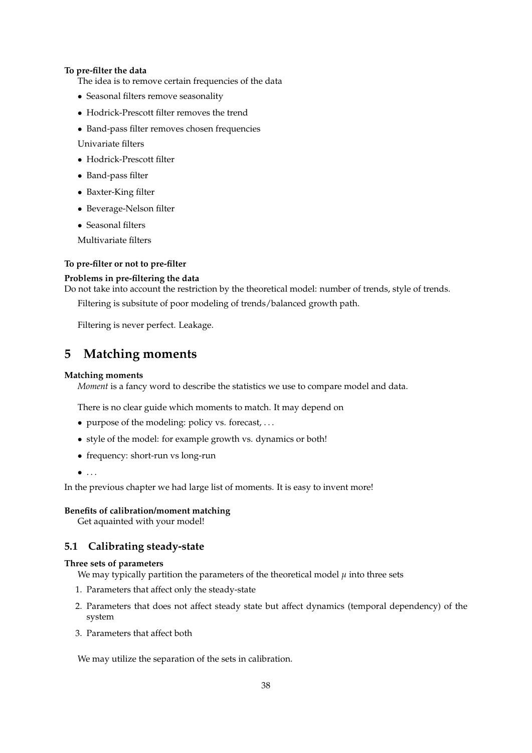**To pre-filter the data**

The idea is to remove certain frequencies of the data

- Seasonal filters remove seasonality
- Hodrick-Prescott filter removes the trend
- Band-pass filter removes chosen frequencies

Univariate filters

- Hodrick-Prescott filter
- Band-pass filter
- Baxter-King filter
- Beverage-Nelson filter
- Seasonal filters

Multivariate filters

**To pre-filter or not to pre-filter**

**Problems in pre-filtering the data**

Do not take into account the restriction by the theoretical model: number of trends, style of trends.

Filtering is subsitute of poor modeling of trends/balanced growth path.

Filtering is never perfect. Leakage.

# 5 Matching moments

**Matching moments**

*Moment* is a fancy word to describe the statistics we use to compare model and data.

There is no clear guide which moments to match. It may depend on

- purpose of the modeling: policy vs. forecast, ...
- style of the model: for example growth vs. dynamics or both!
- frequency: short-run vs long-run
- ...

In the previous chapter we had large list of moments. It is easy to invent more!

**Benefits of calibration/moment matching**

Get aquainted with your model!

## 5.1 Calibrating steady-state

**Three sets of parameters**

We may typically partition the parameters of the theoretical model $\mu$ into three sets

1. Parameters that affect only the steady-state
2. Parameters that does not affect steady state but affect dynamics (temporal dependency) of the system
3. Parameters that affect both

We may utilize the separation of the sets in calibration.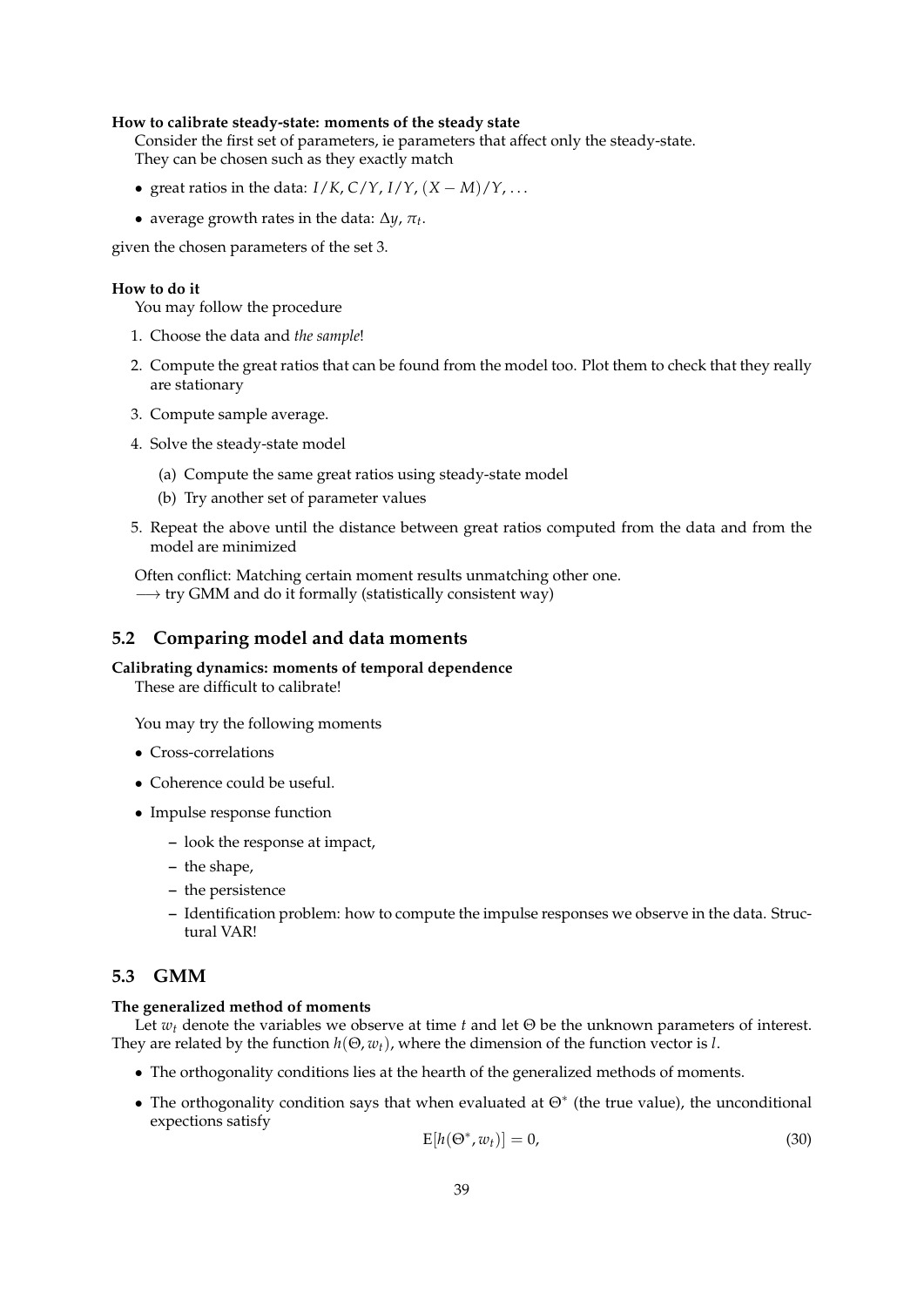**How to calibrate steady-state: moments of the steady state**

Consider the first set of parameters, ie parameters that affect only the steady-state. They can be chosen such as they exactly match

- great ratios in the data: $I/K$, $C/Y$, $I/Y$, $(X - M)/Y$, ...
- average growth rates in the data: $\Delta y$, $\pi_t$.

given the chosen parameters of the set 3.

**How to do it**

You may follow the procedure

1. Choose the data and *the sample*!
2. Compute the great ratios that can be found from the model too. Plot them to check that they really are stationary
3. Compute sample average.
4. Solve the steady-state model
   (a) Compute the same great ratios using steady-state model
   (b) Try another set of parameter values
5. Repeat the above until the distance between great ratios computed from the data and from the model are minimized

Often conflict: Matching certain moment results unmatching other one.
$\longrightarrow$ try GMM and do it formally (statistically consistent way)

## 5.2 Comparing model and data moments

**Calibrating dynamics: moments of temporal dependence**

These are difficult to calibrate!

You may try the following moments

- Cross-correlations
- Coherence could be useful.
- Impulse response function
  - look the response at impact,
  - the shape,
  - the persistence
  - Identification problem: how to compute the impulse responses we observe in the data. Structural VAR!

## 5.3 GMM

**The generalized method of moments**

Let $w_t$ denote the variables we observe at time $t$ and let $\Theta$ be the unknown parameters of interest. They are related by the function $h(\Theta, w_t)$, where the dimension of the function vector is $l$.

- The orthogonality conditions lies at the hearth of the generalized methods of moments.
- The orthogonality condition says that when evaluated at $\Theta^*$ (the true value), the unconditional expections satisfy

$$E[h(\Theta^*, w_t)] = 0, \tag{30}$$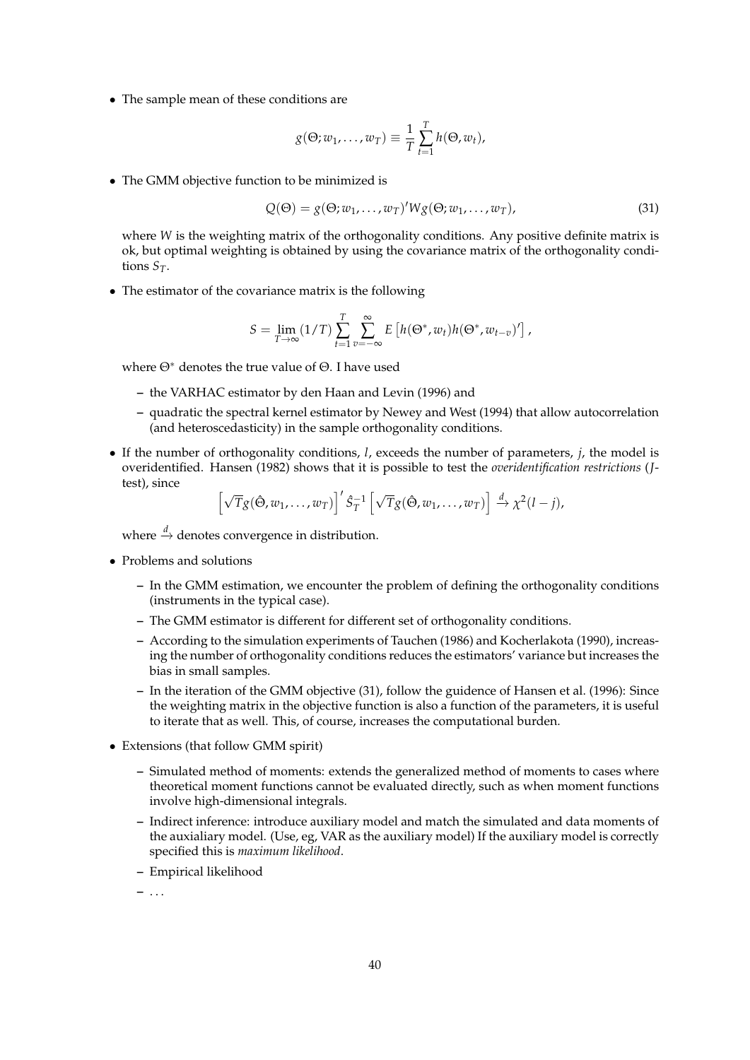- The sample mean of these conditions are

$$g(\Theta; w_1, \ldots, w_T) \equiv \frac{1}{T} \sum_{t=1}^{T} h(\Theta, w_t),$$

- The GMM objective function to be minimized is

$$Q(\Theta) = g(\Theta; w_1, \ldots, w_T)' W g(\Theta; w_1, \ldots, w_T), \tag{31}$$

  where $W$ is the weighting matrix of the orthogonality conditions. Any positive definite matrix is ok, but optimal weighting is obtained by using the covariance matrix of the orthogonality conditions $S_T$.

- The estimator of the covariance matrix is the following

$$S = \lim_{T \to \infty} (1/T) \sum_{t=1}^{T} \sum_{v=-\infty}^{\infty} E\left[h(\Theta^*, w_t) h(\Theta^*, w_{t-v})'\right],$$

  where $\Theta^*$ denotes the true value of $\Theta$. I have used

  - the VARHAC estimator by den Haan and Levin (1996) and
  - quadratic the spectral kernel estimator by Newey and West (1994) that allow autocorrelation (and heteroscedasticity) in the sample orthogonality conditions.

- If the number of orthogonality conditions, $l$, exceeds the number of parameters, $j$, the model is overidentified. Hansen (1982) shows that it is possible to test the *overidentification restrictions* ($J$-test), since

$$\left[\sqrt{T} g(\hat{\Theta}, w_1, \ldots, w_T)\right]' \hat{S}_T^{-1} \left[\sqrt{T} g(\hat{\Theta}, w_1, \ldots, w_T)\right] \xrightarrow{d} \chi^2(l-j),$$

  where $\xrightarrow{d}$ denotes convergence in distribution.

- Problems and solutions
  - In the GMM estimation, we encounter the problem of defining the orthogonality conditions (instruments in the typical case).
  - The GMM estimator is different for different set of orthogonality conditions.
  - According to the simulation experiments of Tauchen (1986) and Kocherlakota (1990), increasing the number of orthogonality conditions reduces the estimators' variance but increases the bias in small samples.
  - In the iteration of the GMM objective (31), follow the guidence of Hansen et al. (1996): Since the weighting matrix in the objective function is also a function of the parameters, it is useful to iterate that as well. This, of course, increases the computational burden.

- Extensions (that follow GMM spirit)
  - Simulated method of moments: extends the generalized method of moments to cases where theoretical moment functions cannot be evaluated directly, such as when moment functions involve high-dimensional integrals.
  - Indirect inference: introduce auxiliary model and match the simulated and data moments of the auxialiary model. (Use, eg, VAR as the auxiliary model) If the auxiliary model is correctly specified this is *maximum likelihood*.
  - Empirical likelihood
  - ...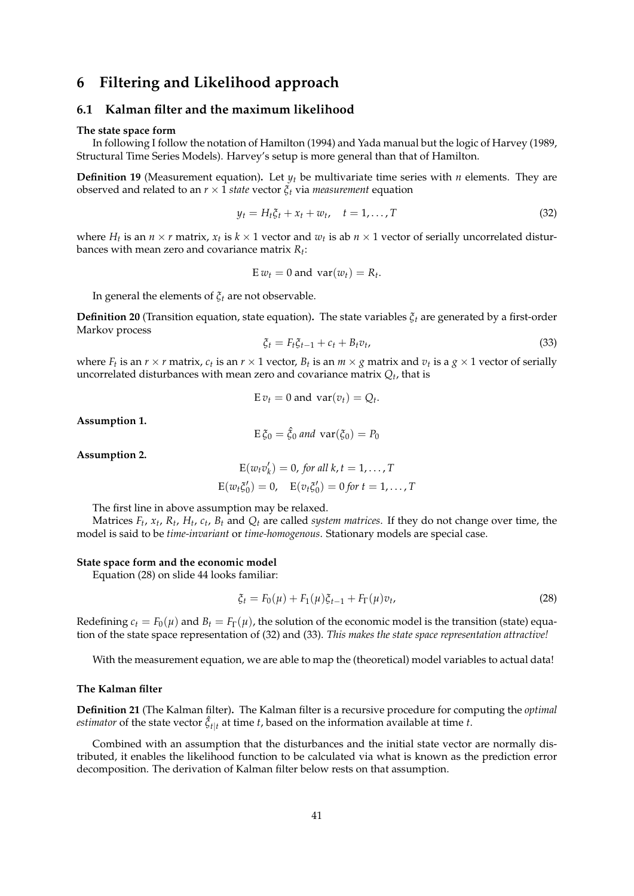# 6 Filtering and Likelihood approach

## 6.1 Kalman filter and the maximum likelihood

**The state space form**

In following I follow the notation of Hamilton (1994) and Yada manual but the logic of Harvey (1989, Structural Time Series Models). Harvey's setup is more general than that of Hamilton.

**Definition 19** (Measurement equation)**.** Let $y_t$ be multivariate time series with $n$ elements. They are observed and related to an $r \times 1$ *state* vector $\xi_t$ via *measurement* equation

$$y_t = H_t \xi_t + x_t + w_t, \quad t = 1, \ldots, T \tag{32}$$

where $H_t$ is an $n \times r$ matrix, $x_t$ is $k \times 1$ vector and $w_t$ is ab $n \times 1$ vector of serially uncorrelated disturbances with mean zero and covariance matrix $R_t$:

$$\mathrm{E}\, w_t = 0 \text{ and } \mathrm{var}(w_t) = R_t.$$

In general the elements of $\xi_t$ are not observable.

**Definition 20** (Transition equation, state equation)**.** The state variables $\xi_t$ are generated by a first-order Markov process

$$\xi_t = F_t \xi_{t-1} + c_t + B_t v_t, \tag{33}$$

where $F_t$ is an $r \times r$ matrix, $c_t$ is an $r \times 1$ vector, $B_t$ is an $m \times g$ matrix and $v_t$ is a $g \times 1$ vector of serially uncorrelated disturbances with mean zero and covariance matrix $Q_t$, that is

$$\mathrm{E}\, v_t = 0 \text{ and } \mathrm{var}(v_t) = Q_t.$$

**Assumption 1.**

$$\mathrm{E}\, \xi_0 = \hat{\xi}_0 \textit{ and } \mathrm{var}(\xi_0) = P_0$$

**Assumption 2.**

$$\mathrm{E}(w_t v_k') = 0, \textit{ for all } k, t = 1, \ldots, T$$

$$\mathrm{E}(w_t \xi_0') = 0, \quad \mathrm{E}(v_t \xi_0') = 0 \textit{ for } t = 1, \ldots, T$$

The first line in above assumption may be relaxed.

Matrices $F_t$, $x_t$, $R_t$, $H_t$, $c_t$, $B_t$ and $Q_t$ are called *system matrices*. If they do not change over time, the model is said to be *time-invariant* or *time-homogenous*. Stationary models are special case.

**State space form and the economic model**

Equation (28) on slide 44 looks familiar:

$$\xi_t = F_0(\mu) + F_1(\mu)\xi_{t-1} + F_\Gamma(\mu)v_t, \tag{28}$$

Redefining $c_t = F_0(\mu)$ and $B_t = F_\Gamma(\mu)$, the solution of the economic model is the transition (state) equation of the state space representation of (32) and (33). *This makes the state space representation attractive!*

With the measurement equation, we are able to map the (theoretical) model variables to actual data!

**The Kalman filter**

**Definition 21** (The Kalman filter)**.** The Kalman filter is a recursive procedure for computing the *optimal estimator* of the state vector $\hat{\xi}_{t|t}$ at time $t$, based on the information available at time $t$.

Combined with an assumption that the disturbances and the initial state vector are normally distributed, it enables the likelihood function to be calculated via what is known as the prediction error decomposition. The derivation of Kalman filter below rests on that assumption.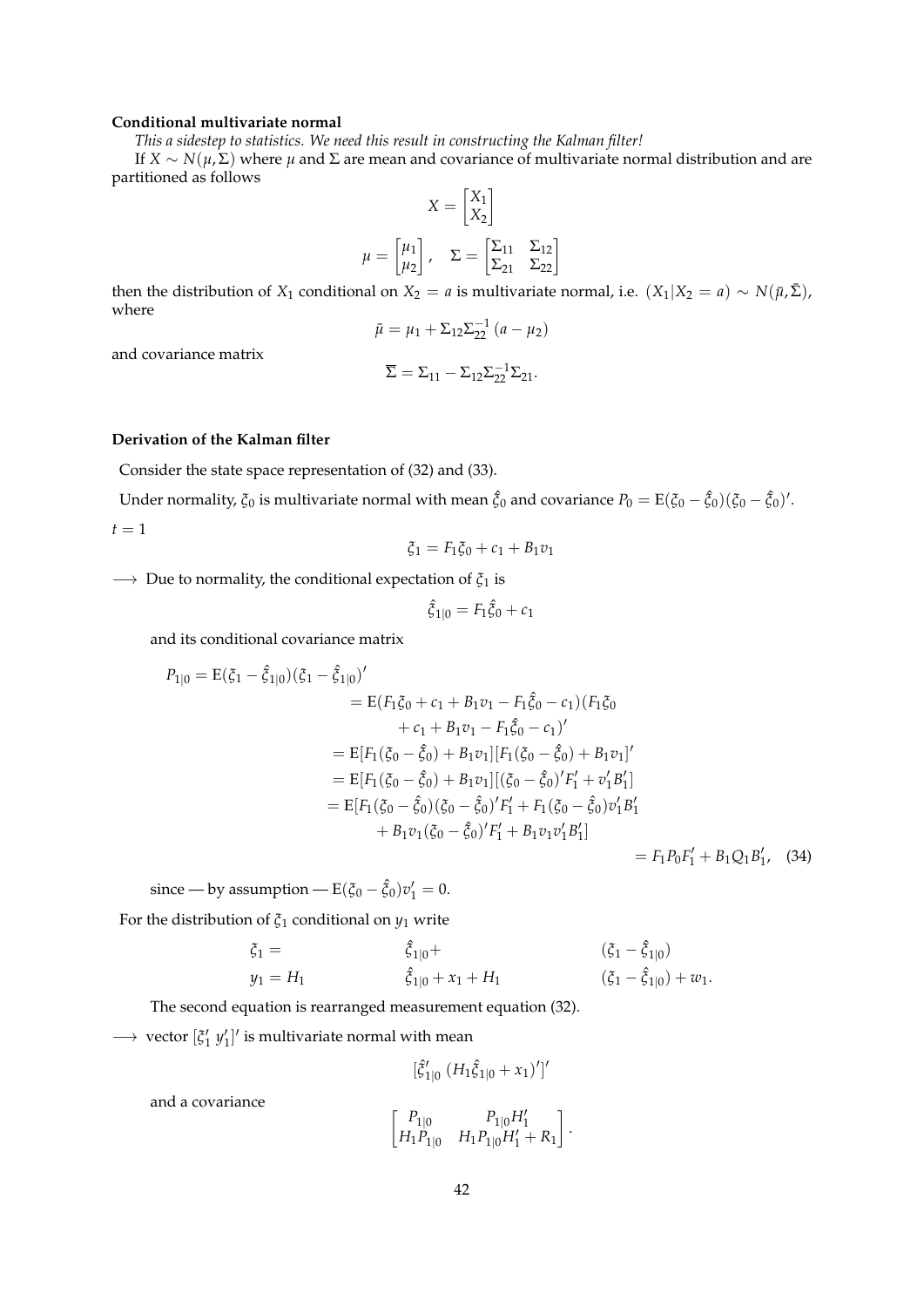**Conditional multivariate normal**

*This a sidestep to statistics. We need this result in constructing the Kalman filter!*

If $X \sim N(\mu, \Sigma)$ where $\mu$ and $\Sigma$ are mean and covariance of multivariate normal distribution and are partitioned as follows

$$X = \begin{bmatrix} X_1 \\ X_2 \end{bmatrix}$$

$$\mu = \begin{bmatrix} \mu_1 \\ \mu_2 \end{bmatrix}, \quad \Sigma = \begin{bmatrix} \Sigma_{11} & \Sigma_{12} \\ \Sigma_{21} & \Sigma_{22} \end{bmatrix}$$

then the distribution of $X_1$ conditional on $X_2 = a$ is multivariate normal, i.e. $(X_1 | X_2 = a) \sim N(\bar{\mu}, \bar{\Sigma})$, where

$$\bar{\mu} = \mu_1 + \Sigma_{12}\Sigma_{22}^{-1}(a - \mu_2)$$

and covariance matrix

$$\overline{\Sigma} = \Sigma_{11} - \Sigma_{12}\Sigma_{22}^{-1}\Sigma_{21}.$$

**Derivation of the Kalman filter**

Consider the state space representation of (32) and (33).

Under normality, $\xi_0$ is multivariate normal with mean $\hat{\xi}_0$ and covariance $P_0 = \mathrm{E}(\xi_0 - \hat{\xi}_0)(\xi_0 - \hat{\xi}_0)'$.

$t = 1$

$$\xi_1 = F_1\xi_0 + c_1 + B_1 v_1$$

$\longrightarrow$ Due to normality, the conditional expectation of $\xi_1$ is

$$\hat{\xi}_{1|0} = F_1\hat{\xi}_0 + c_1$$

and its conditional covariance matrix

$$\begin{aligned}
P_{1|0} = \mathrm{E}(\xi_1 - \hat{\xi}_{1|0})(\xi_1 - \hat{\xi}_{1|0})' & \\
&= \mathrm{E}(F_1\xi_0 + c_1 + B_1 v_1 - F_1\hat{\xi}_0 - c_1)(F_1\xi_0 \\
&\quad + c_1 + B_1 v_1 - F_1\hat{\xi}_0 - c_1)' \\
&= \mathrm{E}[F_1(\xi_0 - \hat{\xi}_0) + B_1 v_1][F_1(\xi_0 - \hat{\xi}_0) + B_1 v_1]' \\
&= \mathrm{E}[F_1(\xi_0 - \hat{\xi}_0) + B_1 v_1][(\xi_0 - \hat{\xi}_0)'F_1' + v_1'B_1'] \\
&= \mathrm{E}[F_1(\xi_0 - \hat{\xi}_0)(\xi_0 - \hat{\xi}_0)'F_1' + F_1(\xi_0 - \hat{\xi}_0)v_1'B_1' \\
&\quad + B_1 v_1(\xi_0 - \hat{\xi}_0)'F_1' + B_1 v_1 v_1' B_1'] \\
&= F_1 P_0 F_1' + B_1 Q_1 B_1', \quad (34)
\end{aligned}$$

since — by assumption — $\mathrm{E}(\xi_0 - \hat{\xi}_0)v_1' = 0$.

For the distribution of $\xi_1$ conditional on $y_1$ write

$$\begin{aligned}
\xi_1 &= \hat{\xi}_{1|0} + (\xi_1 - \hat{\xi}_{1|0}) \\
y_1 &= H_1\hat{\xi}_{1|0} + x_1 + H_1(\xi_1 - \hat{\xi}_{1|0}) + w_1.
\end{aligned}$$

The second equation is rearranged measurement equation (32).

$\longrightarrow$ vector $[\xi_1' \; y_1']'$ is multivariate normal with mean

$$[\hat{\xi}_{1|0}' \; (H_1\hat{\xi}_{1|0} + x_1)']'$$

and a covariance

$$\begin{bmatrix} P_{1|0} & P_{1|0}H_1' \\ H_1 P_{1|0} & H_1 P_{1|0} H_1' + R_1 \end{bmatrix}.$$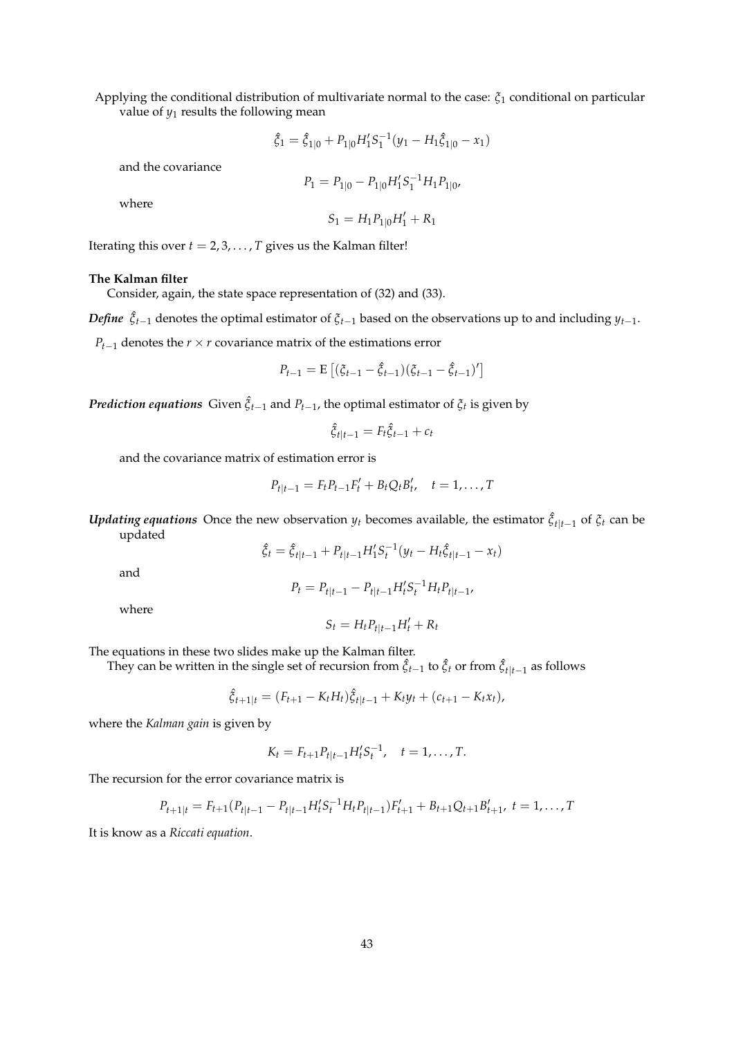Applying the conditional distribution of multivariate normal to the case: $\xi_1$ conditional on particular value of $y_1$ results the following mean

$$\hat{\xi}_1 = \hat{\xi}_{1|0} + P_{1|0} H_1' S_1^{-1} (y_1 - H_1 \hat{\xi}_{1|0} - x_1)$$

and the covariance

$$P_1 = P_{1|0} - P_{1|0} H_1' S_1^{-1} H_1 P_{1|0},$$

where

$$S_1 = H_1 P_{1|0} H_1' + R_1$$

Iterating this over $t = 2, 3, \ldots, T$ gives us the Kalman filter!

**The Kalman filter**

Consider, again, the state space representation of (32) and (33).

***Define*** $\hat{\xi}_{t-1}$ denotes the optimal estimator of $\xi_{t-1}$ based on the observations up to and including $y_{t-1}$.

$P_{t-1}$ denotes the $r \times r$ covariance matrix of the estimations error

$$P_{t-1} = \mathrm{E}\left[(\xi_{t-1} - \hat{\xi}_{t-1})(\xi_{t-1} - \hat{\xi}_{t-1})'\right]$$

***Prediction equations*** Given $\hat{\xi}_{t-1}$ and $P_{t-1}$, the optimal estimator of $\xi_t$ is given by

$$\hat{\xi}_{t|t-1} = F_t \hat{\xi}_{t-1} + c_t$$

and the covariance matrix of estimation error is

$$P_{t|t-1} = F_t P_{t-1} F_t' + B_t Q_t B_t', \quad t = 1, \ldots, T$$

***Updating equations*** Once the new observation $y_t$ becomes available, the estimator $\hat{\xi}_{t|t-1}$ of $\xi_t$ can be updated

$$\hat{\xi}_t = \hat{\xi}_{t|t-1} + P_{t|t-1} H_1' S_t^{-1} (y_t - H_t \hat{\xi}_{t|t-1} - x_t)$$

and

$$P_t = P_{t|t-1} - P_{t|t-1} H_t' S_t^{-1} H_t P_{t|t-1},$$

where

$$S_t = H_t P_{t|t-1} H_t' + R_t$$

The equations in these two slides make up the Kalman filter.

They can be written in the single set of recursion from $\hat{\xi}_{t-1}$ to $\hat{\xi}_t$ or from $\hat{\xi}_{t|t-1}$ as follows

$$\hat{\xi}_{t+1|t} = (F_{t+1} - K_t H_t) \hat{\xi}_{t|t-1} + K_t y_t + (c_{t+1} - K_t x_t),$$

where the *Kalman gain* is given by

$$K_t = F_{t+1} P_{t|t-1} H_t' S_t^{-1}, \quad t = 1, \ldots, T.$$

The recursion for the error covariance matrix is

$$P_{t+1|t} = F_{t+1}(P_{t|t-1} - P_{t|t-1} H_t' S_t^{-1} H_t P_{t|t-1}) F_{t+1}' + B_{t+1} Q_{t+1} B_{t+1}', \; t = 1, \ldots, T$$

It is know as a *Riccati equation*.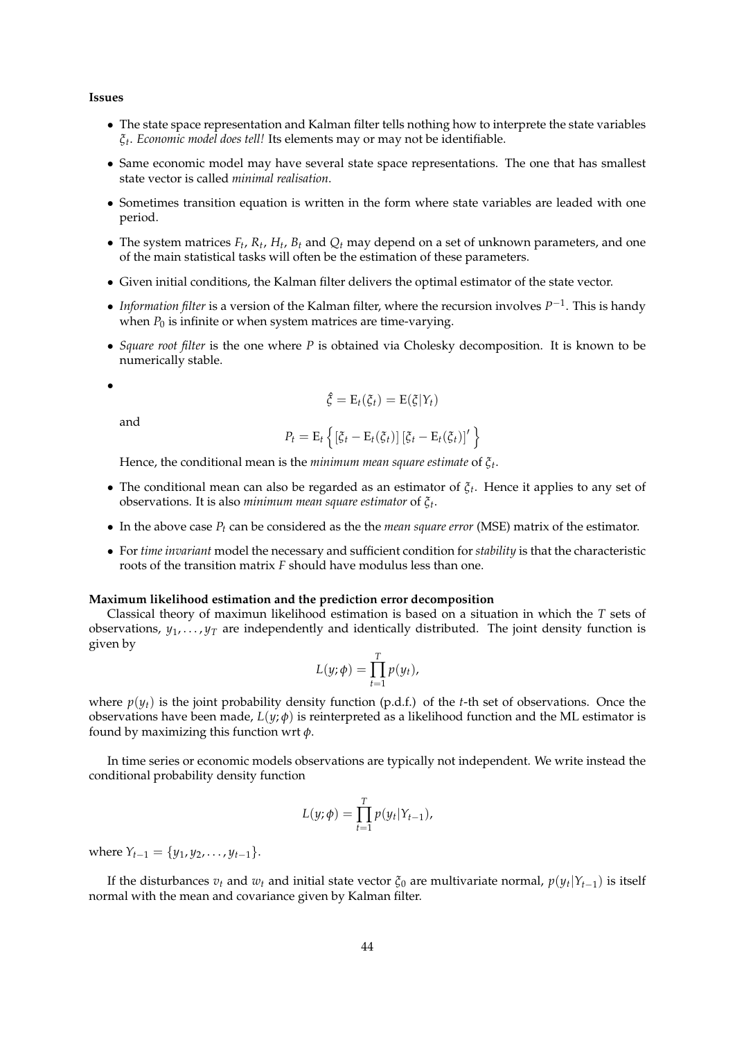**Issues**

- The state space representation and Kalman filter tells nothing how to interprete the state variables $\xi_t$. *Economic model does tell!* Its elements may or may not be identifiable.
- Same economic model may have several state space representations. The one that has smallest state vector is called *minimal realisation*.
- Sometimes transition equation is written in the form where state variables are leaded with one period.
- The system matrices $F_t$, $R_t$, $H_t$, $B_t$ and $Q_t$ may depend on a set of unknown parameters, and one of the main statistical tasks will often be the estimation of these parameters.
- Given initial conditions, the Kalman filter delivers the optimal estimator of the state vector.
- *Information filter* is a version of the Kalman filter, where the recursion involves $P^{-1}$. This is handy when $P_0$ is infinite or when system matrices are time-varying.
- *Square root filter* is the one where $P$ is obtained via Cholesky decomposition. It is known to be numerically stable.
- 
$$\hat{\xi} = \mathrm{E}_t(\xi_t) = \mathrm{E}(\xi|Y_t)$$

  and

$$P_t = \mathrm{E}_t\left\{ \left[\xi_t - \mathrm{E}_t(\xi_t)\right]\left[\xi_t - \mathrm{E}_t(\xi_t)\right]' \right\}$$

  Hence, the conditional mean is the *minimum mean square estimate* of $\xi_t$.
- The conditional mean can also be regarded as an estimator of $\xi_t$. Hence it applies to any set of observations. It is also *minimum mean square estimator* of $\xi_t$.
- In the above case $P_t$ can be considered as the the *mean square error* (MSE) matrix of the estimator.
- For *time invariant* model the necessary and sufficient condition for *stability* is that the characteristic roots of the transition matrix $F$ should have modulus less than one.

**Maximum likelihood estimation and the prediction error decomposition**

Classical theory of maximun likelihood estimation is based on a situation in which the $T$ sets of observations, $y_1, \ldots, y_T$ are independently and identically distributed. The joint density function is given by

$$L(y;\phi) = \prod_{t=1}^{T} p(y_t),$$

where $p(y_t)$ is the joint probability density function (p.d.f.) of the $t$-th set of observations. Once the observations have been made, $L(y;\phi)$ is reinterpreted as a likelihood function and the ML estimator is found by maximizing this function wrt $\phi$.

In time series or economic models observations are typically not independent. We write instead the conditional probability density function

$$L(y;\phi) = \prod_{t=1}^{T} p(y_t|Y_{t-1}),$$

where $Y_{t-1} = \{y_1, y_2, \ldots, y_{t-1}\}$.

If the disturbances $v_t$ and $w_t$ and initial state vector $\xi_0$ are multivariate normal, $p(y_t|Y_{t-1})$ is itself normal with the mean and covariance given by Kalman filter.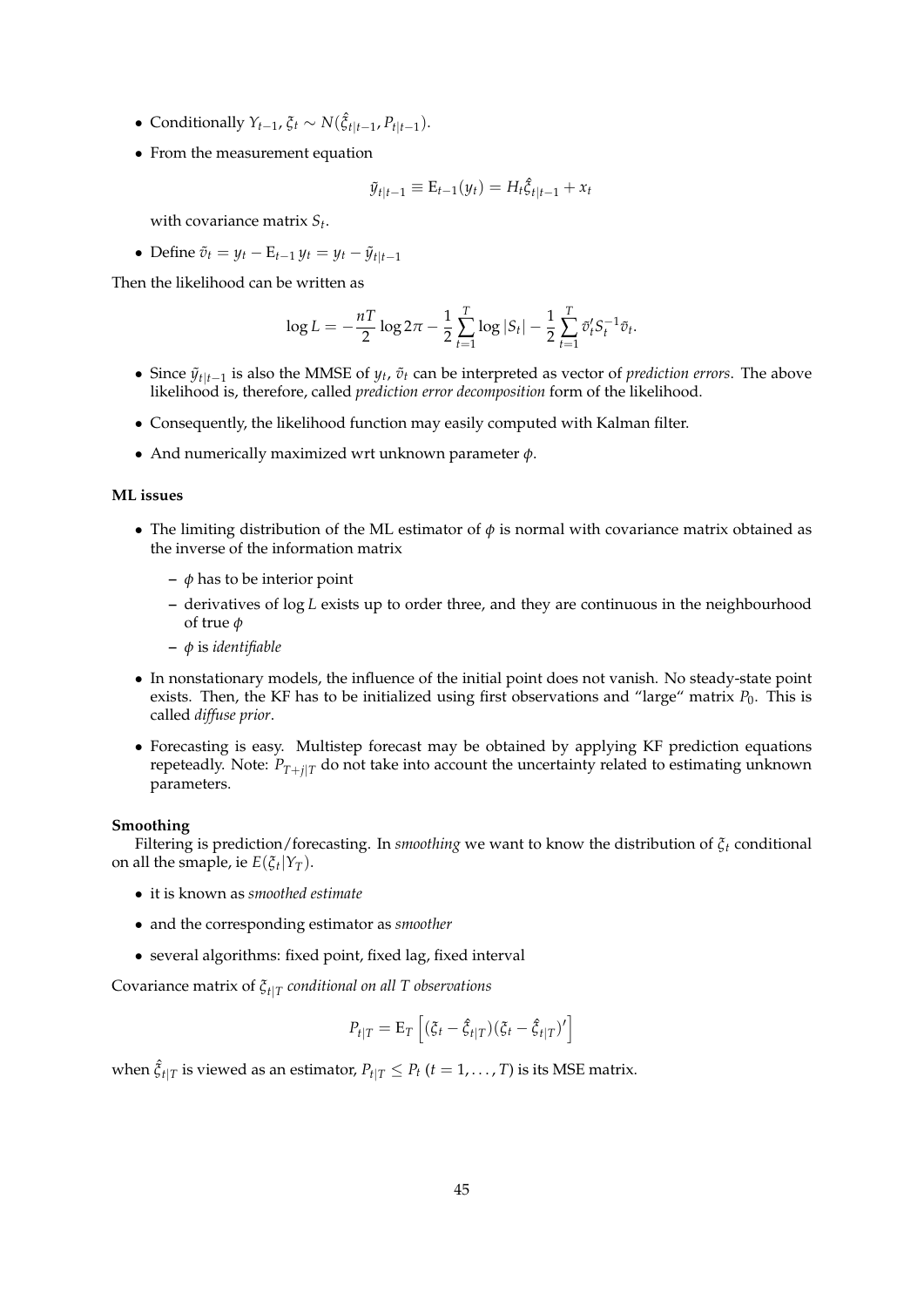- Conditionally $Y_{t-1}$, $\xi_t \sim N(\hat{\xi}_{t|t-1}, P_{t|t-1})$.
- From the measurement equation

$$\tilde{y}_{t|t-1} \equiv \mathrm{E}_{t-1}(y_t) = H_t \hat{\xi}_{t|t-1} + x_t$$

  with covariance matrix $S_t$.
- Define $\tilde{v}_t = y_t - \mathrm{E}_{t-1} y_t = y_t - \tilde{y}_{t|t-1}$

Then the likelihood can be written as

$$\log L = -\frac{nT}{2} \log 2\pi - \frac{1}{2} \sum_{t=1}^{T} \log |S_t| - \frac{1}{2} \sum_{t=1}^{T} \tilde{v}_t' S_t^{-1} \tilde{v}_t.$$

- Since $\tilde{y}_{t|t-1}$ is also the MMSE of $y_t$, $\tilde{v}_t$ can be interpreted as vector of *prediction errors*. The above likelihood is, therefore, called *prediction error decomposition* form of the likelihood.
- Consequently, the likelihood function may easily computed with Kalman filter.
- And numerically maximized wrt unknown parameter $\phi$.

**ML issues**

- The limiting distribution of the ML estimator of $\phi$ is normal with covariance matrix obtained as the inverse of the information matrix
  - $\phi$ has to be interior point
  - derivatives of $\log L$ exists up to order three, and they are continuous in the neighbourhood of true $\phi$
  - $\phi$ is *identifiable*
- In nonstationary models, the influence of the initial point does not vanish. No steady-state point exists. Then, the KF has to be initialized using first observations and "large" matrix $P_0$. This is called *diffuse prior*.
- Forecasting is easy. Multistep forecast may be obtained by applying KF prediction equations repeteadly. Note: $P_{T+j|T}$ do not take into account the uncertainty related to estimating unknown parameters.

**Smoothing**

Filtering is prediction/forecasting. In *smoothing* we want to know the distribution of $\xi_t$ conditional on all the smaple, ie $E(\xi_t|Y_T)$.

- it is known as *smoothed estimate*
- and the corresponding estimator as *smoother*
- several algorithms: fixed point, fixed lag, fixed interval

Covariance matrix of $\xi_{t|T}$ *conditional on all T observations*

$$P_{t|T} = \mathrm{E}_T \left[ (\xi_t - \hat{\xi}_{t|T})(\xi_t - \hat{\xi}_{t|T})' \right]$$

when $\hat{\xi}_{t|T}$ is viewed as an estimator, $P_{t|T} \leq P_t$ $(t = 1, \ldots, T)$ is its MSE matrix.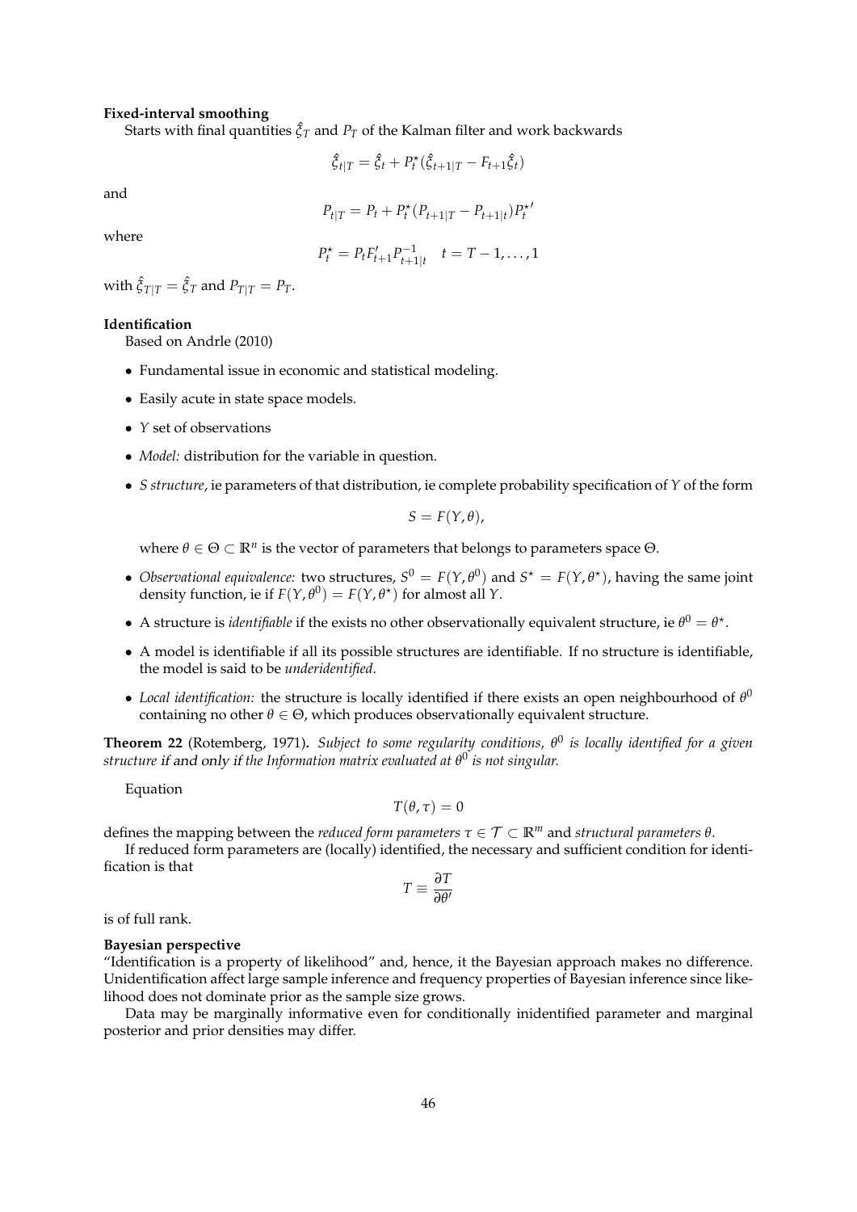**Fixed-interval smoothing**

Starts with final quantities $\hat{\xi}_T$ and $P_T$ of the Kalman filter and work backwards

$$\hat{\xi}_{t|T} = \hat{\xi}_t + P_t^\star(\hat{\xi}_{t+1|T} - F_{t+1}\hat{\xi}_t)$$

and

$$P_{t|T} = P_t + P_t^\star(P_{t+1|T} - P_{t+1|t})P_t^{\star\prime}$$

where

$$P_t^\star = P_t F_{t+1}' P_{t+1|t}^{-1} \quad t = T-1, \ldots, 1$$

with $\hat{\xi}_{T|T} = \hat{\xi}_T$ and $P_{T|T} = P_T$.

**Identification**

Based on Andrle (2010)

- Fundamental issue in economic and statistical modeling.
- Easily acute in state space models.
- $Y$ set of observations
- *Model:* distribution for the variable in question.
- *S structure*, ie parameters of that distribution, ie complete probability specification of $Y$ of the form

$$S = F(Y, \theta),$$

  where $\theta \in \Theta \subset \mathbb{R}^n$ is the vector of parameters that belongs to parameters space $\Theta$.

- *Observational equivalence:* two structures, $S^0 = F(Y, \theta^0)$ and $S^\star = F(Y, \theta^\star)$, having the same joint density function, ie if $F(Y, \theta^0) = F(Y, \theta^\star)$ for almost all $Y$.
- A structure is *identifiable* if the exists no other observationally equivalent structure, ie $\theta^0 = \theta^\star$.
- A model is identifiable if all its possible structures are identifiable. If no structure is identifiable, the model is said to be *underidentified*.
- *Local identification:* the structure is locally identified if there exists an open neighbourhood of $\theta^0$ containing no other $\theta \in \Theta$, which produces observationally equivalent structure.

**Theorem 22** (Rotemberg, 1971)**.** *Subject to some regularity conditions, $\theta^0$ is locally identified for a given structure* if and only if *the Information matrix evaluated at $\theta^0$ is not singular.*

Equation

$$T(\theta, \tau) = 0$$

defines the mapping between the *reduced form parameters* $\tau \in \mathcal{T} \subset \mathbb{R}^m$ and *structural parameters* $\theta$.

If reduced form parameters are (locally) identified, the necessary and sufficient condition for identification is that

$$T \equiv \frac{\partial T}{\partial \theta'}$$

is of full rank.

**Bayesian perspective**

"Identification is a property of likelihood" and, hence, it the Bayesian approach makes no difference. Unidentification affect large sample inference and frequency properties of Bayesian inference since likelihood does not dominate prior as the sample size grows.

Data may be marginally informative even for conditionally inidentified parameter and marginal posterior and prior densities may differ.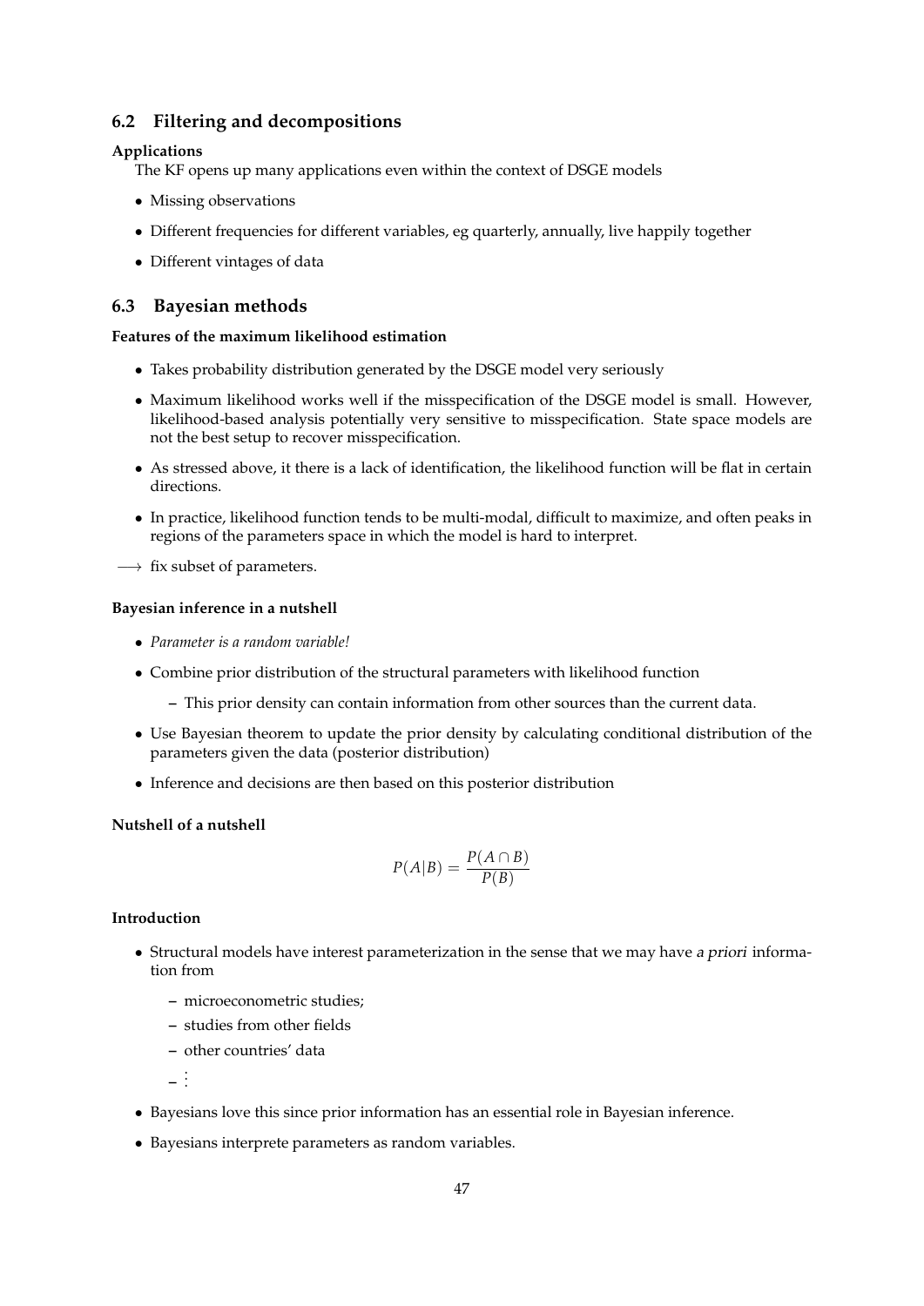## 6.2 Filtering and decompositions

**Applications**

The KF opens up many applications even within the context of DSGE models

- Missing observations
- Different frequencies for different variables, eg quarterly, annually, live happily together
- Different vintages of data

## 6.3 Bayesian methods

**Features of the maximum likelihood estimation**

- Takes probability distribution generated by the DSGE model very seriously
- Maximum likelihood works well if the misspecification of the DSGE model is small. However, likelihood-based analysis potentially very sensitive to misspecification. State space models are not the best setup to recover misspecification.
- As stressed above, it there is a lack of identification, the likelihood function will be flat in certain directions.
- In practice, likelihood function tends to be multi-modal, difficult to maximize, and often peaks in regions of the parameters space in which the model is hard to interpret.

$\longrightarrow$ fix subset of parameters.

**Bayesian inference in a nutshell**

- *Parameter is a random variable!*
- Combine prior distribution of the structural parameters with likelihood function
  - This prior density can contain information from other sources than the current data.
- Use Bayesian theorem to update the prior density by calculating conditional distribution of the parameters given the data (posterior distribution)
- Inference and decisions are then based on this posterior distribution

**Nutshell of a nutshell**

$$P(A|B) = \frac{P(A \cap B)}{P(B)}$$

**Introduction**

- Structural models have interest parameterization in the sense that we may have *a priori* information from
  - microeconometric studies;
  - studies from other fields
  - other countries' data
  - $\vdots$
- Bayesians love this since prior information has an essential role in Bayesian inference.
- Bayesians interprete parameters as random variables.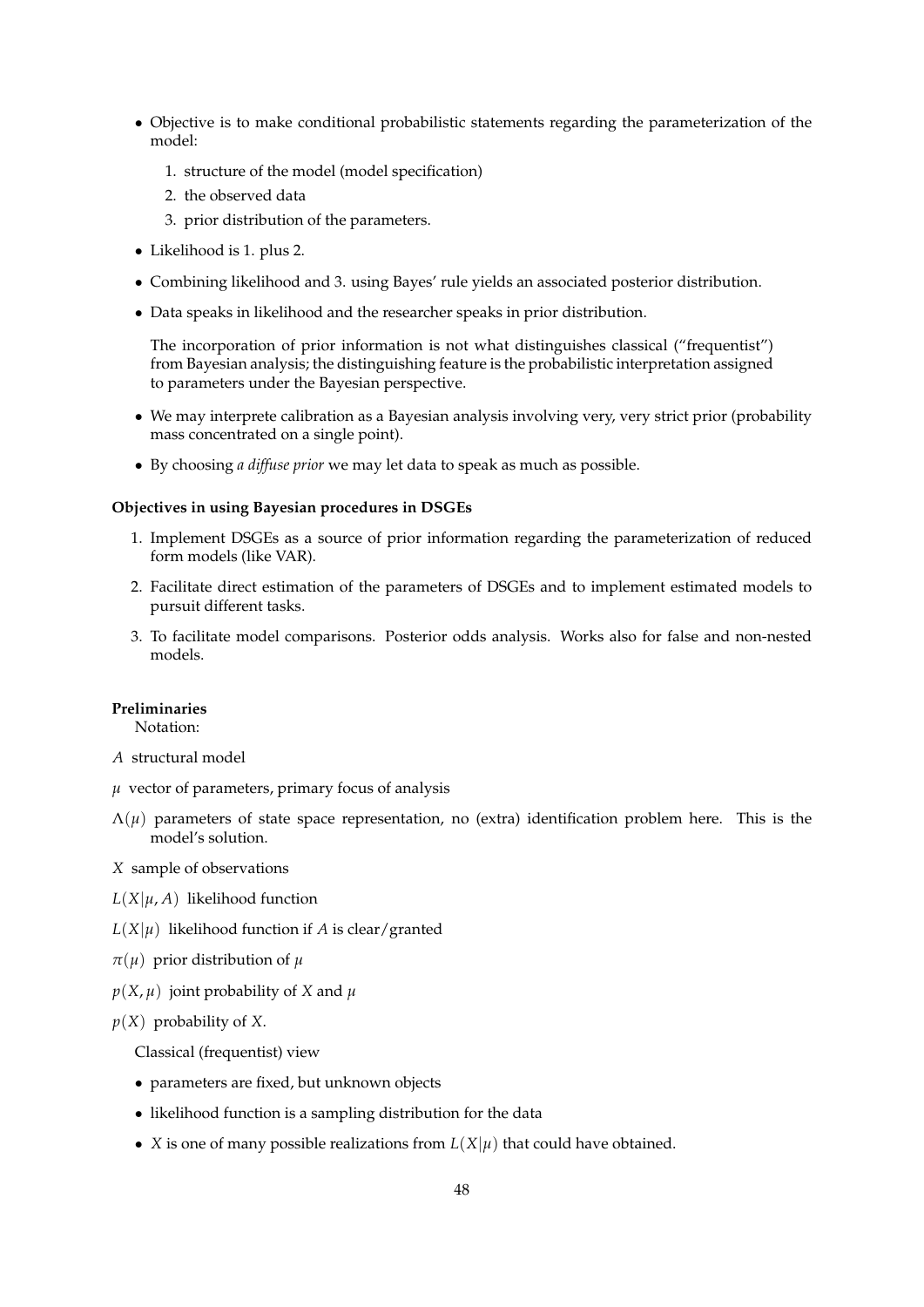- Objective is to make conditional probabilistic statements regarding the parameterization of the model:
  1. structure of the model (model specification)
  2. the observed data
  3. prior distribution of the parameters.
- Likelihood is 1. plus 2.
- Combining likelihood and 3. using Bayes' rule yields an associated posterior distribution.
- Data speaks in likelihood and the researcher speaks in prior distribution.

  The incorporation of prior information is not what distinguishes classical ("frequentist") from Bayesian analysis; the distinguishing feature is the probabilistic interpretation assigned to parameters under the Bayesian perspective.
- We may interprete calibration as a Bayesian analysis involving very, very strict prior (probability mass concentrated on a single point).
- By choosing *a diffuse prior* we may let data to speak as much as possible.

**Objectives in using Bayesian procedures in DSGEs**

1. Implement DSGEs as a source of prior information regarding the parameterization of reduced form models (like VAR).
2. Facilitate direct estimation of the parameters of DSGEs and to implement estimated models to pursuit different tasks.
3. To facilitate model comparisons. Posterior odds analysis. Works also for false and non-nested models.

**Preliminaries**

Notation:

$A$ structural model

$\mu$ vector of parameters, primary focus of analysis

$\Lambda(\mu)$ parameters of state space representation, no (extra) identification problem here. This is the model's solution.

$X$ sample of observations

$L(X|\mu, A)$ likelihood function

$L(X|\mu)$ likelihood function if $A$ is clear/granted

$\pi(\mu)$ prior distribution of $\mu$

$p(X, \mu)$ joint probability of $X$ and $\mu$

$p(X)$ probability of $X$.

Classical (frequentist) view

- parameters are fixed, but unknown objects
- likelihood function is a sampling distribution for the data
- $X$ is one of many possible realizations from $L(X|\mu)$ that could have obtained.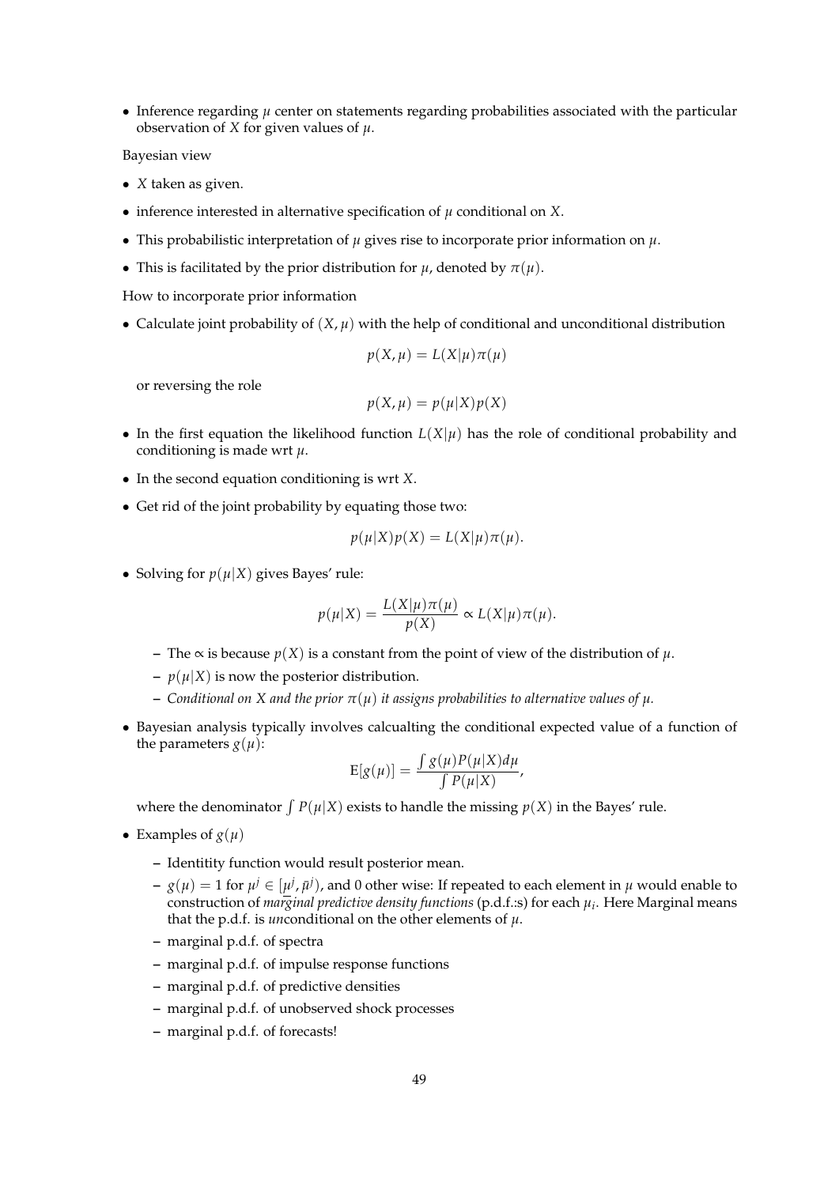- Inference regarding $\mu$ center on statements regarding probabilities associated with the particular observation of $X$ for given values of $\mu$.

Bayesian view

- $X$ taken as given.
- inference interested in alternative specification of $\mu$ conditional on $X$.
- This probabilistic interpretation of $\mu$ gives rise to incorporate prior information on $\mu$.
- This is facilitated by the prior distribution for $\mu$, denoted by $\pi(\mu)$.

How to incorporate prior information

- Calculate joint probability of $(X, \mu)$ with the help of conditional and unconditional distribution

$$p(X, \mu) = L(X|\mu)\pi(\mu)$$

  or reversing the role

$$p(X, \mu) = p(\mu|X)p(X)$$

- In the first equation the likelihood function $L(X|\mu)$ has the role of conditional probability and conditioning is made wrt $\mu$.
- In the second equation conditioning is wrt $X$.
- Get rid of the joint probability by equating those two:

$$p(\mu|X)p(X) = L(X|\mu)\pi(\mu).$$

- Solving for $p(\mu|X)$ gives Bayes' rule:

$$p(\mu|X) = \frac{L(X|\mu)\pi(\mu)}{p(X)} \propto L(X|\mu)\pi(\mu).$$

  – The $\propto$ is because $p(X)$ is a constant from the point of view of the distribution of $\mu$.
  – $p(\mu|X)$ is now the posterior distribution.
  – *Conditional on $X$ and the prior $\pi(\mu)$ it assigns probabilities to alternative values of $\mu$.*

- Bayesian analysis typically involves calcualting the conditional expected value of a function of the parameters $g(\mu)$:

$$\mathrm{E}[g(\mu)] = \frac{\int g(\mu)P(\mu|X)d\mu}{\int P(\mu|X)},$$

  where the denominator $\int P(\mu|X)$ exists to handle the missing $p(X)$ in the Bayes' rule.

- Examples of $g(\mu)$
  – Identitity function would result posterior mean.
  – $g(\mu) = 1$ for $\mu^j \in [\underline{\mu}^j, \bar{\mu}^j)$, and 0 other wise: If repeated to each element in $\mu$ would enable to construction of *marginal predictive density functions* (p.d.f.:s) for each $\mu_i$. Here Marginal means that the p.d.f. is *un*conditional on the other elements of $\mu$.
  – marginal p.d.f. of spectra
  – marginal p.d.f. of impulse response functions
  – marginal p.d.f. of predictive densities
  – marginal p.d.f. of unobserved shock processes
  – marginal p.d.f. of forecasts!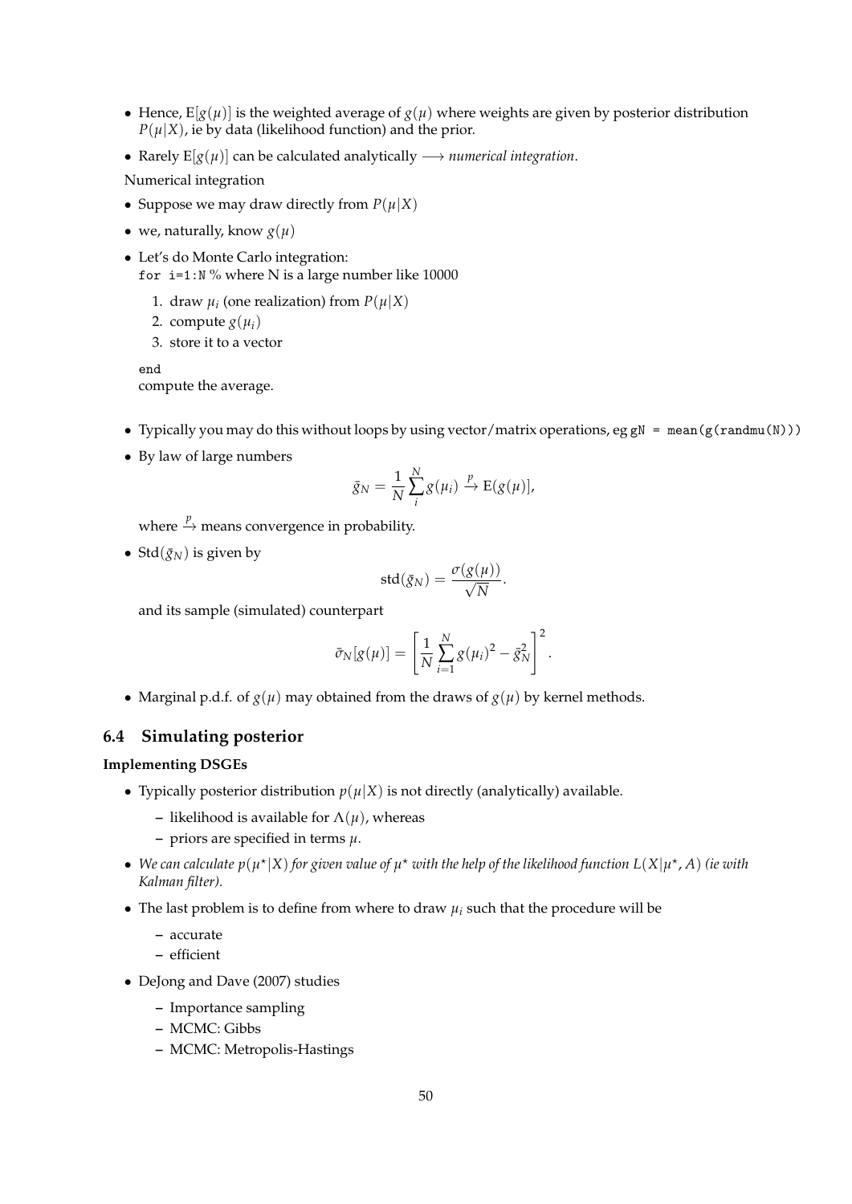- Hence, $E[g(\mu)]$ is the weighted average of $g(\mu)$ where weights are given by posterior distribution $P(\mu|X)$, ie by data (likelihood function) and the prior.
- Rarely $E[g(\mu)]$ can be calculated analytically $\longrightarrow$ *numerical integration*.

Numerical integration

- Suppose we may draw directly from $P(\mu|X)$
- we, naturally, know $g(\mu)$
- Let's do Monte Carlo integration:
  `for i=1:N` % where N is a large number like 10000
  1. draw $\mu_i$ (one realization) from $P(\mu|X)$
  2. compute $g(\mu_i)$
  3. store it to a vector

  `end`
  compute the average.

- Typically you may do this without loops by using vector/matrix operations, eg `gN = mean(g(randmu(N)))`
- By law of large numbers

$$\bar{g}_N = \frac{1}{N}\sum_{i}^{N} g(\mu_i) \xrightarrow{p} E(g(\mu)),$$

  where $\xrightarrow{p}$ means convergence in probability.

- $\text{Std}(\bar{g}_N)$ is given by

$$\text{std}(\bar{g}_N) = \frac{\sigma(g(\mu))}{\sqrt{N}}.$$

  and its sample (simulated) counterpart

$$\bar{\sigma}_N[g(\mu)] = \left[\frac{1}{N}\sum_{i=1}^{N} g(\mu_i)^2 - \bar{g}_N^2\right]^2.$$

- Marginal p.d.f. of $g(\mu)$ may obtained from the draws of $g(\mu)$ by kernel methods.

## 6.4 Simulating posterior

**Implementing DSGEs**

- Typically posterior distribution $p(\mu|X)$ is not directly (analytically) available.
  - likelihood is available for $\Lambda(\mu)$, whereas
  - priors are specified in terms $\mu$.
- *We can calculate $p(\mu^\star|X)$ for given value of $\mu^\star$ with the help of the likelihood function $L(X|\mu^\star, A)$ (ie with Kalman filter).*
- The last problem is to define from where to draw $\mu_i$ such that the procedure will be
  - accurate
  - efficient
- DeJong and Dave (2007) studies
  - Importance sampling
  - MCMC: Gibbs
  - MCMC: Metropolis-Hastings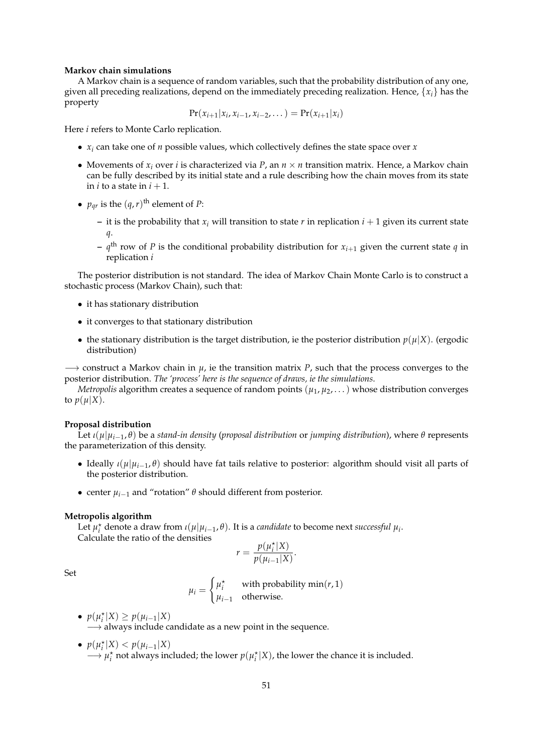**Markov chain simulations**

A Markov chain is a sequence of random variables, such that the probability distribution of any one, given all preceding realizations, depend on the immediately preceding realization. Hence, $\{x_i\}$ has the property

$$\Pr(x_{i+1}|x_i, x_{i-1}, x_{i-2}, \dots) = \Pr(x_{i+1}|x_i)$$

Here $i$ refers to Monte Carlo replication.

- $x_i$ can take one of $n$ possible values, which collectively defines the state space over $x$
- Movements of $x_i$ over $i$ is characterized via $P$, an $n \times n$ transition matrix. Hence, a Markov chain can be fully described by its initial state and a rule describing how the chain moves from its state in $i$ to a state in $i+1$.
- $p_{qr}$ is the $(q,r)^{\text{th}}$ element of $P$:
  - it is the probability that $x_i$ will transition to state $r$ in replication $i+1$ given its current state $q$.
  - $q^{\text{th}}$ row of $P$ is the conditional probability distribution for $x_{i+1}$ given the current state $q$ in replication $i$

The posterior distribution is not standard. The idea of Markov Chain Monte Carlo is to construct a stochastic process (Markov Chain), such that:

- it has stationary distribution
- it converges to that stationary distribution
- the stationary distribution is the target distribution, ie the posterior distribution $p(\mu|X)$. (ergodic distribution)

$\longrightarrow$ construct a Markov chain in $\mu$, ie the transition matrix $P$, such that the process converges to the posterior distribution. *The 'process' here is the sequence of draws, ie the simulations.*

*Metropolis* algorithm creates a sequence of random points $(\mu_1, \mu_2, \dots)$ whose distribution converges to $p(\mu|X)$.

**Proposal distribution**

Let $\iota(\mu|\mu_{i-1}, \theta)$ be a *stand-in density* (*proposal distribution* or *jumping distribution*), where $\theta$ represents the parameterization of this density.

- Ideally $\iota(\mu|\mu_{i-1}, \theta)$ should have fat tails relative to posterior: algorithm should visit all parts of the posterior distribution.
- center $\mu_{i-1}$ and "rotation" $\theta$ should different from posterior.

**Metropolis algorithm**

Let $\mu_i^\star$ denote a draw from $\iota(\mu|\mu_{i-1}, \theta)$. It is a *candidate* to become next *successful* $\mu_i$.
Calculate the ratio of the densities

$$r = \frac{p(\mu_i^\star|X)}{p(\mu_{i-1}|X)}.$$

Set

$$\mu_i = \begin{cases} \mu_i^\star & \text{with probability } \min(r, 1) \\ \mu_{i-1} & \text{otherwise.} \end{cases}$$

- $p(\mu_i^\star|X) \geq p(\mu_{i-1}|X)$
  $\longrightarrow$ always include candidate as a new point in the sequence.
- $p(\mu_i^\star|X) < p(\mu_{i-1}|X)$
  $\longrightarrow$ $\mu_i^\star$ not always included; the lower $p(\mu_i^\star|X)$, the lower the chance it is included.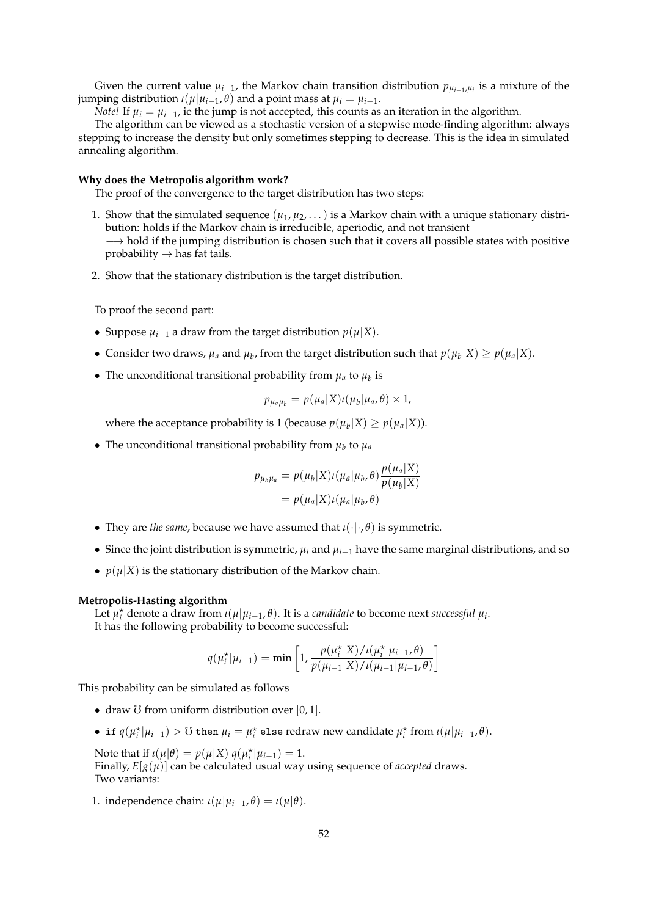Given the current value $\mu_{i-1}$, the Markov chain transition distribution $p_{\mu_{i-1},\mu_i}$ is a mixture of the jumping distribution $\iota(\mu|\mu_{i-1},\theta)$ and a point mass at $\mu_i = \mu_{i-1}$.

*Note!* If $\mu_i = \mu_{i-1}$, ie the jump is not accepted, this counts as an iteration in the algorithm.

The algorithm can be viewed as a stochastic version of a stepwise mode-finding algorithm: always stepping to increase the density but only sometimes stepping to decrease. This is the idea in simulated annealing algorithm.

**Why does the Metropolis algorithm work?**

The proof of the convergence to the target distribution has two steps:

1. Show that the simulated sequence $(\mu_1, \mu_2, \dots)$ is a Markov chain with a unique stationary distribution: holds if the Markov chain is irreducible, aperiodic, and not transient
$\longrightarrow$ hold if the jumping distribution is chosen such that it covers all possible states with positive probability $\rightarrow$ has fat tails.
2. Show that the stationary distribution is the target distribution.

To proof the second part:

- Suppose $\mu_{i-1}$ a draw from the target distribution $p(\mu|X)$.
- Consider two draws, $\mu_a$ and $\mu_b$, from the target distribution such that $p(\mu_b|X) \geq p(\mu_a|X)$.
- The unconditional transitional probability from $\mu_a$ to $\mu_b$ is

$$p_{\mu_a\mu_b} = p(\mu_a|X)\iota(\mu_b|\mu_a,\theta) \times 1,$$

where the acceptance probability is 1 (because $p(\mu_b|X) \geq p(\mu_a|X)$).

- The unconditional transitional probability from $\mu_b$ to $\mu_a$

$$\begin{aligned} p_{\mu_b\mu_a} &= p(\mu_b|X)\iota(\mu_a|\mu_b,\theta)\frac{p(\mu_a|X)}{p(\mu_b|X)} \\ &= p(\mu_a|X)\iota(\mu_a|\mu_b,\theta) \end{aligned}$$

- They are *the same*, because we have assumed that $\iota(\cdot|\cdot,\theta)$ is symmetric.
- Since the joint distribution is symmetric, $\mu_i$ and $\mu_{i-1}$ have the same marginal distributions, and so
- $p(\mu|X)$ is the stationary distribution of the Markov chain.

**Metropolis-Hasting algorithm**

Let $\mu_i^\star$ denote a draw from $\iota(\mu|\mu_{i-1},\theta)$. It is a *candidate* to become next *successful* $\mu_i$.
It has the following probability to become successful:

$$q(\mu_i^\star|\mu_{i-1}) = \min\left[1, \frac{p(\mu_i^\star|X)/\iota(\mu_i^\star|\mu_{i-1},\theta)}{p(\mu_{i-1}|X)/\iota(\mu_{i-1}|\mu_{i-1},\theta)}\right]$$

This probability can be simulated as follows

- draw $\mho$ from uniform distribution over $[0, 1]$.
- `if` $q(\mu_i^\star|\mu_{i-1}) > \mho$ `then` $\mu_i = \mu_i^\star$ `else` redraw new candidate $\mu_i^\star$ from $\iota(\mu|\mu_{i-1},\theta)$.

Note that if $\iota(\mu|\theta) = p(\mu|X)$ $q(\mu_i^\star|\mu_{i-1}) = 1$.
Finally, $E[g(\mu)]$ can be calculated usual way using sequence of *accepted* draws.
Two variants:

1. independence chain: $\iota(\mu|\mu_{i-1},\theta) = \iota(\mu|\theta)$.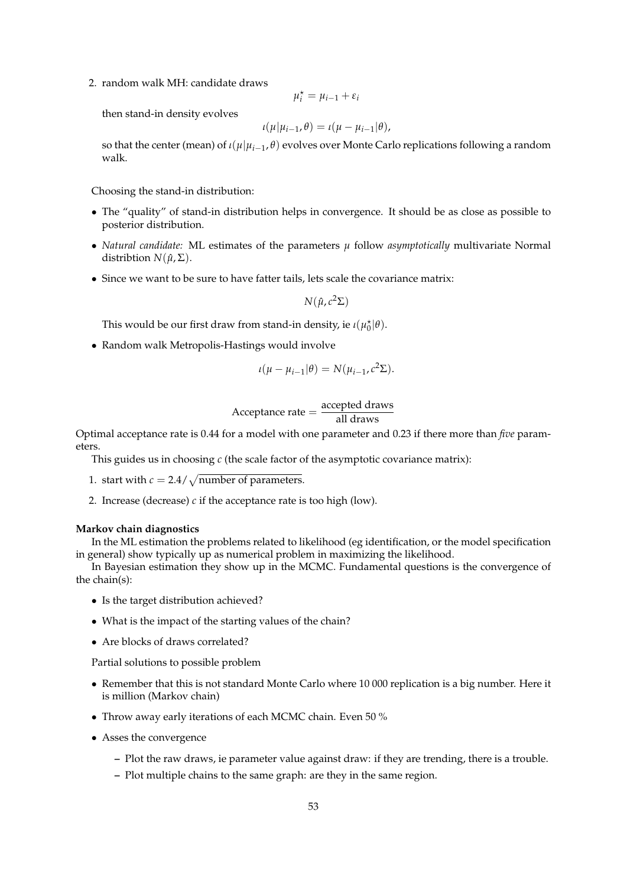2. random walk MH: candidate draws

$$\mu_i^\star = \mu_{i-1} + \varepsilon_i$$

   then stand-in density evolves

$$\iota(\mu|\mu_{i-1}, \theta) = \iota(\mu - \mu_{i-1}|\theta),$$

   so that the center (mean) of $\iota(\mu|\mu_{i-1}, \theta)$ evolves over Monte Carlo replications following a random walk.

Choosing the stand-in distribution:

- The "quality" of stand-in distribution helps in convergence. It should be as close as possible to posterior distribution.
- *Natural candidate:* ML estimates of the parameters $\mu$ follow *asymptotically* multivariate Normal distribtion $N(\hat{\mu}, \Sigma)$.
- Since we want to be sure to have fatter tails, lets scale the covariance matrix:

$$N(\hat{\mu}, c^2\Sigma)$$

  This would be our first draw from stand-in density, ie $\iota(\mu_0^\star|\theta)$.

- Random walk Metropolis-Hastings would involve

$$\iota(\mu - \mu_{i-1}|\theta) = N(\mu_{i-1}, c^2\Sigma).$$

$$\text{Acceptance rate} = \frac{\text{accepted draws}}{\text{all draws}}$$

Optimal acceptance rate is 0.44 for a model with one parameter and 0.23 if there more than *five* parameters.

This guides us in choosing $c$ (the scale factor of the asymptotic covariance matrix):

1. start with $c = 2.4/\sqrt{\text{number of parameters}}$.
2. Increase (decrease) $c$ if the acceptance rate is too high (low).

**Markov chain diagnostics**

In the ML estimation the problems related to likelihood (eg identification, or the model specification in general) show typically up as numerical problem in maximizing the likelihood.

In Bayesian estimation they show up in the MCMC. Fundamental questions is the convergence of the chain(s):

- Is the target distribution achieved?
- What is the impact of the starting values of the chain?
- Are blocks of draws correlated?

Partial solutions to possible problem

- Remember that this is not standard Monte Carlo where 10 000 replication is a big number. Here it is million (Markov chain)
- Throw away early iterations of each MCMC chain. Even 50 %
- Asses the convergence
  - Plot the raw draws, ie parameter value against draw: if they are trending, there is a trouble.
  - Plot multiple chains to the same graph: are they in the same region.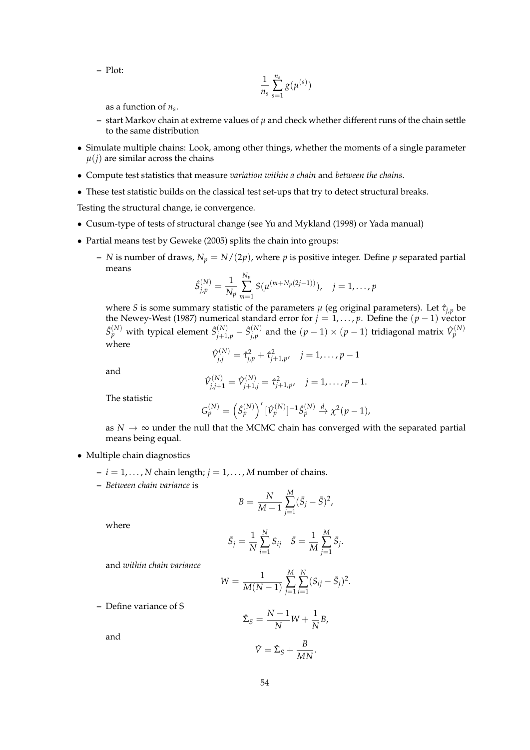- Plot:

    $$\frac{1}{n_s}\sum_{s=1}^{n_s} g(\mu^{(s)})$$

    as a function of $n_s$.
  - start Markov chain at extreme values of $\mu$ and check whether different runs of the chain settle to the same distribution

- Simulate multiple chains: Look, among other things, whether the moments of a single parameter $\mu(j)$ are similar across the chains
- Compute test statistics that measure *variation within a chain* and *between the chains*.
- These test statistic builds on the classical test set-ups that try to detect structural breaks.

Testing the structural change, ie convergence.

- Cusum-type of tests of structural change (see Yu and Mykland (1998) or Yada manual)
- Partial means test by Geweke (2005) splits the chain into groups:
  - $N$ is number of draws, $N_p = N/(2p)$, where $p$ is positive integer. Define $p$ separated partial means

    $$\hat{S}_{j,p}^{(N)} = \frac{1}{N_p}\sum_{m=1}^{N_p} S(\mu^{(m+N_p(2j-1))}), \quad j = 1,\ldots,p$$

    where $S$ is some summary statistic of the parameters $\mu$ (eg original parameters). Let $\hat{\tau}_{j,p}$ be the Newey-West (1987) numerical standard error for $j = 1,\ldots,p$. Define the $(p-1)$ vector $\hat{S}_p^{(N)}$ with typical element $\hat{S}_{j+1,p}^{(N)} - \hat{S}_{j,p}^{(N)}$ and the $(p-1)\times(p-1)$ tridiagonal matrix $\hat{V}_p^{(N)}$ where

    $$\hat{V}_{j,j}^{(N)} = \hat{\tau}_{j,p}^2 + \hat{\tau}_{j+1,p}^2, \quad j = 1,\ldots,p-1$$

    and

    $$\hat{V}_{j,j+1}^{(N)} = \hat{V}_{j+1,j}^{(N)} = \hat{\tau}_{j+1,p}^2, \quad j = 1,\ldots,p-1.$$

    The statistic

    $$G_p^{(N)} = \left(\hat{S}_p^{(N)}\right)' [\hat{V}_p^{(N)}]^{-1} \hat{S}_p^{(N)} \xrightarrow{d} \chi^2(p-1),$$

    as $N \to \infty$ under the null that the MCMC chain has converged with the separated partial means being equal.

- Multiple chain diagnostics
  - $i = 1,\ldots,N$ chain length; $j = 1,\ldots,M$ number of chains.
  - *Between chain variance* is

    $$B = \frac{N}{M-1}\sum_{j=1}^{M}(\bar{S}_j - \bar{S})^2,$$

    where

    $$\bar{S}_j = \frac{1}{N}\sum_{i=1}^{N} S_{ij} \quad \bar{S} = \frac{1}{M}\sum_{j=1}^{M}\bar{S}_j.$$

    and *within chain variance*

    $$W = \frac{1}{M(N-1)}\sum_{j=1}^{M}\sum_{i=1}^{N}(S_{ij} - \bar{S}_j)^2.$$

  - Define variance of S

    $$\hat{\Sigma}_S = \frac{N-1}{N}W + \frac{1}{N}B,$$

    and

    $$\hat{V} = \hat{\Sigma}_S + \frac{B}{MN}.$$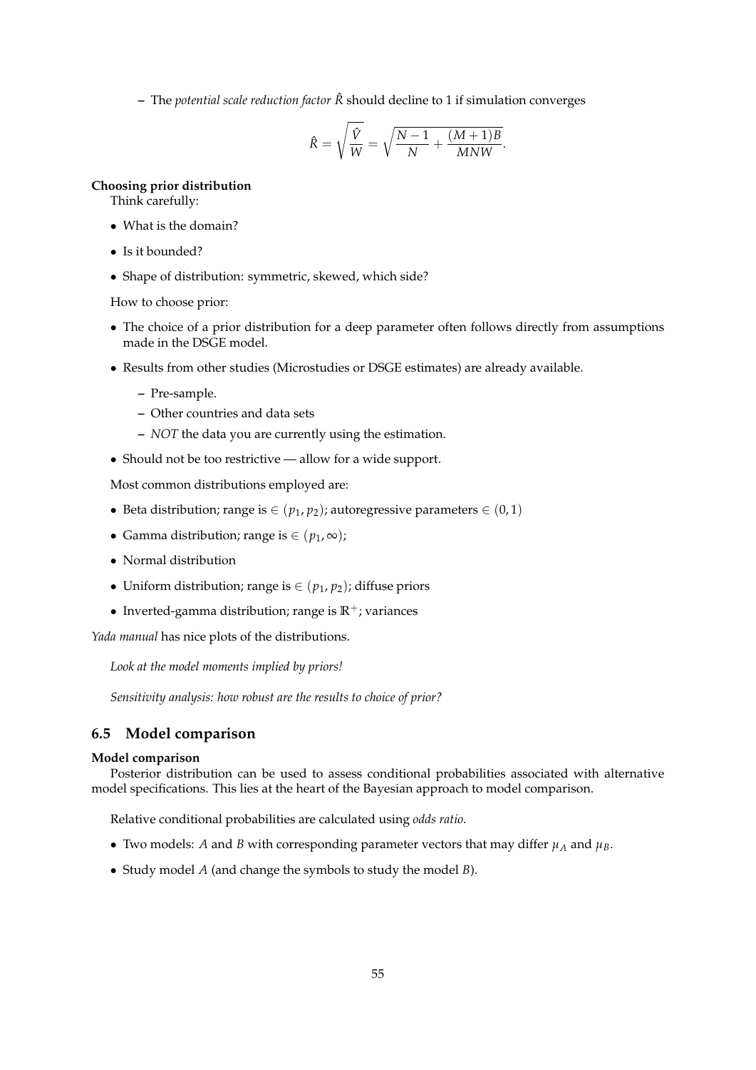- The *potential scale reduction factor* $\hat{R}$ should decline to 1 if simulation converges

$$\hat{R} = \sqrt{\frac{\hat{V}}{W}} = \sqrt{\frac{N-1}{N} + \frac{(M+1)B}{MNW}}.$$

**Choosing prior distribution**

Think carefully:

- What is the domain?
- Is it bounded?
- Shape of distribution: symmetric, skewed, which side?

How to choose prior:

- The choice of a prior distribution for a deep parameter often follows directly from assumptions made in the DSGE model.
- Results from other studies (Microstudies or DSGE estimates) are already available.
  - Pre-sample.
  - Other countries and data sets
  - *NOT* the data you are currently using the estimation.
- Should not be too restrictive — allow for a wide support.

Most common distributions employed are:

- Beta distribution; range is $\in (p_1, p_2)$; autoregressive parameters $\in (0, 1)$
- Gamma distribution; range is $\in (p_1, \infty)$;
- Normal distribution
- Uniform distribution; range is $\in (p_1, p_2)$; diffuse priors
- Inverted-gamma distribution; range is $\mathbb{R}^+$; variances

*Yada manual* has nice plots of the distributions.

*Look at the model moments implied by priors!*

*Sensitivity analysis: how robust are the results to choice of prior?*

## 6.5 Model comparison

**Model comparison**

Posterior distribution can be used to assess conditional probabilities associated with alternative model specifications. This lies at the heart of the Bayesian approach to model comparison.

Relative conditional probabilities are calculated using *odds ratio*.

- Two models: $A$ and $B$ with corresponding parameter vectors that may differ $\mu_A$ and $\mu_B$.
- Study model $A$ (and change the symbols to study the model $B$).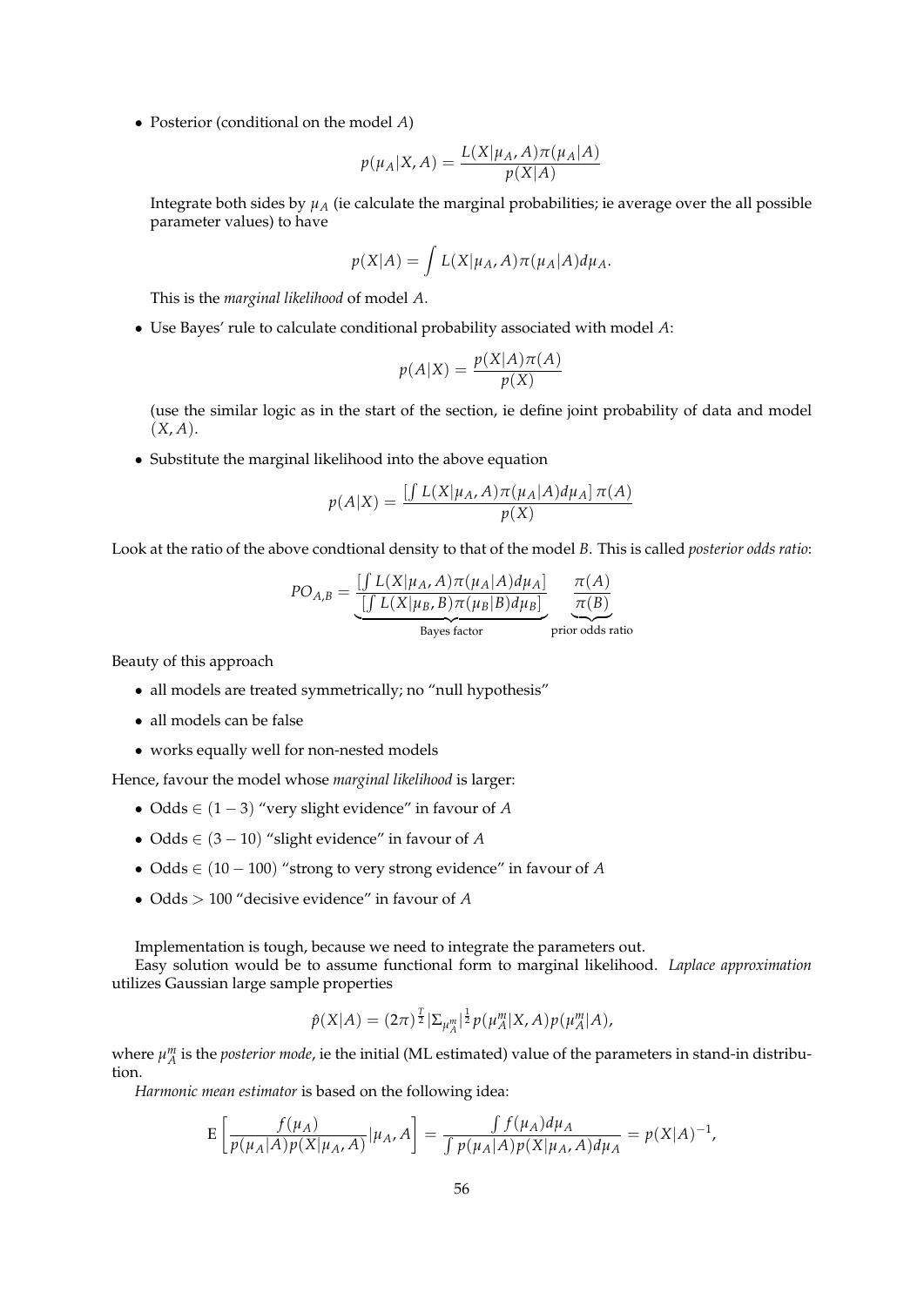- Posterior (conditional on the model $A$)

$$p(\mu_A|X,A) = \frac{L(X|\mu_A,A)\pi(\mu_A|A)}{p(X|A)}$$

Integrate both sides by $\mu_A$ (ie calculate the marginal probabilities; ie average over the all possible parameter values) to have

$$p(X|A) = \int L(X|\mu_A,A)\pi(\mu_A|A)d\mu_A.$$

This is the *marginal likelihood* of model $A$.

- Use Bayes' rule to calculate conditional probability associated with model $A$:

$$p(A|X) = \frac{p(X|A)\pi(A)}{p(X)}$$

(use the similar logic as in the start of the section, ie define joint probability of data and model $(X,A)$.

- Substitute the marginal likelihood into the above equation

$$p(A|X) = \frac{\left[\int L(X|\mu_A,A)\pi(\mu_A|A)d\mu_A\right]\pi(A)}{p(X)}$$

Look at the ratio of the above condtional density to that of the model $B$. This is called *posterior odds ratio*:

$$PO_{A,B} = \underbrace{\frac{\left[\int L(X|\mu_A,A)\pi(\mu_A|A)d\mu_A\right]}{\left[\int L(X|\mu_B,B)\pi(\mu_B|B)d\mu_B\right]}}_{\text{Bayes factor}} \quad \underbrace{\frac{\pi(A)}{\pi(B)}}_{\text{prior odds ratio}}$$

Beauty of this approach

- all models are treated symmetrically; no "null hypothesis"
- all models can be false
- works equally well for non-nested models

Hence, favour the model whose *marginal likelihood* is larger:

- Odds $\in (1-3)$ "very slight evidence" in favour of $A$
- Odds $\in (3-10)$ "slight evidence" in favour of $A$
- Odds $\in (10-100)$ "strong to very strong evidence" in favour of $A$
- Odds $> 100$ "decisive evidence" in favour of $A$

Implementation is tough, because we need to integrate the parameters out.

Easy solution would be to assume functional form to marginal likelihood. *Laplace approximation* utilizes Gaussian large sample properties

$$\hat{p}(X|A) = (2\pi)^{\frac{T}{2}}|\Sigma_{\mu_A^m}|^{\frac{1}{2}}p(\mu_A^m|X,A)p(\mu_A^m|A),$$

where $\mu_A^m$ is the *posterior mode*, ie the initial (ML estimated) value of the parameters in stand-in distribution.

*Harmonic mean estimator* is based on the following idea:

$$\mathrm{E}\left[\frac{f(\mu_A)}{p(\mu_A|A)p(X|\mu_A,A)}|\mu_A,A\right] = \frac{\int f(\mu_A)d\mu_A}{\int p(\mu_A|A)p(X|\mu_A,A)d\mu_A} = p(X|A)^{-1},$$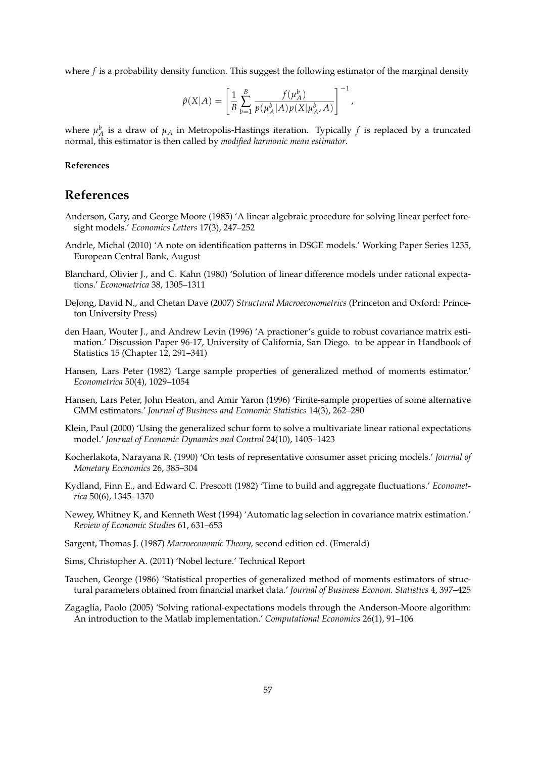where $f$ is a probability density function. This suggest the following estimator of the marginal density

$$\hat{p}(X|A) = \left[ \frac{1}{B} \sum_{b=1}^{B} \frac{f(\mu_A^b)}{p(\mu_A^b|A)p(X|\mu_A^b, A)} \right]^{-1},$$

where $\mu_A^b$ is a draw of $\mu_A$ in Metropolis-Hastings iteration. Typically $f$ is replaced by a truncated normal, this estimator is then called by *modified harmonic mean estimator*.

**References**

# References

Anderson, Gary, and George Moore (1985) 'A linear algebraic procedure for solving linear perfect foresight models.' *Economics Letters* 17(3), 247–252

Andrle, Michal (2010) 'A note on identification patterns in DSGE models.' Working Paper Series 1235, European Central Bank, August

Blanchard, Olivier J., and C. Kahn (1980) 'Solution of linear difference models under rational expectations.' *Econometrica* 38, 1305–1311

DeJong, David N., and Chetan Dave (2007) *Structural Macroeconometrics* (Princeton and Oxford: Princeton University Press)

den Haan, Wouter J., and Andrew Levin (1996) 'A practioner's guide to robust covariance matrix estimation.' Discussion Paper 96-17, University of California, San Diego. to be appear in Handbook of Statistics 15 (Chapter 12, 291–341)

Hansen, Lars Peter (1982) 'Large sample properties of generalized method of moments estimator.' *Econometrica* 50(4), 1029–1054

Hansen, Lars Peter, John Heaton, and Amir Yaron (1996) 'Finite-sample properties of some alternative GMM estimators.' *Journal of Business and Economic Statistics* 14(3), 262–280

Klein, Paul (2000) 'Using the generalized schur form to solve a multivariate linear rational expectations model.' *Journal of Economic Dynamics and Control* 24(10), 1405–1423

Kocherlakota, Narayana R. (1990) 'On tests of representative consumer asset pricing models.' *Journal of Monetary Economics* 26, 385–304

Kydland, Finn E., and Edward C. Prescott (1982) 'Time to build and aggregate fluctuations.' *Econometrica* 50(6), 1345–1370

Newey, Whitney K, and Kenneth West (1994) 'Automatic lag selection in covariance matrix estimation.' *Review of Economic Studies* 61, 631–653

Sargent, Thomas J. (1987) *Macroeconomic Theory,* second edition ed. (Emerald)

Sims, Christopher A. (2011) 'Nobel lecture.' Technical Report

Tauchen, George (1986) 'Statistical properties of generalized method of moments estimators of structural parameters obtained from financial market data.' *Journal of Business Econom. Statistics* 4, 397–425

Zagaglia, Paolo (2005) 'Solving rational-expectations models through the Anderson-Moore algorithm: An introduction to the Matlab implementation.' *Computational Economics* 26(1), 91–106